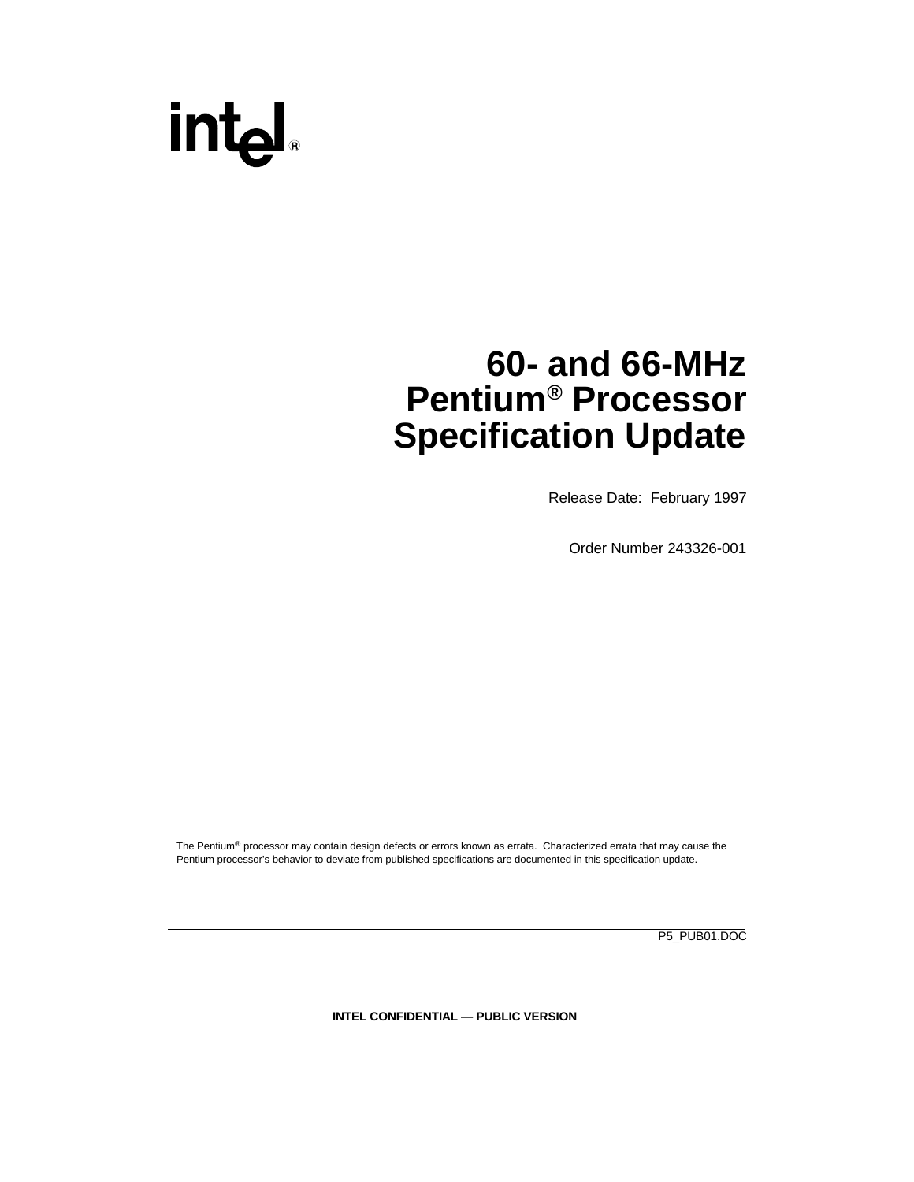# 60- and 66-MHz Pentium® Processor Specification Update

Release Date: February 1997

Order Number 243326-001

The Pentium® processor may contain design defects or errors known as errata. Characterized errata that may cause the Pentium processor's behavior to deviate from published specifications are documented in this specification update.

P5_PUB01.DOC

INTEL CONFIDENTIAL — PUBLIC VERSION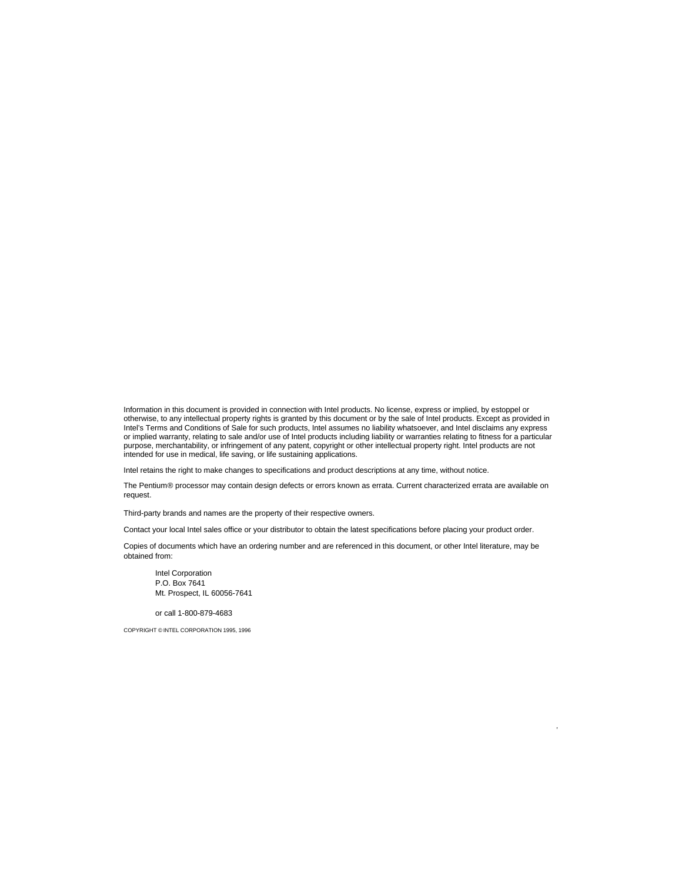Information in this document is provided in connection with Intel products. No license, express or implied, by estoppel or otherwise, to any intellectual property rights is granted by this document or by the sale of Intel products. Except as provided in Intel's Terms and Conditions of Sale for such products, Intel assumes no liability whatsoever, and Intel disclaims any express or implied warranty, relating to sale and/or use of Intel products including liability or warranties relating to fitness for a particular purpose, merchantability, or infringement of any patent, copyright or other intellectual property right. Intel products are not intended for use in medical, life saving, or life sustaining applications.

Intel retains the right to make changes to specifications and product descriptions at any time, without notice.

The Pentium® processor may contain design defects or errors known as errata. Current characterized errata are available on request.

Third-party brands and names are the property of their respective owners.

Contact your local Intel sales office or your distributor to obtain the latest specifications before placing your product order.

Copies of documents which have an ordering number and are referenced in this document, or other Intel literature, may be obtained from:

Intel Corporation
P.O. Box 7641
Mt. Prospect, IL 60056-7641

or call 1-800-879-4683

COPYRIGHT © INTEL CORPORATION 1995, 1996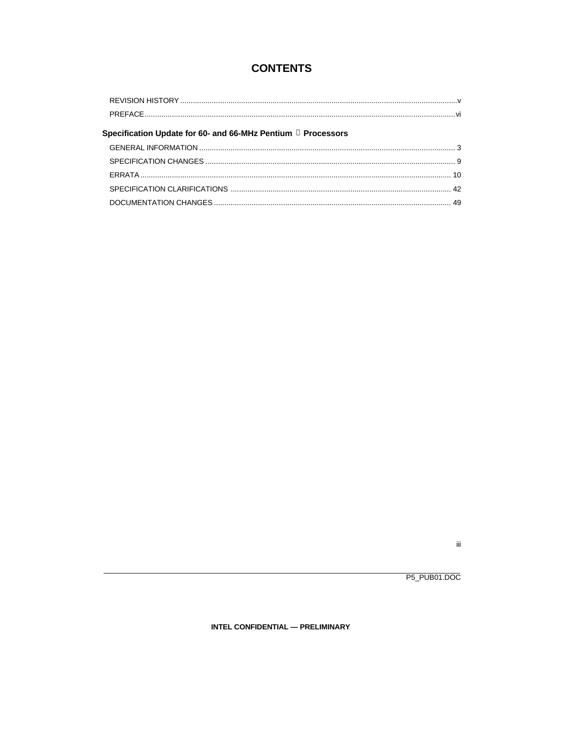# CONTENTS

REVISION HISTORY ..................................................................................................................................v

PREFACE.................................................................................................................................................vi

## Specification Update for 60- and 66-MHz Pentium® Processors

GENERAL INFORMATION ........................................................................................................................ 3

SPECIFICATION CHANGES ..................................................................................................................... 9

ERRATA ................................................................................................................................................. 10

SPECIFICATION CLARIFICATIONS ........................................................................................................ 42

DOCUMENTATION CHANGES ................................................................................................................ 49

P5_PUB01.DOC

INTEL CONFIDENTIAL — PRELIMINARY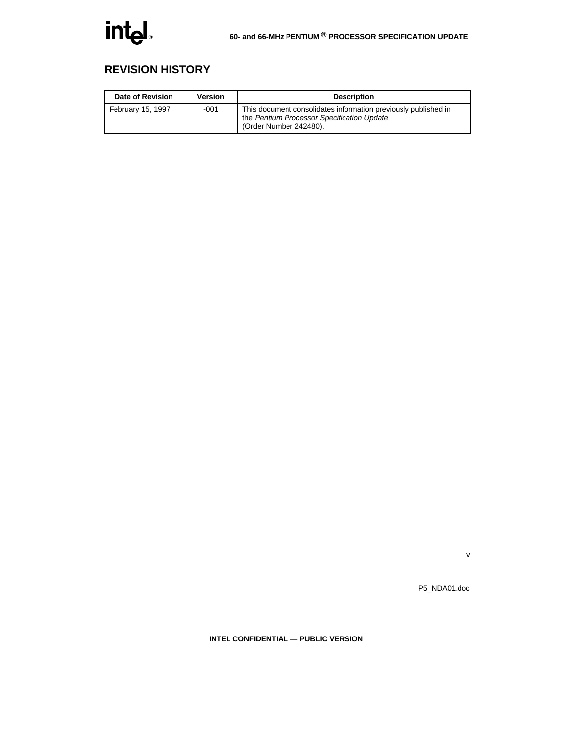## REVISION HISTORY

| Date of Revision | Version | Description |
|---|---|---|
| February 15, 1997 | -001 | This document consolidates information previously published in the *Pentium Processor Specification Update* (Order Number 242480). |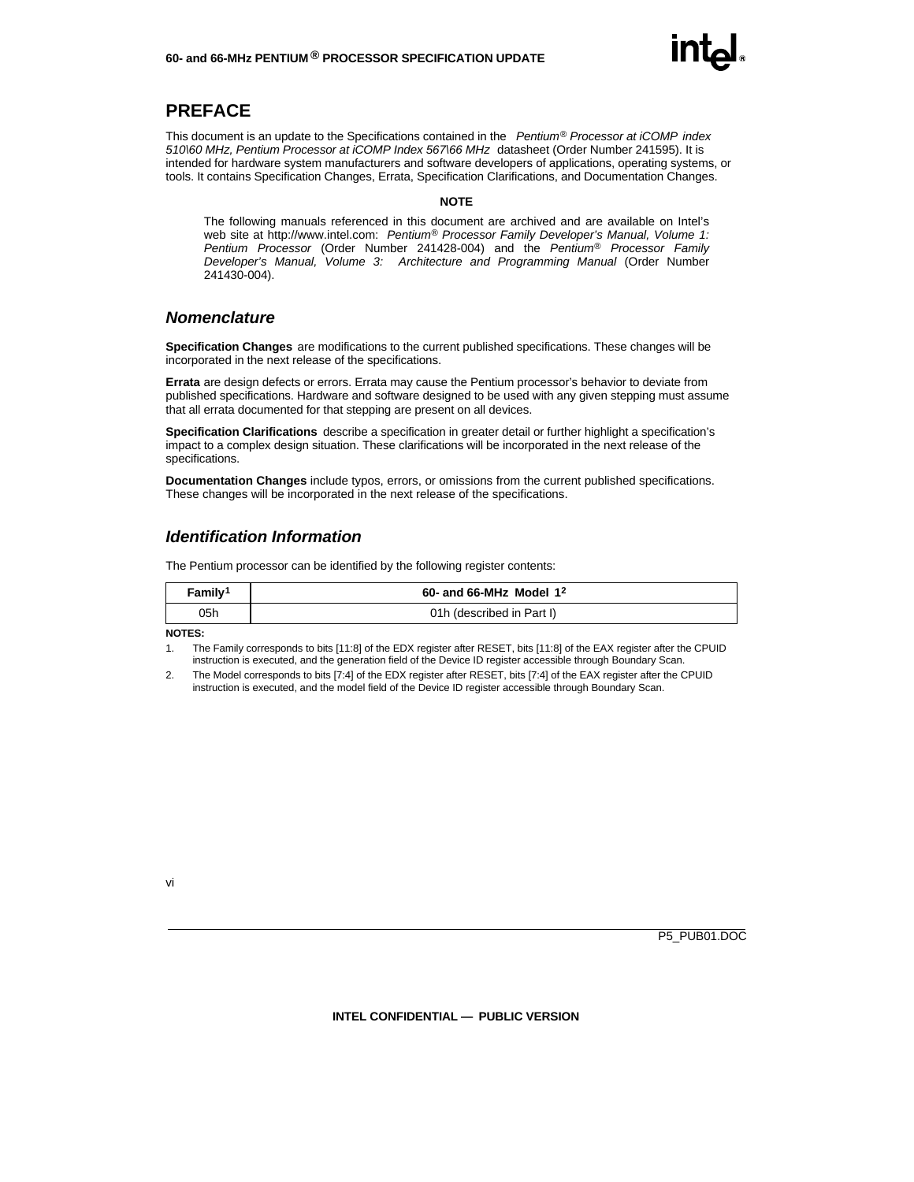# PREFACE

This document is an update to the Specifications contained in the *Pentium® Processor at iCOMP index 510\60 MHz, Pentium Processor at iCOMP Index 567\66 MHz* datasheet (Order Number 241595). It is intended for hardware system manufacturers and software developers of applications, operating systems, or tools. It contains Specification Changes, Errata, Specification Clarifications, and Documentation Changes.

**NOTE**

> The following manuals referenced in this document are archived and are available on Intel's web site at http://www.intel.com: *Pentium® Processor Family Developer's Manual, Volume 1: Pentium Processor* (Order Number 241428-004) and the *Pentium® Processor Family Developer's Manual, Volume 3: Architecture and Programming Manual* (Order Number 241430-004).

## *Nomenclature*

**Specification Changes** are modifications to the current published specifications. These changes will be incorporated in the next release of the specifications.

**Errata** are design defects or errors. Errata may cause the Pentium processor's behavior to deviate from published specifications. Hardware and software designed to be used with any given stepping must assume that all errata documented for that stepping are present on all devices.

**Specification Clarifications** describe a specification in greater detail or further highlight a specification's impact to a complex design situation. These clarifications will be incorporated in the next release of the specifications.

**Documentation Changes** include typos, errors, or omissions from the current published specifications. These changes will be incorporated in the next release of the specifications.

## *Identification Information*

The Pentium processor can be identified by the following register contents:

| Family[1] | 60- and 66-MHz Model 1[2] |
|---|---|
| 05h | 01h (described in Part I) |

**NOTES:**

1. The Family corresponds to bits [11:8] of the EDX register after RESET, bits [11:8] of the EAX register after the CPUID instruction is executed, and the generation field of the Device ID register accessible through Boundary Scan.
2. The Model corresponds to bits [7:4] of the EDX register after RESET, bits [7:4] of the EAX register after the CPUID instruction is executed, and the model field of the Device ID register accessible through Boundary Scan.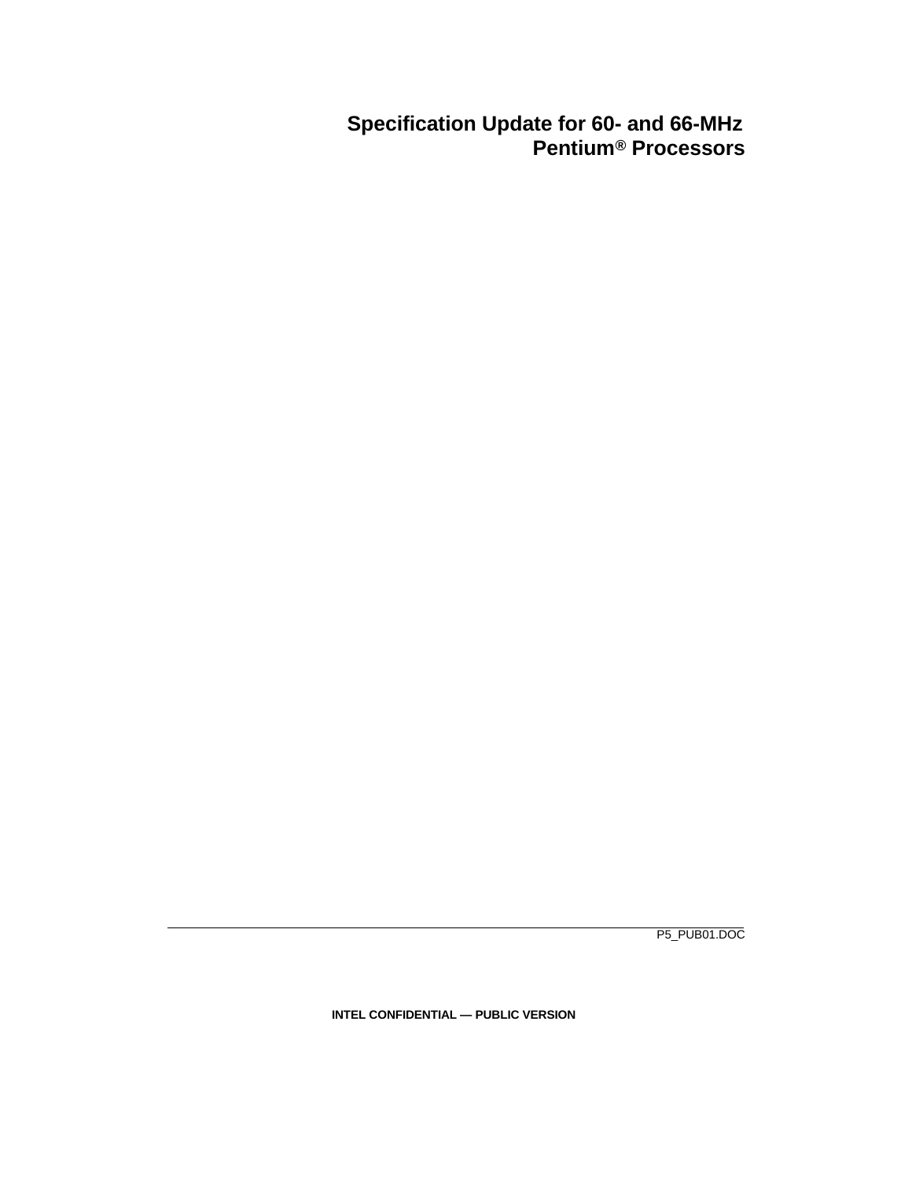# Specification Update for 60- and 66-MHz Pentium® Processors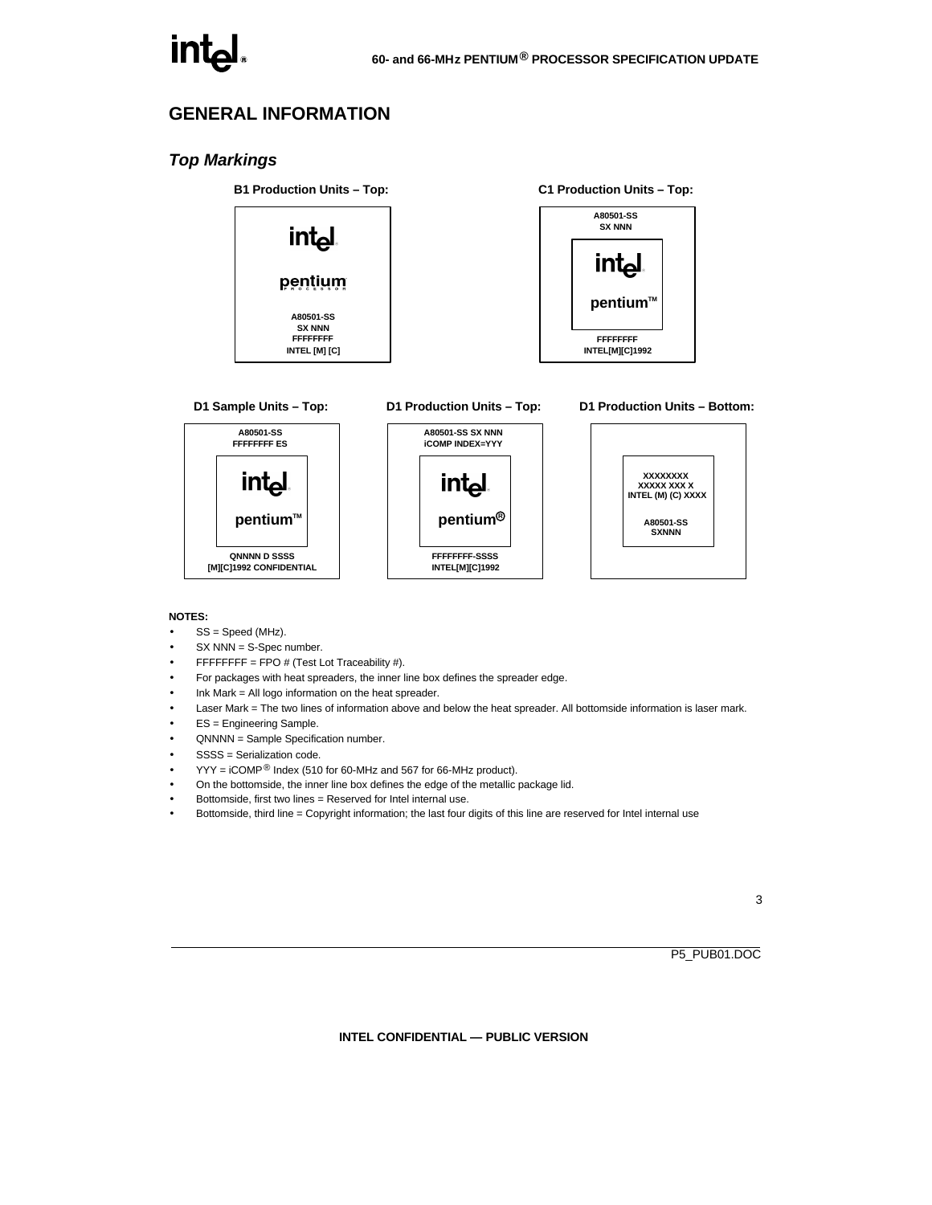# GENERAL INFORMATION

## *Top Markings*

**B1 Production Units – Top:**

```
intel
pentium
PROCESSOR

A80501-SS
SX NNN
FFFFFFFF
INTEL [M] [C]
```

**C1 Production Units – Top:**

```
A80501-SS
SX NNN

intel
pentium™

FFFFFFFF
INTEL[M][C]1992
```

**D1 Sample Units – Top:**

```
A80501-SS
FFFFFFFF ES

intel
pentium™

QNNNN D SSSS
[M][C]1992 CONFIDENTIAL
```

**D1 Production Units – Top:**

```
A80501-SS SX NNN
iCOMP INDEX=YYY

intel
pentium®

FFFFFFFF-SSSS
INTEL[M][C]1992
```

**D1 Production Units – Bottom:**

```
XXXXXXXX
XXXXX XXX X
INTEL (M) (C) XXXX

A80501-SS
SXNNN
```

**NOTES:**

- SS = Speed (MHz).
- SX NNN = S-Spec number.
- FFFFFFFF = FPO # (Test Lot Traceability #).
- For packages with heat spreaders, the inner line box defines the spreader edge.
- Ink Mark = All logo information on the heat spreader.
- Laser Mark = The two lines of information above and below the heat spreader. All bottomside information is laser mark.
- ES = Engineering Sample.
- QNNNN = Sample Specification number.
- SSSS = Serialization code.
- YYY = iCOMP® Index (510 for 60-MHz and 567 for 66-MHz product).
- On the bottomside, the inner line box defines the edge of the metallic package lid.
- Bottomside, first two lines = Reserved for Intel internal use.
- Bottomside, third line = Copyright information; the last four digits of this line are reserved for Intel internal use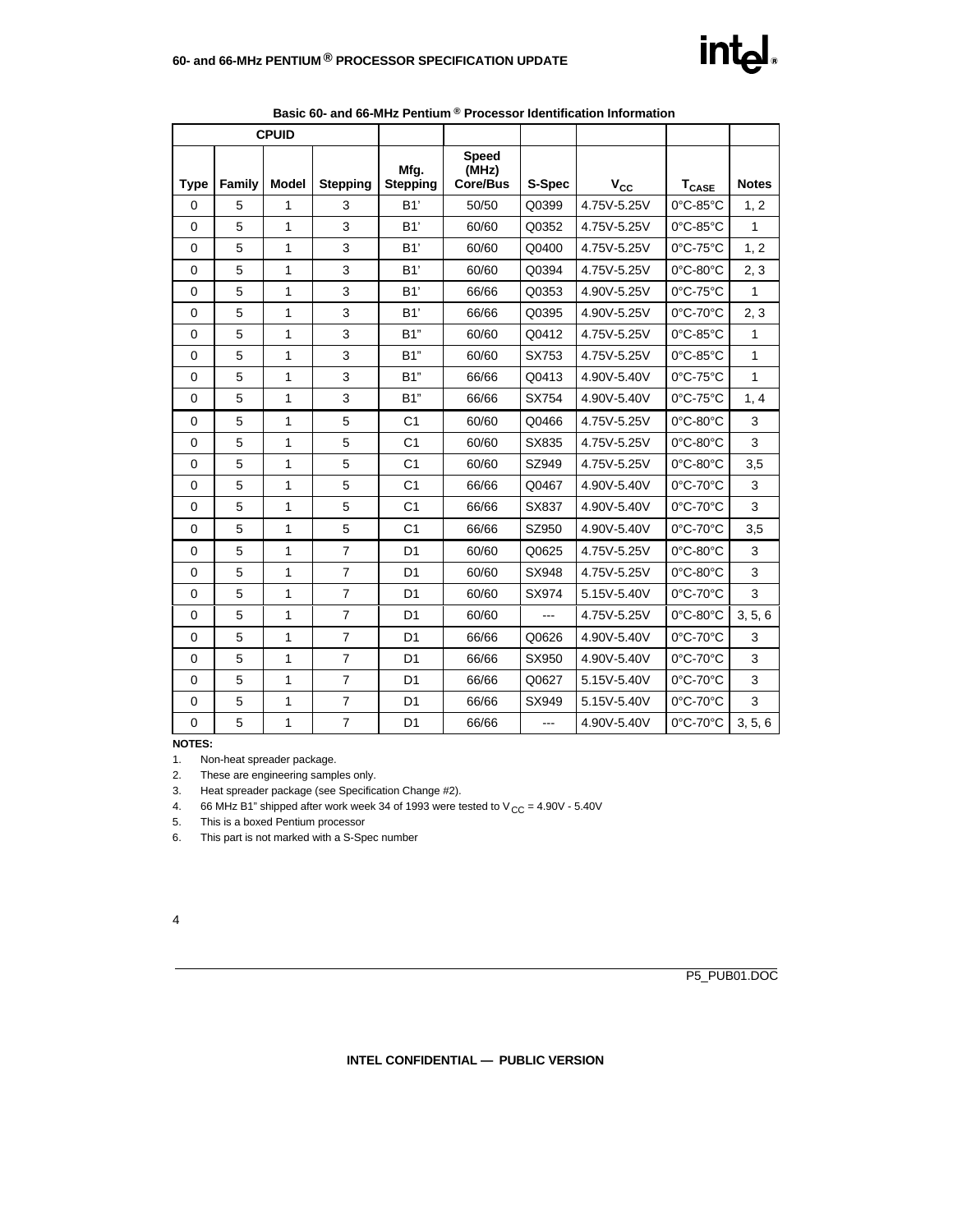**Basic 60- and 66-MHz Pentium ® Processor Identification Information**

| CPUID | | | | | | | | | |
|---|---|---|---|---|---|---|---|---|---|
| Type | Family | Model | Stepping | Mfg. Stepping | Speed (MHz) Core/Bus | S-Spec | $V_{CC}$ | $T_{CASE}$ | Notes |
| 0 | 5 | 1 | 3 | B1' | 50/50 | Q0399 | 4.75V-5.25V | 0°C-85°C | 1, 2 |
| 0 | 5 | 1 | 3 | B1' | 60/60 | Q0352 | 4.75V-5.25V | 0°C-85°C | 1 |
| 0 | 5 | 1 | 3 | B1' | 60/60 | Q0400 | 4.75V-5.25V | 0°C-75°C | 1, 2 |
| 0 | 5 | 1 | 3 | B1' | 60/60 | Q0394 | 4.75V-5.25V | 0°C-80°C | 2, 3 |
| 0 | 5 | 1 | 3 | B1' | 66/66 | Q0353 | 4.90V-5.25V | 0°C-75°C | 1 |
| 0 | 5 | 1 | 3 | B1' | 66/66 | Q0395 | 4.90V-5.25V | 0°C-70°C | 2, 3 |
| 0 | 5 | 1 | 3 | B1" | 60/60 | Q0412 | 4.75V-5.25V | 0°C-85°C | 1 |
| 0 | 5 | 1 | 3 | B1" | 60/60 | SX753 | 4.75V-5.25V | 0°C-85°C | 1 |
| 0 | 5 | 1 | 3 | B1" | 66/66 | Q0413 | 4.90V-5.40V | 0°C-75°C | 1 |
| 0 | 5 | 1 | 3 | B1" | 66/66 | SX754 | 4.90V-5.40V | 0°C-75°C | 1, 4 |
| 0 | 5 | 1 | 5 | C1 | 60/60 | Q0466 | 4.75V-5.25V | 0°C-80°C | 3 |
| 0 | 5 | 1 | 5 | C1 | 60/60 | SX835 | 4.75V-5.25V | 0°C-80°C | 3 |
| 0 | 5 | 1 | 5 | C1 | 60/60 | SZ949 | 4.75V-5.25V | 0°C-80°C | 3,5 |
| 0 | 5 | 1 | 5 | C1 | 66/66 | Q0467 | 4.90V-5.40V | 0°C-70°C | 3 |
| 0 | 5 | 1 | 5 | C1 | 66/66 | SX837 | 4.90V-5.40V | 0°C-70°C | 3 |
| 0 | 5 | 1 | 5 | C1 | 66/66 | SZ950 | 4.90V-5.40V | 0°C-70°C | 3,5 |
| 0 | 5 | 1 | 7 | D1 | 60/60 | Q0625 | 4.75V-5.25V | 0°C-80°C | 3 |
| 0 | 5 | 1 | 7 | D1 | 60/60 | SX948 | 4.75V-5.25V | 0°C-80°C | 3 |
| 0 | 5 | 1 | 7 | D1 | 60/60 | SX974 | 5.15V-5.40V | 0°C-70°C | 3 |
| 0 | 5 | 1 | 7 | D1 | 60/60 | --- | 4.75V-5.25V | 0°C-80°C | 3, 5, 6 |
| 0 | 5 | 1 | 7 | D1 | 66/66 | Q0626 | 4.90V-5.40V | 0°C-70°C | 3 |
| 0 | 5 | 1 | 7 | D1 | 66/66 | SX950 | 4.90V-5.40V | 0°C-70°C | 3 |
| 0 | 5 | 1 | 7 | D1 | 66/66 | Q0627 | 5.15V-5.40V | 0°C-70°C | 3 |
| 0 | 5 | 1 | 7 | D1 | 66/66 | SX949 | 5.15V-5.40V | 0°C-70°C | 3 |
| 0 | 5 | 1 | 7 | D1 | 66/66 | --- | 4.90V-5.40V | 0°C-70°C | 3, 5, 6 |

**NOTES:**

1. Non-heat spreader package.
2. These are engineering samples only.
3. Heat spreader package (see Specification Change #2).
4. 66 MHz B1" shipped after work week 34 of 1993 were tested to $V_{CC}$ = 4.90V - 5.40V
5. This is a boxed Pentium processor
6. This part is not marked with a S-Spec number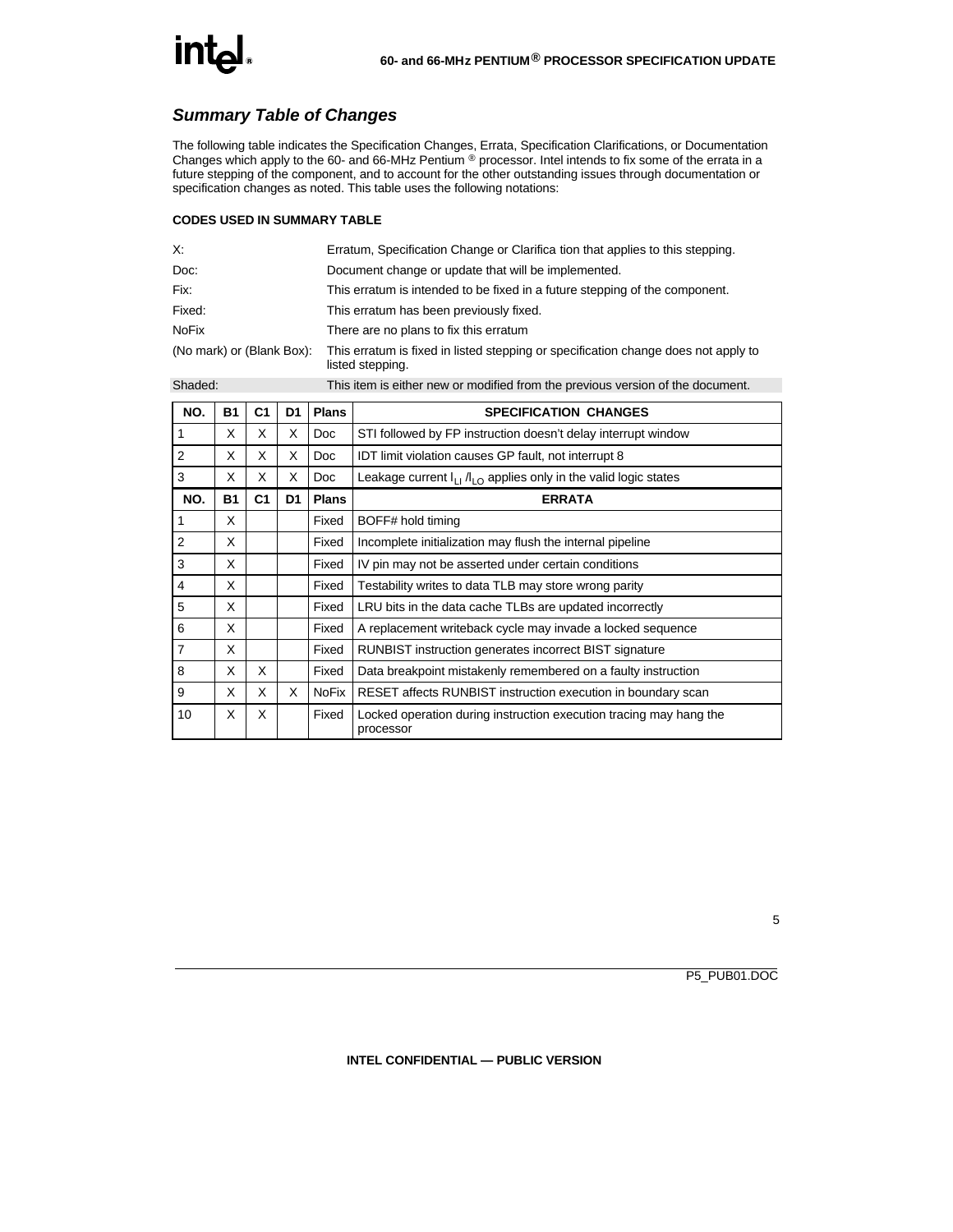## Summary Table of Changes

The following table indicates the Specification Changes, Errata, Specification Clarifications, or Documentation Changes which apply to the 60- and 66-MHz Pentium ® processor. Intel intends to fix some of the errata in a future stepping of the component, and to account for the other outstanding issues through documentation or specification changes as noted. This table uses the following notations:

**CODES USED IN SUMMARY TABLE**

| | |
|---|---|
| X: | Erratum, Specification Change or Clarifica tion that applies to this stepping. |
| Doc: | Document change or update that will be implemented. |
| Fix: | This erratum is intended to be fixed in a future stepping of the component. |
| Fixed: | This erratum has been previously fixed. |
| NoFix | There are no plans to fix this erratum |
| (No mark) or (Blank Box): | This erratum is fixed in listed stepping or specification change does not apply to listed stepping. |
| Shaded: | This item is either new or modified from the previous version of the document. |

| NO. | B1 | C1 | D1 | Plans | SPECIFICATION CHANGES |
|---|---|---|---|---|---|
| 1 | X | X | X | Doc | STI followed by FP instruction doesn't delay interrupt window |
| 2 | X | X | X | Doc | IDT limit violation causes GP fault, not interrupt 8 |
| 3 | X | X | X | Doc | Leakage current $I_{LI}$ /$I_{LO}$ applies only in the valid logic states |
| **NO.** | **B1** | **C1** | **D1** | **Plans** | **ERRATA** |
| 1 | X | | | Fixed | BOFF# hold timing |
| 2 | X | | | Fixed | Incomplete initialization may flush the internal pipeline |
| 3 | X | | | Fixed | IV pin may not be asserted under certain conditions |
| 4 | X | | | Fixed | Testability writes to data TLB may store wrong parity |
| 5 | X | | | Fixed | LRU bits in the data cache TLBs are updated incorrectly |
| 6 | X | | | Fixed | A replacement writeback cycle may invade a locked sequence |
| 7 | X | | | Fixed | RUNBIST instruction generates incorrect BIST signature |
| 8 | X | X | | Fixed | Data breakpoint mistakenly remembered on a faulty instruction |
| 9 | X | X | X | NoFix | RESET affects RUNBIST instruction execution in boundary scan |
| 10 | X | X | | Fixed | Locked operation during instruction execution tracing may hang the processor |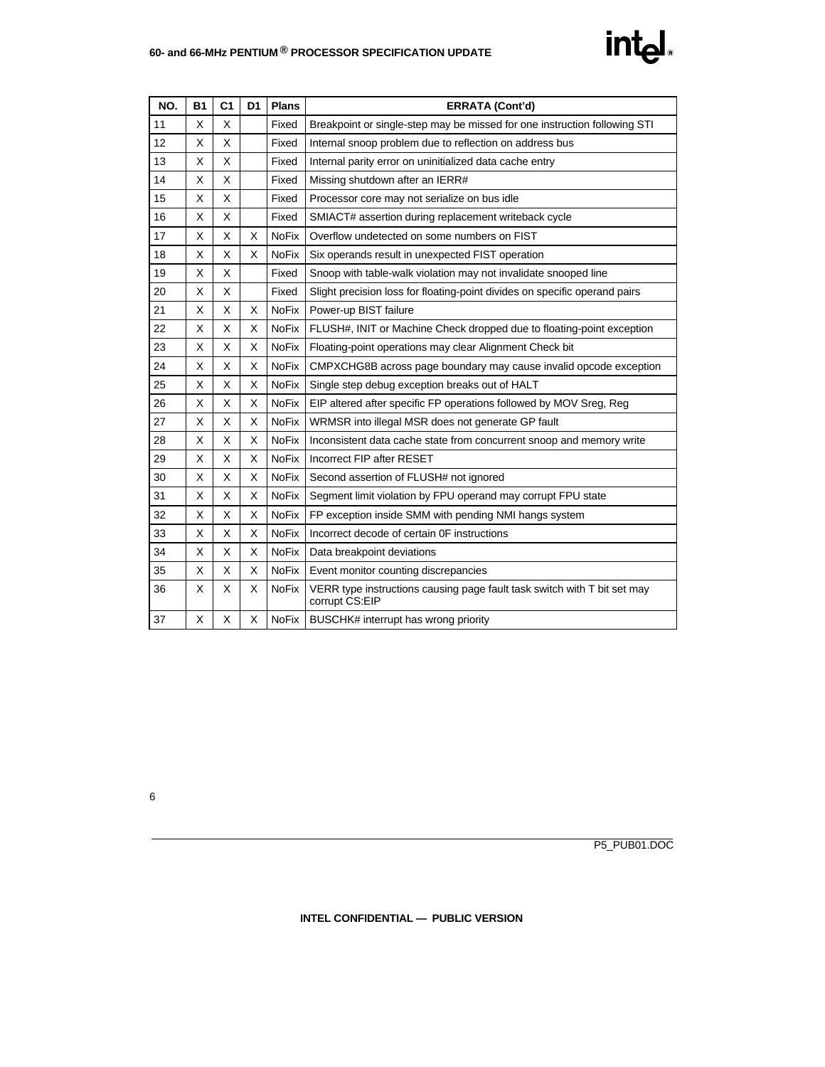| NO. | B1 | C1 | D1 | Plans | ERRATA (Cont'd) |
|---|---|---|---|---|---|
| 11 | X | X | | Fixed | Breakpoint or single-step may be missed for one instruction following STI |
| 12 | X | X | | Fixed | Internal snoop problem due to reflection on address bus |
| 13 | X | X | | Fixed | Internal parity error on uninitialized data cache entry |
| 14 | X | X | | Fixed | Missing shutdown after an IERR# |
| 15 | X | X | | Fixed | Processor core may not serialize on bus idle |
| 16 | X | X | | Fixed | SMIACT# assertion during replacement writeback cycle |
| 17 | X | X | X | NoFix | Overflow undetected on some numbers on FIST |
| 18 | X | X | X | NoFix | Six operands result in unexpected FIST operation |
| 19 | X | X | | Fixed | Snoop with table-walk violation may not invalidate snooped line |
| 20 | X | X | | Fixed | Slight precision loss for floating-point divides on specific operand pairs |
| 21 | X | X | X | NoFix | Power-up BIST failure |
| 22 | X | X | X | NoFix | FLUSH#, INIT or Machine Check dropped due to floating-point exception |
| 23 | X | X | X | NoFix | Floating-point operations may clear Alignment Check bit |
| 24 | X | X | X | NoFix | CMPXCHG8B across page boundary may cause invalid opcode exception |
| 25 | X | X | X | NoFix | Single step debug exception breaks out of HALT |
| 26 | X | X | X | NoFix | EIP altered after specific FP operations followed by MOV Sreg, Reg |
| 27 | X | X | X | NoFix | WRMSR into illegal MSR does not generate GP fault |
| 28 | X | X | X | NoFix | Inconsistent data cache state from concurrent snoop and memory write |
| 29 | X | X | X | NoFix | Incorrect FIP after RESET |
| 30 | X | X | X | NoFix | Second assertion of FLUSH# not ignored |
| 31 | X | X | X | NoFix | Segment limit violation by FPU operand may corrupt FPU state |
| 32 | X | X | X | NoFix | FP exception inside SMM with pending NMI hangs system |
| 33 | X | X | X | NoFix | Incorrect decode of certain 0F instructions |
| 34 | X | X | X | NoFix | Data breakpoint deviations |
| 35 | X | X | X | NoFix | Event monitor counting discrepancies |
| 36 | X | X | X | NoFix | VERR type instructions causing page fault task switch with T bit set may corrupt CS:EIP |
| 37 | X | X | X | NoFix | BUSCHK# interrupt has wrong priority |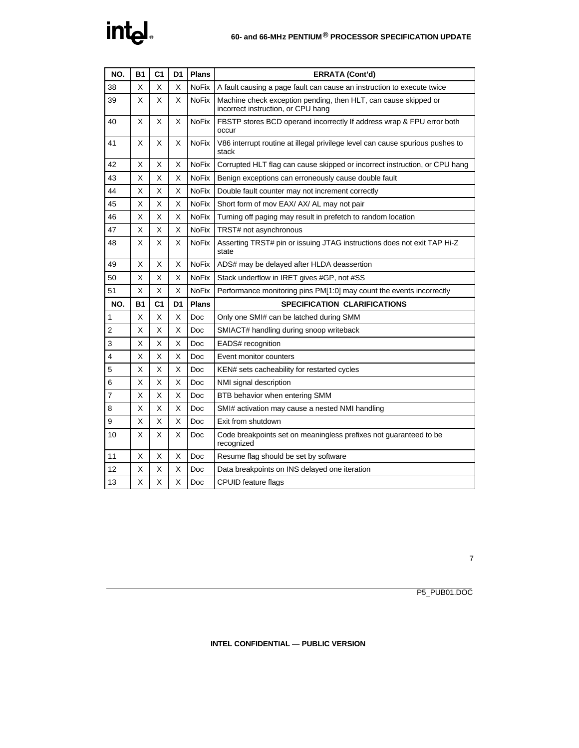| NO. | B1 | C1 | D1 | Plans | ERRATA (Cont'd) |
|---|---|---|---|---|---|
| 38 | X | X | X | NoFix | A fault causing a page fault can cause an instruction to execute twice |
| 39 | X | X | X | NoFix | Machine check exception pending, then HLT, can cause skipped or incorrect instruction, or CPU hang |
| 40 | X | X | X | NoFix | FBSTP stores BCD operand incorrectly If address wrap & FPU error both occur |
| 41 | X | X | X | NoFix | V86 interrupt routine at illegal privilege level can cause spurious pushes to stack |
| 42 | X | X | X | NoFix | Corrupted HLT flag can cause skipped or incorrect instruction, or CPU hang |
| 43 | X | X | X | NoFix | Benign exceptions can erroneously cause double fault |
| 44 | X | X | X | NoFix | Double fault counter may not increment correctly |
| 45 | X | X | X | NoFix | Short form of mov EAX/ AX/ AL may not pair |
| 46 | X | X | X | NoFix | Turning off paging may result in prefetch to random location |
| 47 | X | X | X | NoFix | TRST# not asynchronous |
| 48 | X | X | X | NoFix | Asserting TRST# pin or issuing JTAG instructions does not exit TAP Hi-Z state |
| 49 | X | X | X | NoFix | ADS# may be delayed after HLDA deassertion |
| 50 | X | X | X | NoFix | Stack underflow in IRET gives #GP, not #SS |
| 51 | X | X | X | NoFix | Performance monitoring pins PM[1:0] may count the events incorrectly |

| NO. | B1 | C1 | D1 | Plans | SPECIFICATION CLARIFICATIONS |
|---|---|---|---|---|---|
| 1 | X | X | X | Doc | Only one SMI# can be latched during SMM |
| 2 | X | X | X | Doc | SMIACT# handling during snoop writeback |
| 3 | X | X | X | Doc | EADS# recognition |
| 4 | X | X | X | Doc | Event monitor counters |
| 5 | X | X | X | Doc | KEN# sets cacheability for restarted cycles |
| 6 | X | X | X | Doc | NMI signal description |
| 7 | X | X | X | Doc | BTB behavior when entering SMM |
| 8 | X | X | X | Doc | SMI# activation may cause a nested NMI handling |
| 9 | X | X | X | Doc | Exit from shutdown |
| 10 | X | X | X | Doc | Code breakpoints set on meaningless prefixes not guaranteed to be recognized |
| 11 | X | X | X | Doc | Resume flag should be set by software |
| 12 | X | X | X | Doc | Data breakpoints on INS delayed one iteration |
| 13 | X | X | X | Doc | CPUID feature flags |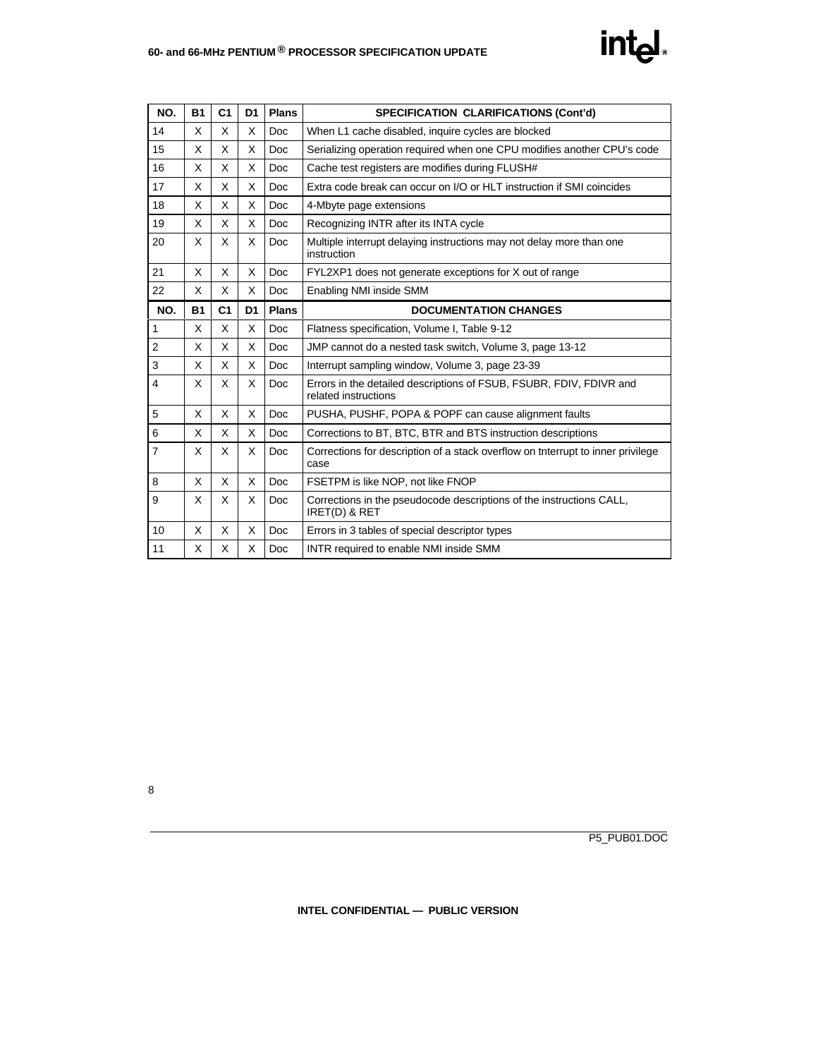| NO. | B1 | C1 | D1 | Plans | SPECIFICATION CLARIFICATIONS (Cont'd) |
|---|---|---|---|---|---|
| 14 | X | X | X | Doc | When L1 cache disabled, inquire cycles are blocked |
| 15 | X | X | X | Doc | Serializing operation required when one CPU modifies another CPU's code |
| 16 | X | X | X | Doc | Cache test registers are modifies during FLUSH# |
| 17 | X | X | X | Doc | Extra code break can occur on I/O or HLT instruction if SMI coincides |
| 18 | X | X | X | Doc | 4-Mbyte page extensions |
| 19 | X | X | X | Doc | Recognizing INTR after its INTA cycle |
| 20 | X | X | X | Doc | Multiple interrupt delaying instructions may not delay more than one instruction |
| 21 | X | X | X | Doc | FYL2XP1 does not generate exceptions for X out of range |
| 22 | X | X | X | Doc | Enabling NMI inside SMM |
| **NO.** | **B1** | **C1** | **D1** | **Plans** | **DOCUMENTATION CHANGES** |
| 1 | X | X | X | Doc | Flatness specification, Volume I, Table 9-12 |
| 2 | X | X | X | Doc | JMP cannot do a nested task switch, Volume 3, page 13-12 |
| 3 | X | X | X | Doc | Interrupt sampling window, Volume 3, page 23-39 |
| 4 | X | X | X | Doc | Errors in the detailed descriptions of FSUB, FSUBR, FDIV, FDIVR and related instructions |
| 5 | X | X | X | Doc | PUSHA, PUSHF, POPA & POPF can cause alignment faults |
| 6 | X | X | X | Doc | Corrections to BT, BTC, BTR and BTS instruction descriptions |
| 7 | X | X | X | Doc | Corrections for description of a stack overflow on tnterrupt to inner privilege case |
| 8 | X | X | X | Doc | FSETPM is like NOP, not like FNOP |
| 9 | X | X | X | Doc | Corrections in the pseudocode descriptions of the instructions CALL, IRET(D) & RET |
| 10 | X | X | X | Doc | Errors in 3 tables of special descriptor types |
| 11 | X | X | X | Doc | INTR required to enable NMI inside SMM |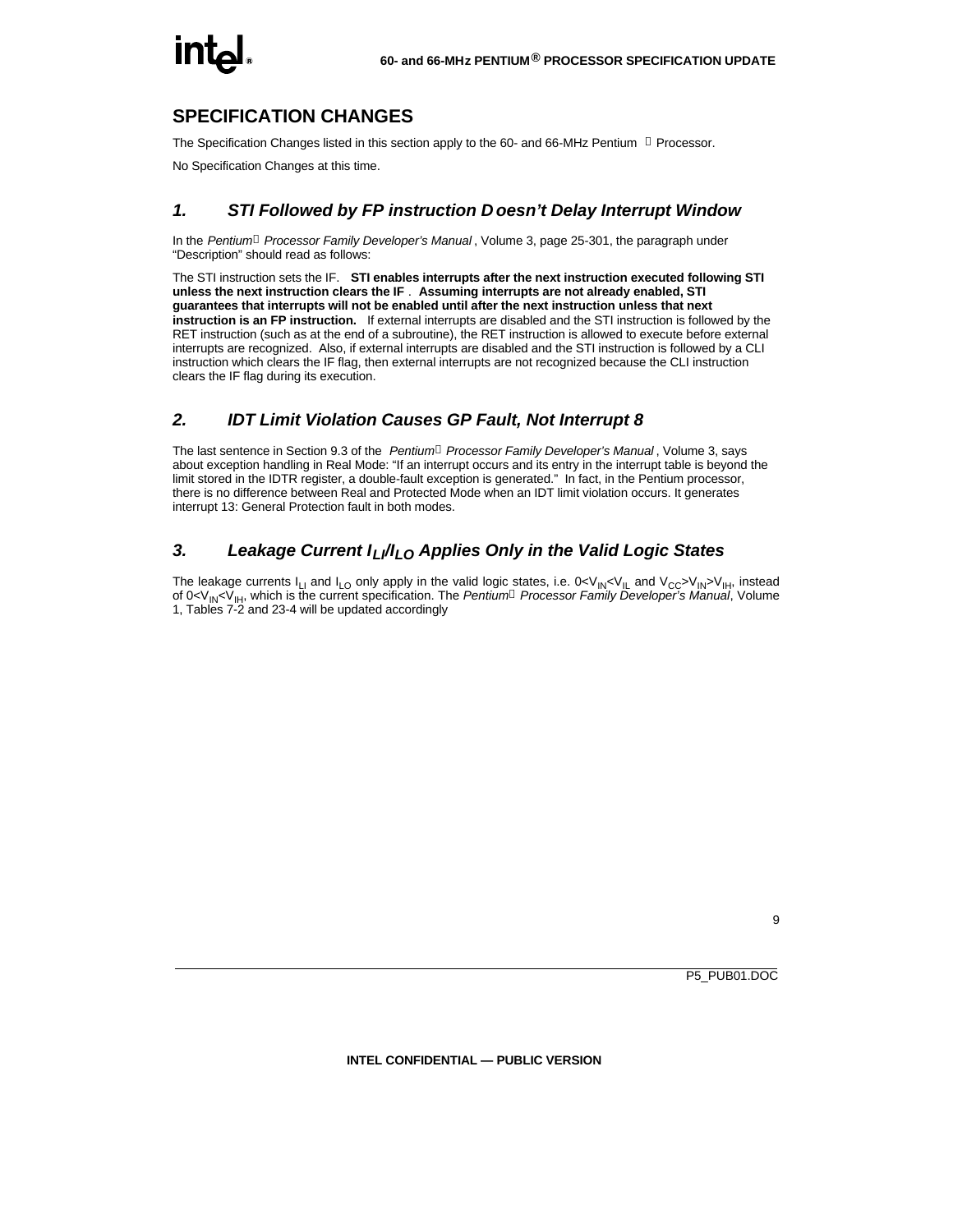## SPECIFICATION CHANGES

The Specification Changes listed in this section apply to the 60- and 66-MHz Pentium® Processor.

No Specification Changes at this time.

### *1. STI Followed by FP instruction Doesn't Delay Interrupt Window*

In the *Pentium® Processor Family Developer's Manual*, Volume 3, page 25-301, the paragraph under "Description" should read as follows:

The STI instruction sets the IF. **STI enables interrupts after the next instruction executed following STI unless the next instruction clears the IF**. **Assuming interrupts are not already enabled, STI guarantees that interrupts will not be enabled until after the next instruction unless that next instruction is an FP instruction.** If external interrupts are disabled and the STI instruction is followed by the RET instruction (such as at the end of a subroutine), the RET instruction is allowed to execute before external interrupts are recognized. Also, if external interrupts are disabled and the STI instruction is followed by a CLI instruction which clears the IF flag, then external interrupts are not recognized because the CLI instruction clears the IF flag during its execution.

### *2. IDT Limit Violation Causes GP Fault, Not Interrupt 8*

The last sentence in Section 9.3 of the *Pentium® Processor Family Developer's Manual*, Volume 3, says about exception handling in Real Mode: "If an interrupt occurs and its entry in the interrupt table is beyond the limit stored in the IDTR register, a double-fault exception is generated." In fact, in the Pentium processor, there is no difference between Real and Protected Mode when an IDT limit violation occurs. It generates interrupt 13: General Protection fault in both modes.

### *3. Leakage Current $I_{LI}$/$I_{LO}$ Applies Only in the Valid Logic States*

The leakage currents $I_{LI}$ and $I_{LO}$ only apply in the valid logic states, i.e. $0<V_{IN}<V_{IL}$ and $V_{CC}>V_{IN}>V_{IH}$, instead of $0<V_{IN}<V_{IH}$, which is the current specification. The *Pentium® Processor Family Developer's Manual*, Volume 1, Tables 7-2 and 23-4 will be updated accordingly

INTEL CONFIDENTIAL — PUBLIC VERSION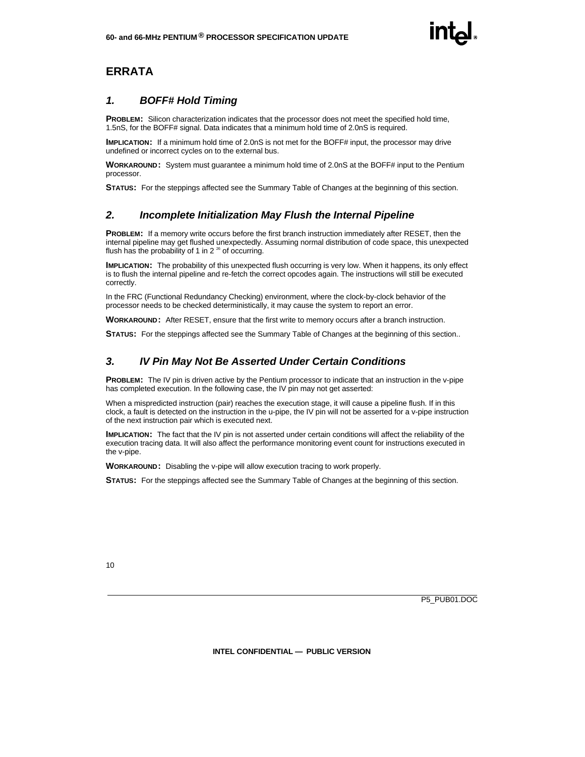# ERRATA

## *1. BOFF# Hold Timing*

**PROBLEM:** Silicon characterization indicates that the processor does not meet the specified hold time, 1.5nS, for the BOFF# signal. Data indicates that a minimum hold time of 2.0nS is required.

**IMPLICATION:** If a minimum hold time of 2.0nS is not met for the BOFF# input, the processor may drive undefined or incorrect cycles on to the external bus.

**WORKAROUND:** System must guarantee a minimum hold time of 2.0nS at the BOFF# input to the Pentium processor.

**STATUS:** For the steppings affected see the Summary Table of Changes at the beginning of this section.

## *2. Incomplete Initialization May Flush the Internal Pipeline*

**PROBLEM:** If a memory write occurs before the first branch instruction immediately after RESET, then the internal pipeline may get flushed unexpectedly. Assuming normal distribution of code space, this unexpected flush has the probability of 1 in $2^{26}$ of occurring.

**IMPLICATION:** The probability of this unexpected flush occurring is very low. When it happens, its only effect is to flush the internal pipeline and re-fetch the correct opcodes again. The instructions will still be executed correctly.

In the FRC (Functional Redundancy Checking) environment, where the clock-by-clock behavior of the processor needs to be checked deterministically, it may cause the system to report an error.

**WORKAROUND:** After RESET, ensure that the first write to memory occurs after a branch instruction.

**STATUS:** For the steppings affected see the Summary Table of Changes at the beginning of this section..

## *3. IV Pin May Not Be Asserted Under Certain Conditions*

**PROBLEM:** The IV pin is driven active by the Pentium processor to indicate that an instruction in the v-pipe has completed execution. In the following case, the IV pin may not get asserted:

When a mispredicted instruction (pair) reaches the execution stage, it will cause a pipeline flush. If in this clock, a fault is detected on the instruction in the u-pipe, the IV pin will not be asserted for a v-pipe instruction of the next instruction pair which is executed next.

**IMPLICATION:** The fact that the IV pin is not asserted under certain conditions will affect the reliability of the execution tracing data. It will also affect the performance monitoring event count for instructions executed in the v-pipe.

**WORKAROUND:** Disabling the v-pipe will allow execution tracing to work properly.

**STATUS:** For the steppings affected see the Summary Table of Changes at the beginning of this section.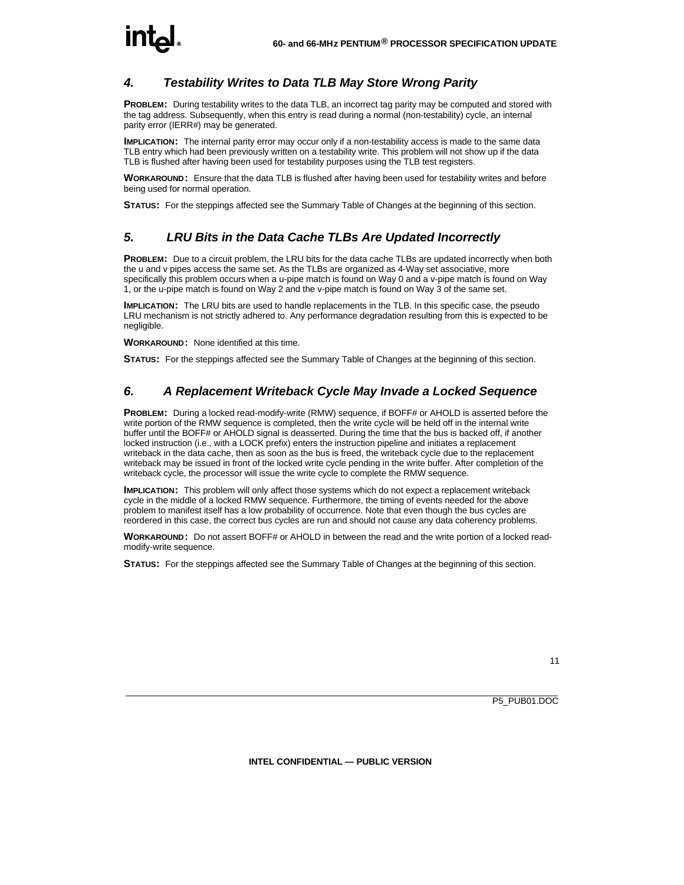## 4. Testability Writes to Data TLB May Store Wrong Parity

**PROBLEM:** During testability writes to the data TLB, an incorrect tag parity may be computed and stored with the tag address. Subsequently, when this entry is read during a normal (non-testability) cycle, an internal parity error (IERR#) may be generated.

**IMPLICATION:** The internal parity error may occur only if a non-testability access is made to the same data TLB entry which had been previously written on a testability write. This problem will not show up if the data TLB is flushed after having been used for testability purposes using the TLB test registers.

**WORKAROUND:** Ensure that the data TLB is flushed after having been used for testability writes and before being used for normal operation.

**STATUS:** For the steppings affected see the Summary Table of Changes at the beginning of this section.

## 5. LRU Bits in the Data Cache TLBs Are Updated Incorrectly

**PROBLEM:** Due to a circuit problem, the LRU bits for the data cache TLBs are updated incorrectly when both the u and v pipes access the same set. As the TLBs are organized as 4-Way set associative, more specifically this problem occurs when a u-pipe match is found on Way 0 and a v-pipe match is found on Way 1, or the u-pipe match is found on Way 2 and the v-pipe match is found on Way 3 of the same set.

**IMPLICATION:** The LRU bits are used to handle replacements in the TLB. In this specific case, the pseudo LRU mechanism is not strictly adhered to. Any performance degradation resulting from this is expected to be negligible.

**WORKAROUND:** None identified at this time.

**STATUS:** For the steppings affected see the Summary Table of Changes at the beginning of this section.

## 6. A Replacement Writeback Cycle May Invade a Locked Sequence

**PROBLEM:** During a locked read-modify-write (RMW) sequence, if BOFF# or AHOLD is asserted before the write portion of the RMW sequence is completed, then the write cycle will be held off in the internal write buffer until the BOFF# or AHOLD signal is deasserted. During the time that the bus is backed off, if another locked instruction (i.e., with a LOCK prefix) enters the instruction pipeline and initiates a replacement writeback in the data cache, then as soon as the bus is freed, the writeback cycle due to the replacement writeback may be issued in front of the locked write cycle pending in the write buffer. After completion of the writeback cycle, the processor will issue the write cycle to complete the RMW sequence.

**IMPLICATION:** This problem will only affect those systems which do not expect a replacement writeback cycle in the middle of a locked RMW sequence. Furthermore, the timing of events needed for the above problem to manifest itself has a low probability of occurrence. Note that even though the bus cycles are reordered in this case, the correct bus cycles are run and should not cause any data coherency problems.

**WORKAROUND:** Do not assert BOFF# or AHOLD in between the read and the write portion of a locked read-modify-write sequence.

**STATUS:** For the steppings affected see the Summary Table of Changes at the beginning of this section.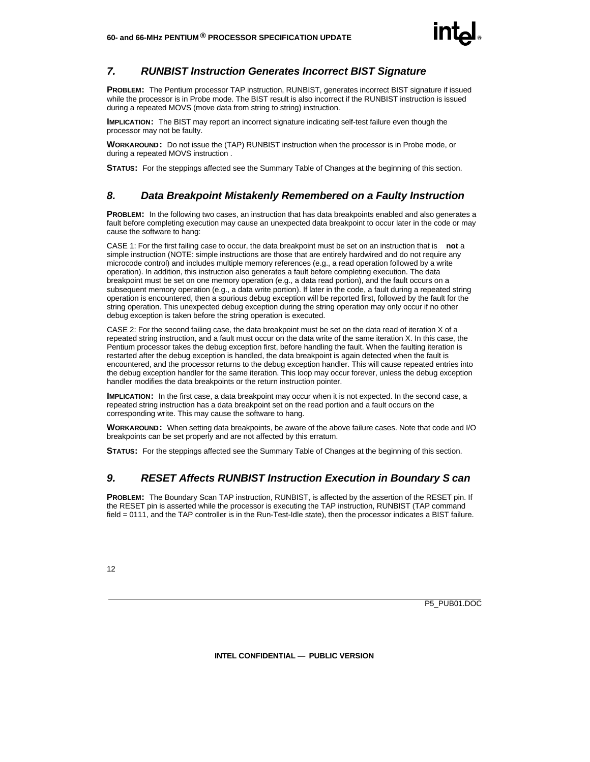## *7. RUNBIST Instruction Generates Incorrect BIST Signature*

**PROBLEM:** The Pentium processor TAP instruction, RUNBIST, generates incorrect BIST signature if issued while the processor is in Probe mode. The BIST result is also incorrect if the RUNBIST instruction is issued during a repeated MOVS (move data from string to string) instruction.

**IMPLICATION:** The BIST may report an incorrect signature indicating self-test failure even though the processor may not be faulty.

**WORKAROUND:** Do not issue the (TAP) RUNBIST instruction when the processor is in Probe mode, or during a repeated MOVS instruction .

**STATUS:** For the steppings affected see the Summary Table of Changes at the beginning of this section.

## *8. Data Breakpoint Mistakenly Remembered on a Faulty Instruction*

**PROBLEM:** In the following two cases, an instruction that has data breakpoints enabled and also generates a fault before completing execution may cause an unexpected data breakpoint to occur later in the code or may cause the software to hang:

CASE 1: For the first failing case to occur, the data breakpoint must be set on an instruction that is **not** a simple instruction (NOTE: simple instructions are those that are entirely hardwired and do not require any microcode control) and includes multiple memory references (e.g., a read operation followed by a write operation). In addition, this instruction also generates a fault before completing execution. The data breakpoint must be set on one memory operation (e.g., a data read portion), and the fault occurs on a subsequent memory operation (e.g., a data write portion). If later in the code, a fault during a repeated string operation is encountered, then a spurious debug exception will be reported first, followed by the fault for the string operation. This unexpected debug exception during the string operation may only occur if no other debug exception is taken before the string operation is executed.

CASE 2: For the second failing case, the data breakpoint must be set on the data read of iteration X of a repeated string instruction, and a fault must occur on the data write of the same iteration X. In this case, the Pentium processor takes the debug exception first, before handling the fault. When the faulting iteration is restarted after the debug exception is handled, the data breakpoint is again detected when the fault is encountered, and the processor returns to the debug exception handler. This will cause repeated entries into the debug exception handler for the same iteration. This loop may occur forever, unless the debug exception handler modifies the data breakpoints or the return instruction pointer.

**IMPLICATION:** In the first case, a data breakpoint may occur when it is not expected. In the second case, a repeated string instruction has a data breakpoint set on the read portion and a fault occurs on the corresponding write. This may cause the software to hang.

**WORKAROUND:** When setting data breakpoints, be aware of the above failure cases. Note that code and I/O breakpoints can be set properly and are not affected by this erratum.

**STATUS:** For the steppings affected see the Summary Table of Changes at the beginning of this section.

## *9. RESET Affects RUNBIST Instruction Execution in Boundary Scan*

**PROBLEM:** The Boundary Scan TAP instruction, RUNBIST, is affected by the assertion of the RESET pin. If the RESET pin is asserted while the processor is executing the TAP instruction, RUNBIST (TAP command field = 0111, and the TAP controller is in the Run-Test-Idle state), then the processor indicates a BIST failure.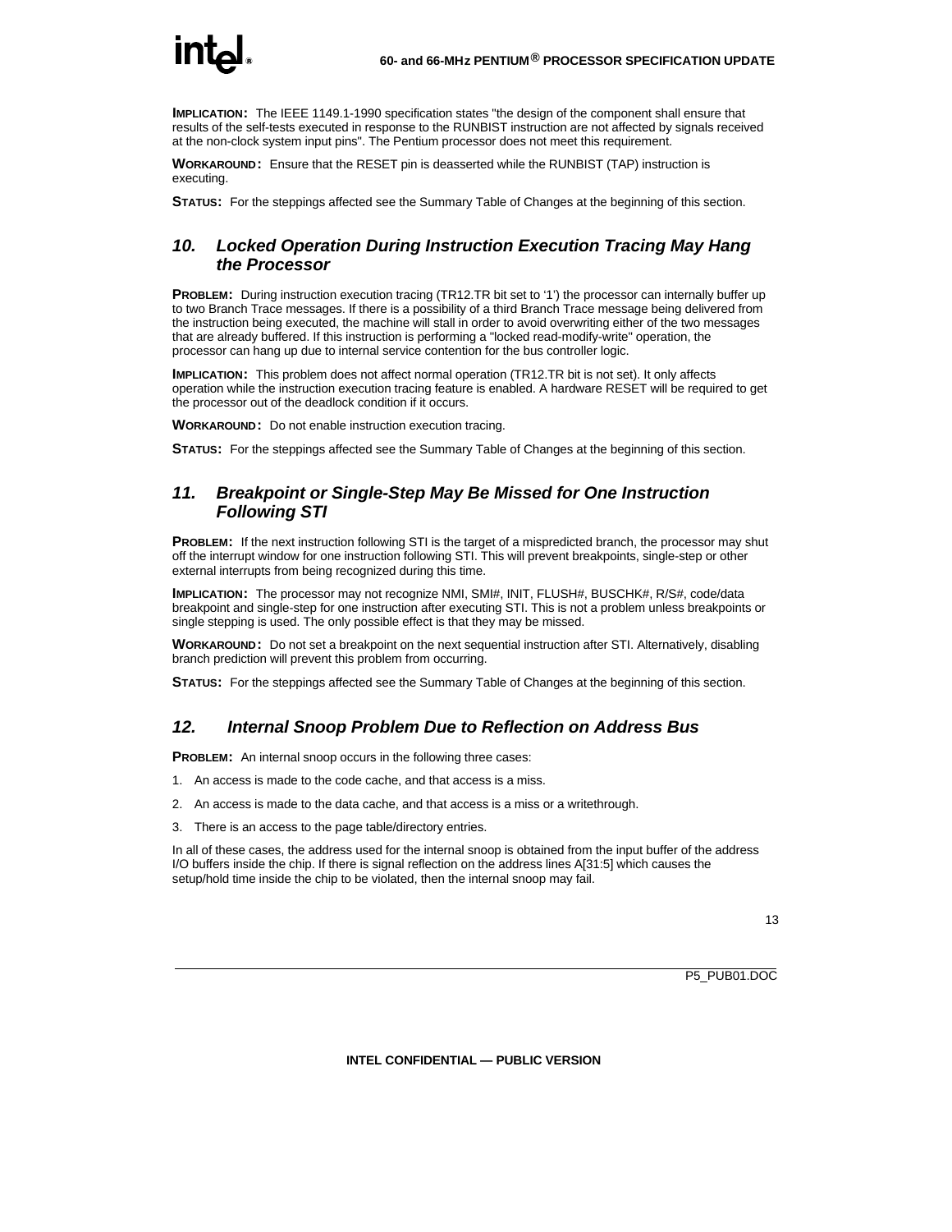**IMPLICATION:** The IEEE 1149.1-1990 specification states "the design of the component shall ensure that results of the self-tests executed in response to the RUNBIST instruction are not affected by signals received at the non-clock system input pins". The Pentium processor does not meet this requirement.

**WORKAROUND:** Ensure that the RESET pin is deasserted while the RUNBIST (TAP) instruction is executing.

**STATUS:** For the steppings affected see the Summary Table of Changes at the beginning of this section.

## *10. Locked Operation During Instruction Execution Tracing May Hang the Processor*

**PROBLEM:** During instruction execution tracing (TR12.TR bit set to '1') the processor can internally buffer up to two Branch Trace messages. If there is a possibility of a third Branch Trace message being delivered from the instruction being executed, the machine will stall in order to avoid overwriting either of the two messages that are already buffered. If this instruction is performing a "locked read-modify-write" operation, the processor can hang up due to internal service contention for the bus controller logic.

**IMPLICATION:** This problem does not affect normal operation (TR12.TR bit is not set). It only affects operation while the instruction execution tracing feature is enabled. A hardware RESET will be required to get the processor out of the deadlock condition if it occurs.

**WORKAROUND:** Do not enable instruction execution tracing.

**STATUS:** For the steppings affected see the Summary Table of Changes at the beginning of this section.

## *11. Breakpoint or Single-Step May Be Missed for One Instruction Following STI*

**PROBLEM:** If the next instruction following STI is the target of a mispredicted branch, the processor may shut off the interrupt window for one instruction following STI. This will prevent breakpoints, single-step or other external interrupts from being recognized during this time.

**IMPLICATION:** The processor may not recognize NMI, SMI#, INIT, FLUSH#, BUSCHK#, R/S#, code/data breakpoint and single-step for one instruction after executing STI. This is not a problem unless breakpoints or single stepping is used. The only possible effect is that they may be missed.

**WORKAROUND:** Do not set a breakpoint on the next sequential instruction after STI. Alternatively, disabling branch prediction will prevent this problem from occurring.

**STATUS:** For the steppings affected see the Summary Table of Changes at the beginning of this section.

## *12. Internal Snoop Problem Due to Reflection on Address Bus*

**PROBLEM:** An internal snoop occurs in the following three cases:

1. An access is made to the code cache, and that access is a miss.
2. An access is made to the data cache, and that access is a miss or a writethrough.
3. There is an access to the page table/directory entries.

In all of these cases, the address used for the internal snoop is obtained from the input buffer of the address I/O buffers inside the chip. If there is signal reflection on the address lines A[31:5] which causes the setup/hold time inside the chip to be violated, then the internal snoop may fail.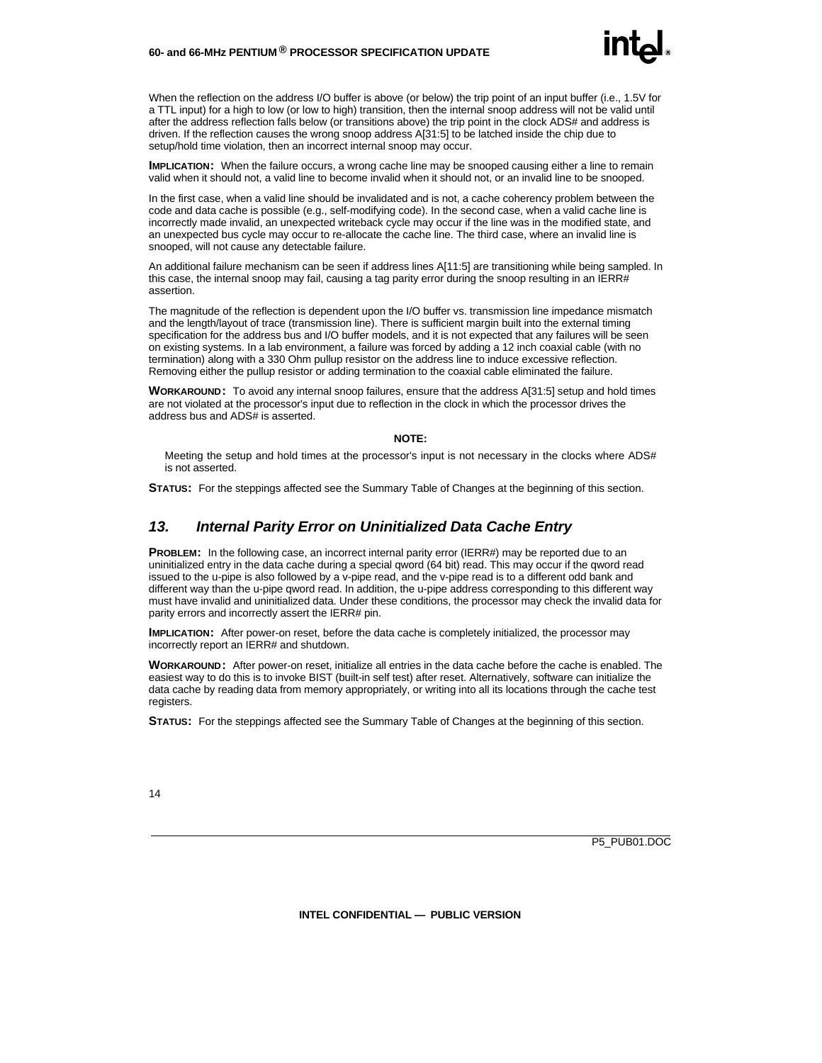When the reflection on the address I/O buffer is above (or below) the trip point of an input buffer (i.e., 1.5V for a TTL input) for a high to low (or low to high) transition, then the internal snoop address will not be valid until after the address reflection falls below (or transitions above) the trip point in the clock ADS# and address is driven. If the reflection causes the wrong snoop address A[31:5] to be latched inside the chip due to setup/hold time violation, then an incorrect internal snoop may occur.

**IMPLICATION:** When the failure occurs, a wrong cache line may be snooped causing either a line to remain valid when it should not, a valid line to become invalid when it should not, or an invalid line to be snooped.

In the first case, when a valid line should be invalidated and is not, a cache coherency problem between the code and data cache is possible (e.g., self-modifying code). In the second case, when a valid cache line is incorrectly made invalid, an unexpected writeback cycle may occur if the line was in the modified state, and an unexpected bus cycle may occur to re-allocate the cache line. The third case, where an invalid line is snooped, will not cause any detectable failure.

An additional failure mechanism can be seen if address lines A[11:5] are transitioning while being sampled. In this case, the internal snoop may fail, causing a tag parity error during the snoop resulting in an IERR# assertion.

The magnitude of the reflection is dependent upon the I/O buffer vs. transmission line impedance mismatch and the length/layout of trace (transmission line). There is sufficient margin built into the external timing specification for the address bus and I/O buffer models, and it is not expected that any failures will be seen on existing systems. In a lab environment, a failure was forced by adding a 12 inch coaxial cable (with no termination) along with a 330 Ohm pullup resistor on the address line to induce excessive reflection. Removing either the pullup resistor or adding termination to the coaxial cable eliminated the failure.

**WORKAROUND:** To avoid any internal snoop failures, ensure that the address A[31:5] setup and hold times are not violated at the processor's input due to reflection in the clock in which the processor drives the address bus and ADS# is asserted.

**NOTE:**

Meeting the setup and hold times at the processor's input is not necessary in the clocks where ADS# is not asserted.

**STATUS:** For the steppings affected see the Summary Table of Changes at the beginning of this section.

## *13. Internal Parity Error on Uninitialized Data Cache Entry*

**PROBLEM:** In the following case, an incorrect internal parity error (IERR#) may be reported due to an uninitialized entry in the data cache during a special qword (64 bit) read. This may occur if the qword read issued to the u-pipe is also followed by a v-pipe read, and the v-pipe read is to a different odd bank and different way than the u-pipe qword read. In addition, the u-pipe address corresponding to this different way must have invalid and uninitialized data. Under these conditions, the processor may check the invalid data for parity errors and incorrectly assert the IERR# pin.

**IMPLICATION:** After power-on reset, before the data cache is completely initialized, the processor may incorrectly report an IERR# and shutdown.

**WORKAROUND:** After power-on reset, initialize all entries in the data cache before the cache is enabled. The easiest way to do this is to invoke BIST (built-in self test) after reset. Alternatively, software can initialize the data cache by reading data from memory appropriately, or writing into all its locations through the cache test registers.

**STATUS:** For the steppings affected see the Summary Table of Changes at the beginning of this section.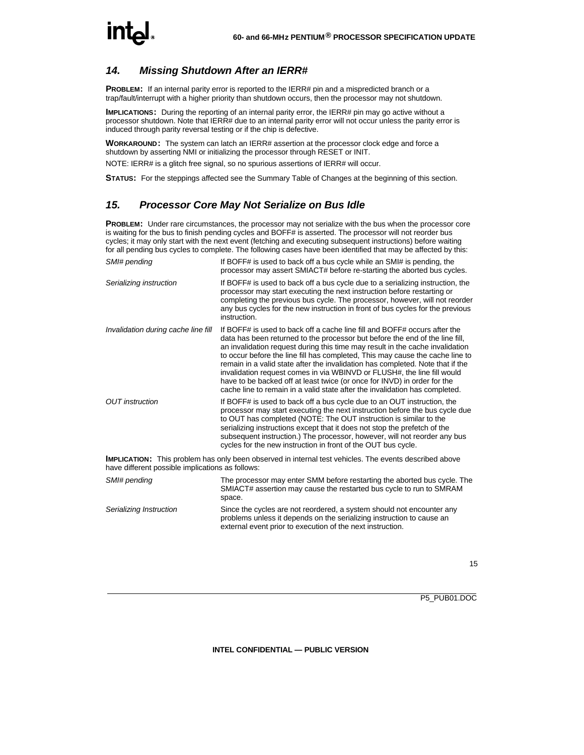## *14. Missing Shutdown After an IERR#*

**PROBLEM:** If an internal parity error is reported to the IERR# pin and a mispredicted branch or a trap/fault/interrupt with a higher priority than shutdown occurs, then the processor may not shutdown.

**IMPLICATIONS:** During the reporting of an internal parity error, the IERR# pin may go active without a processor shutdown. Note that IERR# due to an internal parity error will not occur unless the parity error is induced through parity reversal testing or if the chip is defective.

**WORKAROUND:** The system can latch an IERR# assertion at the processor clock edge and force a shutdown by asserting NMI or initializing the processor through RESET or INIT.

NOTE: IERR# is a glitch free signal, so no spurious assertions of IERR# will occur.

**STATUS:** For the steppings affected see the Summary Table of Changes at the beginning of this section.

## *15. Processor Core May Not Serialize on Bus Idle*

**PROBLEM:** Under rare circumstances, the processor may not serialize with the bus when the processor core is waiting for the bus to finish pending cycles and BOFF# is asserted. The processor will not reorder bus cycles; it may only start with the next event (fetching and executing subsequent instructions) before waiting for all pending bus cycles to complete. The following cases have been identified that may be affected by this:

| | |
|---|---|
| *SMI# pending* | If BOFF# is used to back off a bus cycle while an SMI# is pending, the processor may assert SMIACT# before re-starting the aborted bus cycles. |
| *Serializing instruction* | If BOFF# is used to back off a bus cycle due to a serializing instruction, the processor may start executing the next instruction before restarting or completing the previous bus cycle. The processor, however, will not reorder any bus cycles for the new instruction in front of bus cycles for the previous instruction. |
| *Invalidation during cache line fill* | If BOFF# is used to back off a cache line fill and BOFF# occurs after the data has been returned to the processor but before the end of the line fill, an invalidation request during this time may result in the cache invalidation to occur before the line fill has completed, This may cause the cache line to remain in a valid state after the invalidation has completed. Note that if the invalidation request comes in via WBINVD or FLUSH#, the line fill would have to be backed off at least twice (or once for INVD) in order for the cache line to remain in a valid state after the invalidation has completed. |
| *OUT instruction* | If BOFF# is used to back off a bus cycle due to an OUT instruction, the processor may start executing the next instruction before the bus cycle due to OUT has completed (NOTE: The OUT instruction is similar to the serializing instructions except that it does not stop the prefetch of the subsequent instruction.) The processor, however, will not reorder any bus cycles for the new instruction in front of the OUT bus cycle. |

**IMPLICATION:** This problem has only been observed in internal test vehicles. The events described above have different possible implications as follows:

| | |
|---|---|
| *SMI# pending* | The processor may enter SMM before restarting the aborted bus cycle. The SMIACT# assertion may cause the restarted bus cycle to run to SMRAM space. |
| *Serializing Instruction* | Since the cycles are not reordered, a system should not encounter any problems unless it depends on the serializing instruction to cause an external event prior to execution of the next instruction. |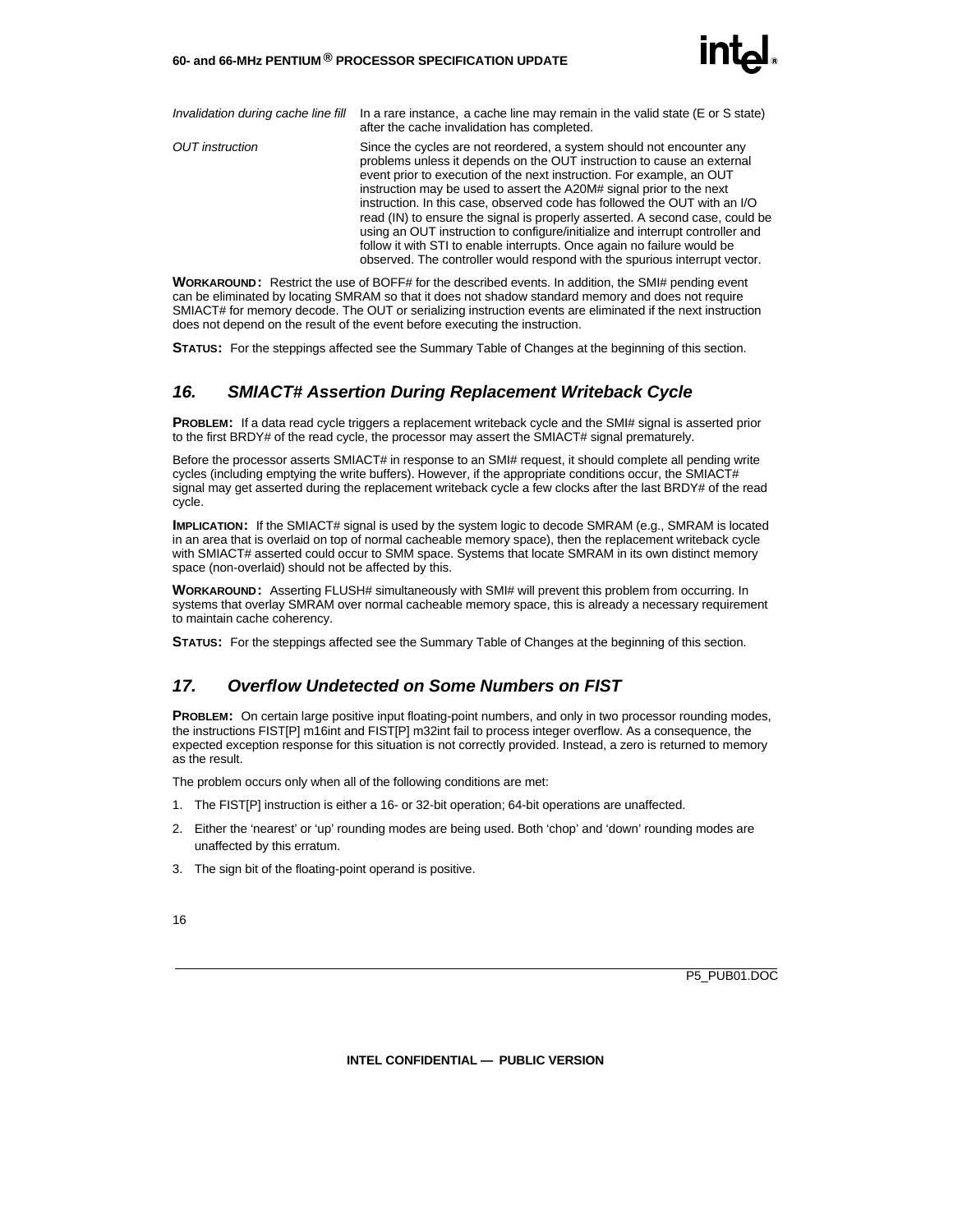| | |
|---|---|
| *Invalidation during cache line fill* | In a rare instance, a cache line may remain in the valid state (E or S state) after the cache invalidation has completed. |
| *OUT instruction* | Since the cycles are not reordered, a system should not encounter any problems unless it depends on the OUT instruction to cause an external event prior to execution of the next instruction. For example, an OUT instruction may be used to assert the A20M# signal prior to the next instruction. In this case, observed code has followed the OUT with an I/O read (IN) to ensure the signal is properly asserted. A second case, could be using an OUT instruction to configure/initialize and interrupt controller and follow it with STI to enable interrupts. Once again no failure would be observed. The controller would respond with the spurious interrupt vector. |

**WORKAROUND:** Restrict the use of BOFF# for the described events. In addition, the SMI# pending event can be eliminated by locating SMRAM so that it does not shadow standard memory and does not require SMIACT# for memory decode. The OUT or serializing instruction events are eliminated if the next instruction does not depend on the result of the event before executing the instruction.

**STATUS:** For the steppings affected see the Summary Table of Changes at the beginning of this section.

## *16. SMIACT# Assertion During Replacement Writeback Cycle*

**PROBLEM:** If a data read cycle triggers a replacement writeback cycle and the SMI# signal is asserted prior to the first BRDY# of the read cycle, the processor may assert the SMIACT# signal prematurely.

Before the processor asserts SMIACT# in response to an SMI# request, it should complete all pending write cycles (including emptying the write buffers). However, if the appropriate conditions occur, the SMIACT# signal may get asserted during the replacement writeback cycle a few clocks after the last BRDY# of the read cycle.

**IMPLICATION:** If the SMIACT# signal is used by the system logic to decode SMRAM (e.g., SMRAM is located in an area that is overlaid on top of normal cacheable memory space), then the replacement writeback cycle with SMIACT# asserted could occur to SMM space. Systems that locate SMRAM in its own distinct memory space (non-overlaid) should not be affected by this.

**WORKAROUND:** Asserting FLUSH# simultaneously with SMI# will prevent this problem from occurring. In systems that overlay SMRAM over normal cacheable memory space, this is already a necessary requirement to maintain cache coherency.

**STATUS:** For the steppings affected see the Summary Table of Changes at the beginning of this section.

## *17. Overflow Undetected on Some Numbers on FIST*

**PROBLEM:** On certain large positive input floating-point numbers, and only in two processor rounding modes, the instructions FIST[P] m16int and FIST[P] m32int fail to process integer overflow. As a consequence, the expected exception response for this situation is not correctly provided. Instead, a zero is returned to memory as the result.

The problem occurs only when all of the following conditions are met:

1. The FIST[P] instruction is either a 16- or 32-bit operation; 64-bit operations are unaffected.
2. Either the 'nearest' or 'up' rounding modes are being used. Both 'chop' and 'down' rounding modes are unaffected by this erratum.
3. The sign bit of the floating-point operand is positive.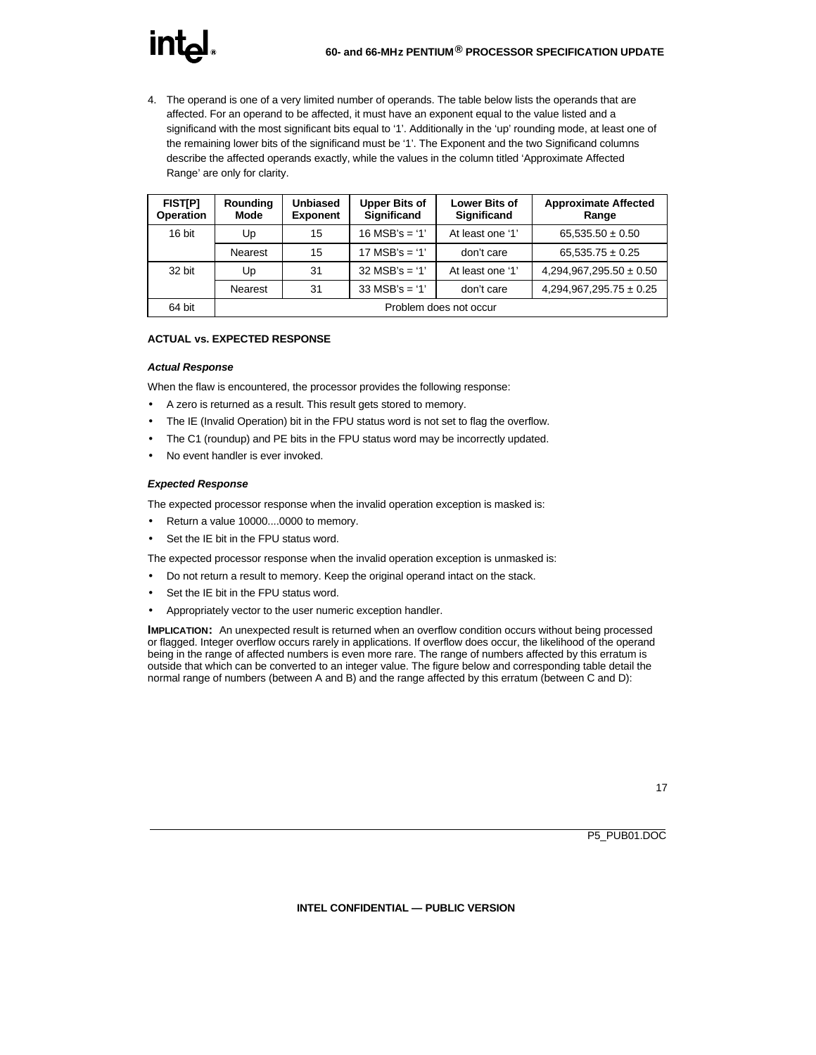4. The operand is one of a very limited number of operands. The table below lists the operands that are affected. For an operand to be affected, it must have an exponent equal to the value listed and a significand with the most significant bits equal to '1'. Additionally in the 'up' rounding mode, at least one of the remaining lower bits of the significand must be '1'. The Exponent and the two Significand columns describe the affected operands exactly, while the values in the column titled 'Approximate Affected Range' are only for clarity.

| FIST[P] Operation | Rounding Mode | Unbiased Exponent | Upper Bits of Significand | Lower Bits of Significand | Approximate Affected Range |
|---|---|---|---|---|---|
| 16 bit | Up | 15 | 16 MSB's = '1' | At least one '1' | 65,535.50 ± 0.50 |
| | Nearest | 15 | 17 MSB's = '1' | don't care | 65,535.75 ± 0.25 |
| 32 bit | Up | 31 | 32 MSB's = '1' | At least one '1' | 4,294,967,295.50 ± 0.50 |
| | Nearest | 31 | 33 MSB's = '1' | don't care | 4,294,967,295.75 ± 0.25 |
| 64 bit | Problem does not occur | | | | |

**ACTUAL vs. EXPECTED RESPONSE**

***Actual Response***

When the flaw is encountered, the processor provides the following response:

- A zero is returned as a result. This result gets stored to memory.
- The IE (Invalid Operation) bit in the FPU status word is not set to flag the overflow.
- The C1 (roundup) and PE bits in the FPU status word may be incorrectly updated.
- No event handler is ever invoked.

***Expected Response***

The expected processor response when the invalid operation exception is masked is:

- Return a value 10000....0000 to memory.
- Set the IE bit in the FPU status word.

The expected processor response when the invalid operation exception is unmasked is:

- Do not return a result to memory. Keep the original operand intact on the stack.
- Set the IE bit in the FPU status word.
- Appropriately vector to the user numeric exception handler.

**IMPLICATION:** An unexpected result is returned when an overflow condition occurs without being processed or flagged. Integer overflow occurs rarely in applications. If overflow does occur, the likelihood of the operand being in the range of affected numbers is even more rare. The range of numbers affected by this erratum is outside that which can be converted to an integer value. The figure below and corresponding table detail the normal range of numbers (between A and B) and the range affected by this erratum (between C and D):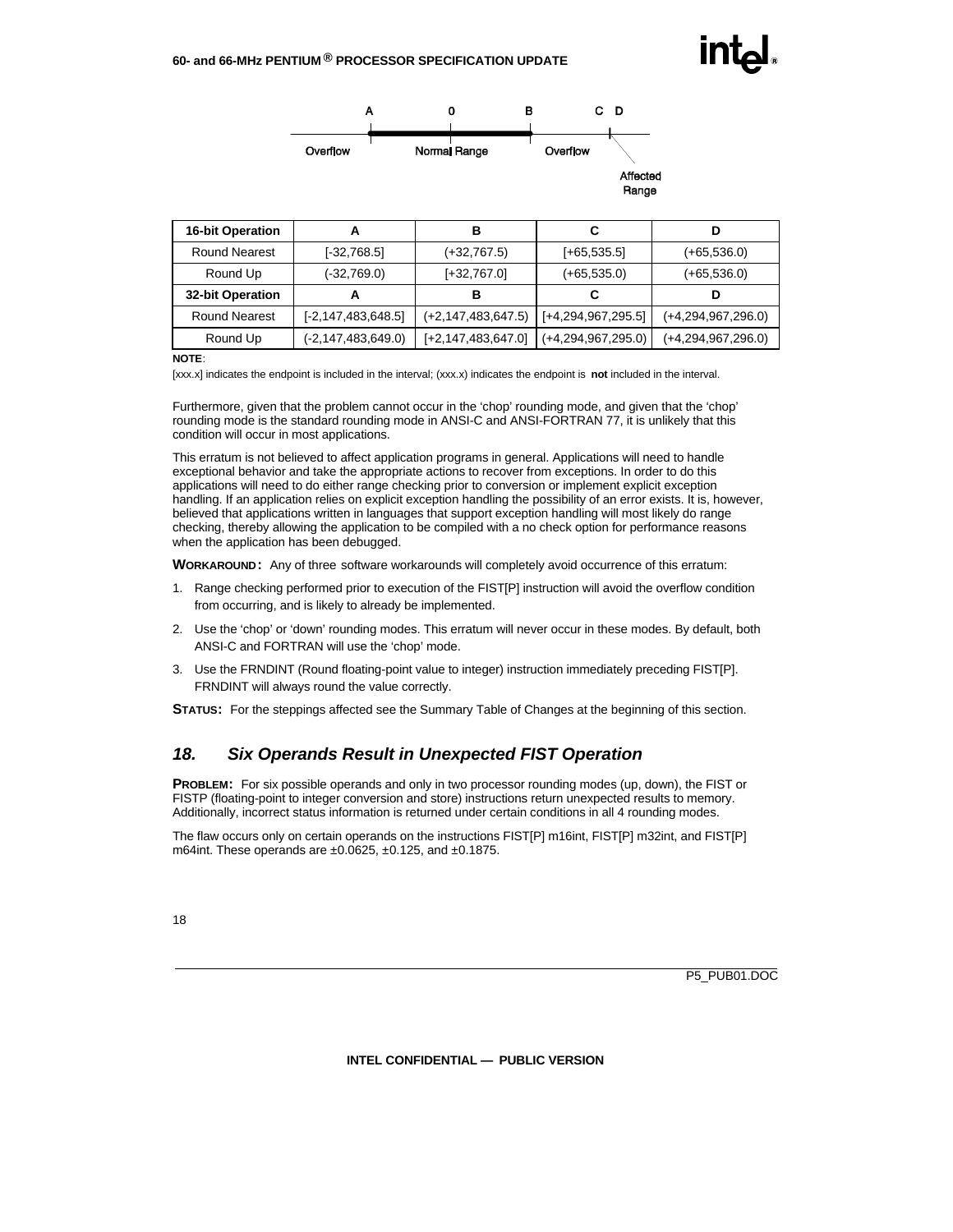| 16-bit Operation | A | B | C | D |
|---|---|---|---|---|
| Round Nearest | [-32,768.5] | (+32,767.5) | [+65,535.5] | (+65,536.0) |
| Round Up | (-32,769.0) | [+32,767.0] | (+65,535.0) | (+65,536.0) |
| **32-bit Operation** | **A** | **B** | **C** | **D** |
| Round Nearest | [-2,147,483,648.5] | (+2,147,483,647.5) | [+4,294,967,295.5] | (+4,294,967,296.0) |
| Round Up | (-2,147,483,649.0) | [+2,147,483,647.0] | (+4,294,967,295.0) | (+4,294,967,296.0) |

**NOTE**:

[xxx.x] indicates the endpoint is included in the interval; (xxx.x) indicates the endpoint is **not** included in the interval.

Furthermore, given that the problem cannot occur in the 'chop' rounding mode, and given that the 'chop' rounding mode is the standard rounding mode in ANSI-C and ANSI-FORTRAN 77, it is unlikely that this condition will occur in most applications.

This erratum is not believed to affect application programs in general. Applications will need to handle exceptional behavior and take the appropriate actions to recover from exceptions. In order to do this applications will need to do either range checking prior to conversion or implement explicit exception handling. If an application relies on explicit exception handling the possibility of an error exists. It is, however, believed that applications written in languages that support exception handling will most likely do range checking, thereby allowing the application to be compiled with a no check option for performance reasons when the application has been debugged.

**WORKAROUND:** Any of three software workarounds will completely avoid occurrence of this erratum:

1. Range checking performed prior to execution of the FIST[P] instruction will avoid the overflow condition from occurring, and is likely to already be implemented.
2. Use the 'chop' or 'down' rounding modes. This erratum will never occur in these modes. By default, both ANSI-C and FORTRAN will use the 'chop' mode.
3. Use the FRNDINT (Round floating-point value to integer) instruction immediately preceding FIST[P]. FRNDINT will always round the value correctly.

**STATUS:** For the steppings affected see the Summary Table of Changes at the beginning of this section.

## *18. Six Operands Result in Unexpected FIST Operation*

**PROBLEM:** For six possible operands and only in two processor rounding modes (up, down), the FIST or FISTP (floating-point to integer conversion and store) instructions return unexpected results to memory. Additionally, incorrect status information is returned under certain conditions in all 4 rounding modes.

The flaw occurs only on certain operands on the instructions FIST[P] m16int, FIST[P] m32int, and FIST[P] m64int. These operands are ±0.0625, ±0.125, and ±0.1875.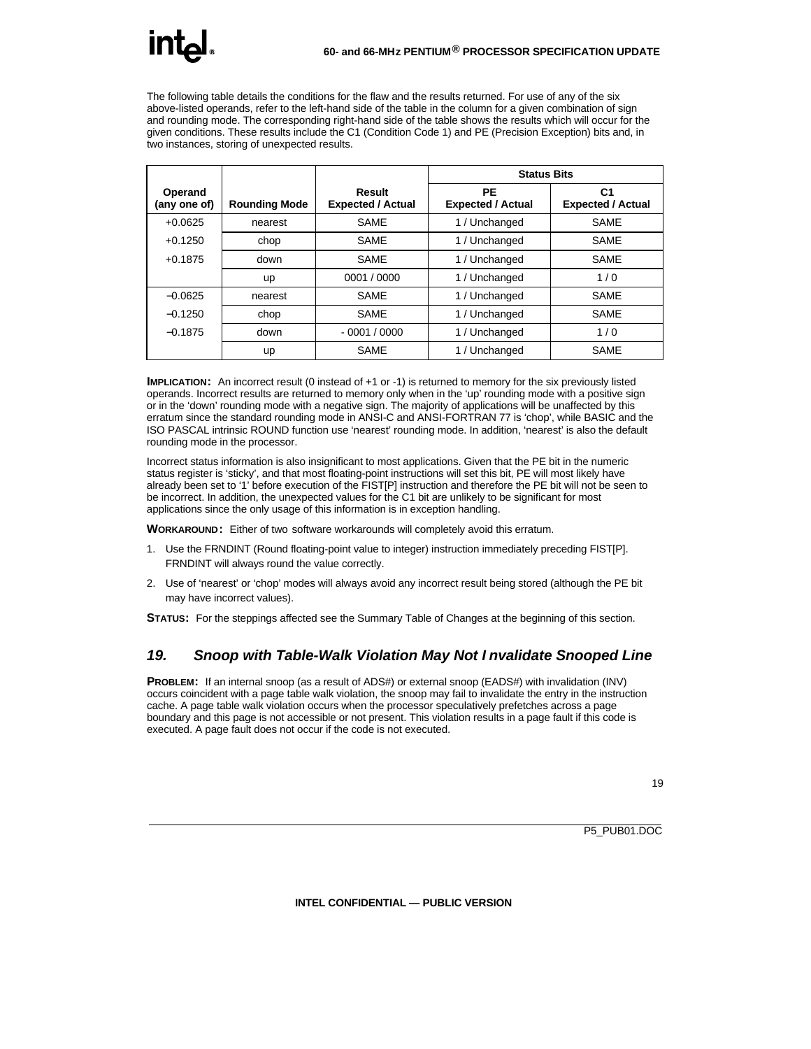The following table details the conditions for the flaw and the results returned. For use of any of the six above-listed operands, refer to the left-hand side of the table in the column for a given combination of sign and rounding mode. The corresponding right-hand side of the table shows the results which will occur for the given conditions. These results include the C1 (Condition Code 1) and PE (Precision Exception) bits and, in two instances, storing of unexpected results.

| | | | Status Bits | |
|---|---|---|---|---|
| **Operand (any one of)** | **Rounding Mode** | **Result Expected / Actual** | **PE Expected / Actual** | **C1 Expected / Actual** |
| +0.0625 | nearest | SAME | 1 / Unchanged | SAME |
| +0.1250 | chop | SAME | 1 / Unchanged | SAME |
| +0.1875 | down | SAME | 1 / Unchanged | SAME |
| | up | 0001 / 0000 | 1 / Unchanged | 1 / 0 |
| −0.0625 | nearest | SAME | 1 / Unchanged | SAME |
| −0.1250 | chop | SAME | 1 / Unchanged | SAME |
| −0.1875 | down | - 0001 / 0000 | 1 / Unchanged | 1 / 0 |
| | up | SAME | 1 / Unchanged | SAME |

**IMPLICATION:** An incorrect result (0 instead of +1 or -1) is returned to memory for the six previously listed operands. Incorrect results are returned to memory only when in the 'up' rounding mode with a positive sign or in the 'down' rounding mode with a negative sign. The majority of applications will be unaffected by this erratum since the standard rounding mode in ANSI-C and ANSI-FORTRAN 77 is 'chop', while BASIC and the ISO PASCAL intrinsic ROUND function use 'nearest' rounding mode. In addition, 'nearest' is also the default rounding mode in the processor.

Incorrect status information is also insignificant to most applications. Given that the PE bit in the numeric status register is 'sticky', and that most floating-point instructions will set this bit, PE will most likely have already been set to '1' before execution of the FIST[P] instruction and therefore the PE bit will not be seen to be incorrect. In addition, the unexpected values for the C1 bit are unlikely to be significant for most applications since the only usage of this information is in exception handling.

**WORKAROUND:** Either of two software workarounds will completely avoid this erratum.

1. Use the FRNDINT (Round floating-point value to integer) instruction immediately preceding FIST[P]. FRNDINT will always round the value correctly.
2. Use of 'nearest' or 'chop' modes will always avoid any incorrect result being stored (although the PE bit may have incorrect values).

**STATUS:** For the steppings affected see the Summary Table of Changes at the beginning of this section.

## *19. Snoop with Table-Walk Violation May Not Invalidate Snooped Line*

**PROBLEM:** If an internal snoop (as a result of ADS#) or external snoop (EADS#) with invalidation (INV) occurs coincident with a page table walk violation, the snoop may fail to invalidate the entry in the instruction cache. A page table walk violation occurs when the processor speculatively prefetches across a page boundary and this page is not accessible or not present. This violation results in a page fault if this code is executed. A page fault does not occur if the code is not executed.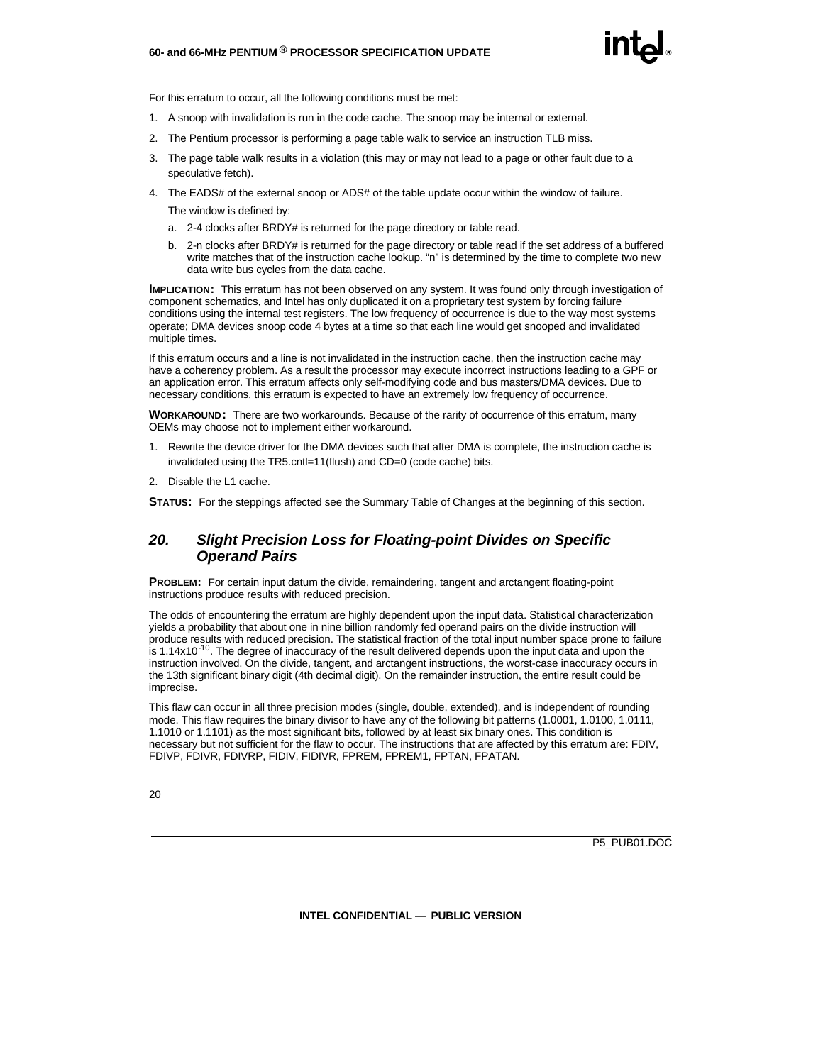For this erratum to occur, all the following conditions must be met:

1. A snoop with invalidation is run in the code cache. The snoop may be internal or external.
2. The Pentium processor is performing a page table walk to service an instruction TLB miss.
3. The page table walk results in a violation (this may or may not lead to a page or other fault due to a speculative fetch).
4. The EADS# of the external snoop or ADS# of the table update occur within the window of failure.

   The window is defined by:

   a. 2-4 clocks after BRDY# is returned for the page directory or table read.

   b. 2-n clocks after BRDY# is returned for the page directory or table read if the set address of a buffered write matches that of the instruction cache lookup. "n" is determined by the time to complete two new data write bus cycles from the data cache.

**IMPLICATION:** This erratum has not been observed on any system. It was found only through investigation of component schematics, and Intel has only duplicated it on a proprietary test system by forcing failure conditions using the internal test registers. The low frequency of occurrence is due to the way most systems operate; DMA devices snoop code 4 bytes at a time so that each line would get snooped and invalidated multiple times.

If this erratum occurs and a line is not invalidated in the instruction cache, then the instruction cache may have a coherency problem. As a result the processor may execute incorrect instructions leading to a GPF or an application error. This erratum affects only self-modifying code and bus masters/DMA devices. Due to necessary conditions, this erratum is expected to have an extremely low frequency of occurrence.

**WORKAROUND:** There are two workarounds. Because of the rarity of occurrence of this erratum, many OEMs may choose not to implement either workaround.

1. Rewrite the device driver for the DMA devices such that after DMA is complete, the instruction cache is invalidated using the TR5.cntl=11(flush) and CD=0 (code cache) bits.
2. Disable the L1 cache.

**STATUS:** For the steppings affected see the Summary Table of Changes at the beginning of this section.

## *20. Slight Precision Loss for Floating-point Divides on Specific Operand Pairs*

**PROBLEM:** For certain input datum the divide, remaindering, tangent and arctangent floating-point instructions produce results with reduced precision.

The odds of encountering the erratum are highly dependent upon the input data. Statistical characterization yields a probability that about one in nine billion randomly fed operand pairs on the divide instruction will produce results with reduced precision. The statistical fraction of the total input number space prone to failure is $1.14 \times 10^{-10}$. The degree of inaccuracy of the result delivered depends upon the input data and upon the instruction involved. On the divide, tangent, and arctangent instructions, the worst-case inaccuracy occurs in the 13th significant binary digit (4th decimal digit). On the remainder instruction, the entire result could be imprecise.

This flaw can occur in all three precision modes (single, double, extended), and is independent of rounding mode. This flaw requires the binary divisor to have any of the following bit patterns (1.0001, 1.0100, 1.0111, 1.1010 or 1.1101) as the most significant bits, followed by at least six binary ones. This condition is necessary but not sufficient for the flaw to occur. The instructions that are affected by this erratum are: FDIV, FDIVP, FDIVR, FDIVRP, FIDIV, FIDIVR, FPREM, FPREM1, FPTAN, FPATAN.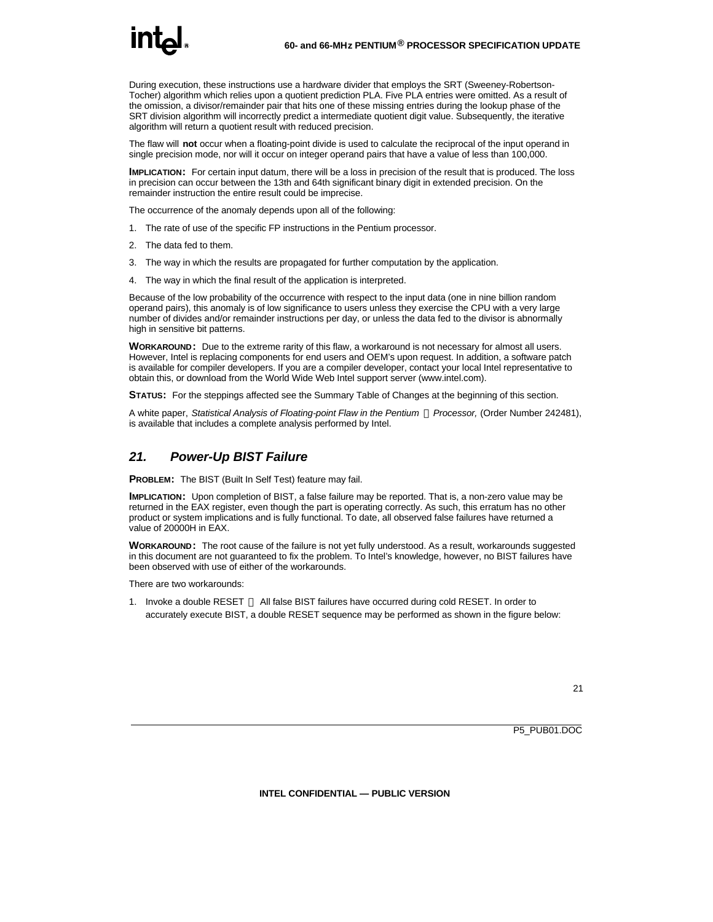During execution, these instructions use a hardware divider that employs the SRT (Sweeney-Robertson-Tocher) algorithm which relies upon a quotient prediction PLA. Five PLA entries were omitted. As a result of the omission, a divisor/remainder pair that hits one of these missing entries during the lookup phase of the SRT division algorithm will incorrectly predict a intermediate quotient digit value. Subsequently, the iterative algorithm will return a quotient result with reduced precision.

The flaw will **not** occur when a floating-point divide is used to calculate the reciprocal of the input operand in single precision mode, nor will it occur on integer operand pairs that have a value of less than 100,000.

**IMPLICATION:** For certain input datum, there will be a loss in precision of the result that is produced. The loss in precision can occur between the 13th and 64th significant binary digit in extended precision. On the remainder instruction the entire result could be imprecise.

The occurrence of the anomaly depends upon all of the following:

1. The rate of use of the specific FP instructions in the Pentium processor.
2. The data fed to them.
3. The way in which the results are propagated for further computation by the application.
4. The way in which the final result of the application is interpreted.

Because of the low probability of the occurrence with respect to the input data (one in nine billion random operand pairs), this anomaly is of low significance to users unless they exercise the CPU with a very large number of divides and/or remainder instructions per day, or unless the data fed to the divisor is abnormally high in sensitive bit patterns.

**WORKAROUND:** Due to the extreme rarity of this flaw, a workaround is not necessary for almost all users. However, Intel is replacing components for end users and OEM's upon request. In addition, a software patch is available for compiler developers. If you are a compiler developer, contact your local Intel representative to obtain this, or download from the World Wide Web Intel support server (www.intel.com).

**STATUS:** For the steppings affected see the Summary Table of Changes at the beginning of this section.

A white paper, *Statistical Analysis of Floating-point Flaw in the Pentium® Processor,* (Order Number 242481), is available that includes a complete analysis performed by Intel.

## 21. *Power-Up BIST Failure*

**PROBLEM:** The BIST (Built In Self Test) feature may fail.

**IMPLICATION:** Upon completion of BIST, a false failure may be reported. That is, a non-zero value may be returned in the EAX register, even though the part is operating correctly. As such, this erratum has no other product or system implications and is fully functional. To date, all observed false failures have returned a value of 20000H in EAX.

**WORKAROUND:** The root cause of the failure is not yet fully understood. As a result, workarounds suggested in this document are not guaranteed to fix the problem. To Intel's knowledge, however, no BIST failures have been observed with use of either of the workarounds.

There are two workarounds:

1. Invoke a double RESET — All false BIST failures have occurred during cold RESET. In order to accurately execute BIST, a double RESET sequence may be performed as shown in the figure below: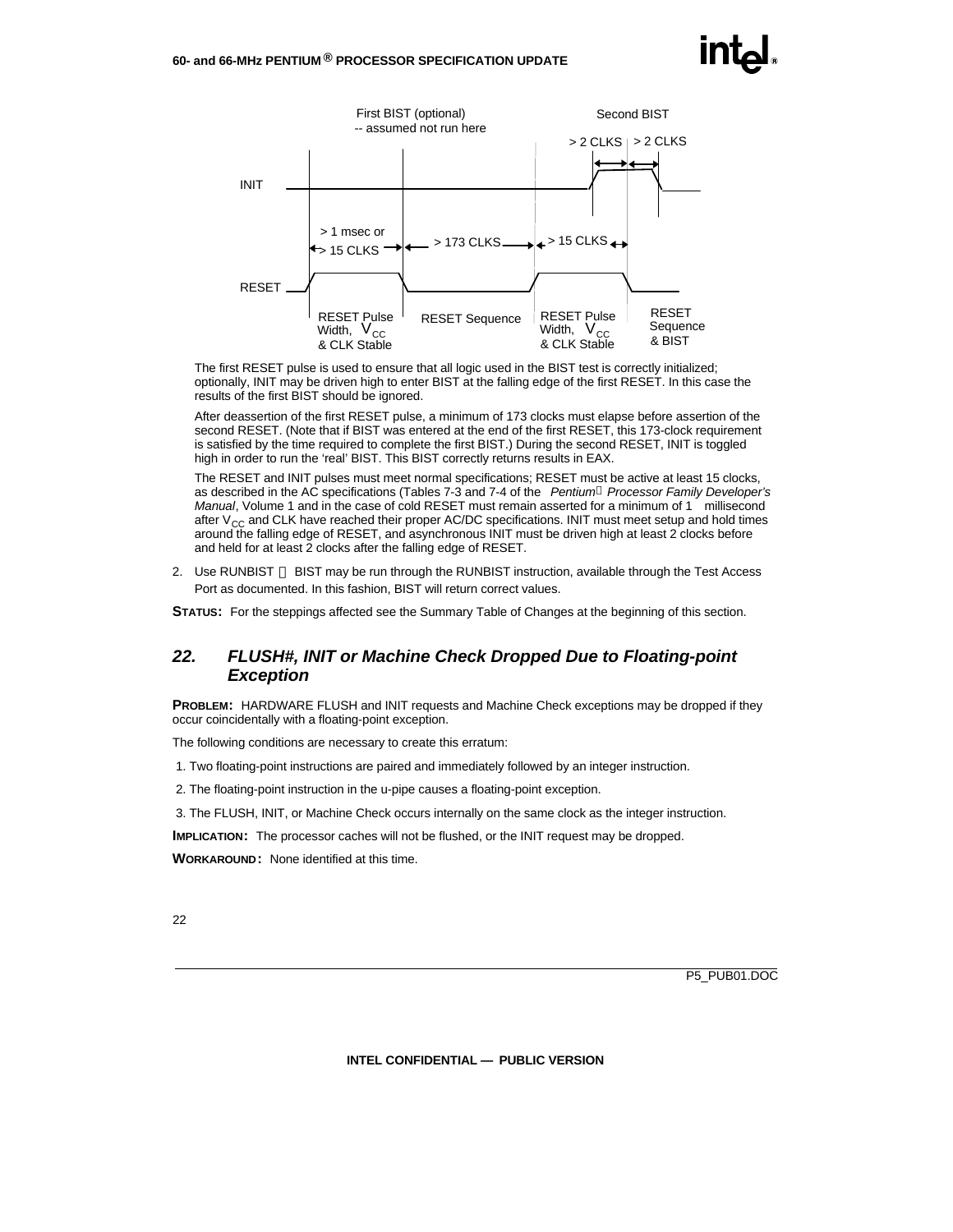The first RESET pulse is used to ensure that all logic used in the BIST test is correctly initialized; optionally, INIT may be driven high to enter BIST at the falling edge of the first RESET. In this case the results of the first BIST should be ignored.

After deassertion of the first RESET pulse, a minimum of 173 clocks must elapse before assertion of the second RESET. (Note that if BIST was entered at the end of the first RESET, this 173-clock requirement is satisfied by the time required to complete the first BIST.) During the second RESET, INIT is toggled high in order to run the 'real' BIST. This BIST correctly returns results in EAX.

The RESET and INIT pulses must meet normal specifications; RESET must be active at least 15 clocks, as described in the AC specifications (Tables 7-3 and 7-4 of the *Pentium® Processor Family Developer's Manual*, Volume 1 and in the case of cold RESET must remain asserted for a minimum of 1 millisecond after $V_{CC}$ and CLK have reached their proper AC/DC specifications. INIT must meet setup and hold times around the falling edge of RESET, and asynchronous INIT must be driven high at least 2 clocks before and held for at least 2 clocks after the falling edge of RESET.

2. Use RUNBIST — BIST may be run through the RUNBIST instruction, available through the Test Access Port as documented. In this fashion, BIST will return correct values.

**STATUS:** For the steppings affected see the Summary Table of Changes at the beginning of this section.

## 22. FLUSH#, INIT or Machine Check Dropped Due to Floating-point Exception

**PROBLEM:** HARDWARE FLUSH and INIT requests and Machine Check exceptions may be dropped if they occur coincidentally with a floating-point exception.

The following conditions are necessary to create this erratum:

1. Two floating-point instructions are paired and immediately followed by an integer instruction.
2. The floating-point instruction in the u-pipe causes a floating-point exception.
3. The FLUSH, INIT, or Machine Check occurs internally on the same clock as the integer instruction.

**IMPLICATION:** The processor caches will not be flushed, or the INIT request may be dropped.

**WORKAROUND:** None identified at this time.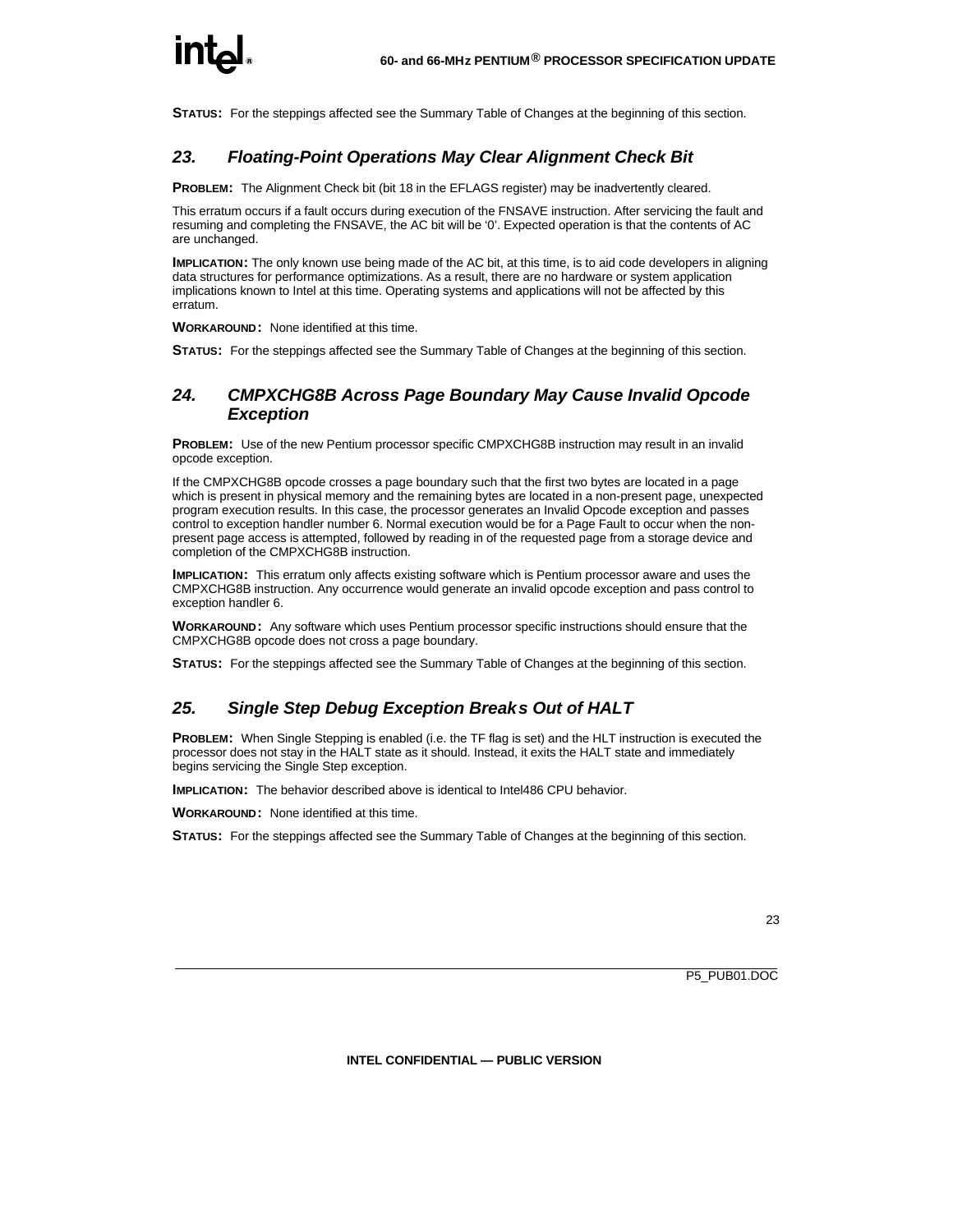**STATUS:** For the steppings affected see the Summary Table of Changes at the beginning of this section.

## 23. Floating-Point Operations May Clear Alignment Check Bit

**PROBLEM:** The Alignment Check bit (bit 18 in the EFLAGS register) may be inadvertently cleared.

This erratum occurs if a fault occurs during execution of the FNSAVE instruction. After servicing the fault and resuming and completing the FNSAVE, the AC bit will be '0'. Expected operation is that the contents of AC are unchanged.

**IMPLICATION:** The only known use being made of the AC bit, at this time, is to aid code developers in aligning data structures for performance optimizations. As a result, there are no hardware or system application implications known to Intel at this time. Operating systems and applications will not be affected by this erratum.

**WORKAROUND:** None identified at this time.

**STATUS:** For the steppings affected see the Summary Table of Changes at the beginning of this section.

## 24. CMPXCHG8B Across Page Boundary May Cause Invalid Opcode Exception

**PROBLEM:** Use of the new Pentium processor specific CMPXCHG8B instruction may result in an invalid opcode exception.

If the CMPXCHG8B opcode crosses a page boundary such that the first two bytes are located in a page which is present in physical memory and the remaining bytes are located in a non-present page, unexpected program execution results. In this case, the processor generates an Invalid Opcode exception and passes control to exception handler number 6. Normal execution would be for a Page Fault to occur when the non-present page access is attempted, followed by reading in of the requested page from a storage device and completion of the CMPXCHG8B instruction.

**IMPLICATION:** This erratum only affects existing software which is Pentium processor aware and uses the CMPXCHG8B instruction. Any occurrence would generate an invalid opcode exception and pass control to exception handler 6.

**WORKAROUND:** Any software which uses Pentium processor specific instructions should ensure that the CMPXCHG8B opcode does not cross a page boundary.

**STATUS:** For the steppings affected see the Summary Table of Changes at the beginning of this section.

## 25. Single Step Debug Exception Breaks Out of HALT

**PROBLEM:** When Single Stepping is enabled (i.e. the TF flag is set) and the HLT instruction is executed the processor does not stay in the HALT state as it should. Instead, it exits the HALT state and immediately begins servicing the Single Step exception.

**IMPLICATION:** The behavior described above is identical to Intel486 CPU behavior.

**WORKAROUND:** None identified at this time.

**STATUS:** For the steppings affected see the Summary Table of Changes at the beginning of this section.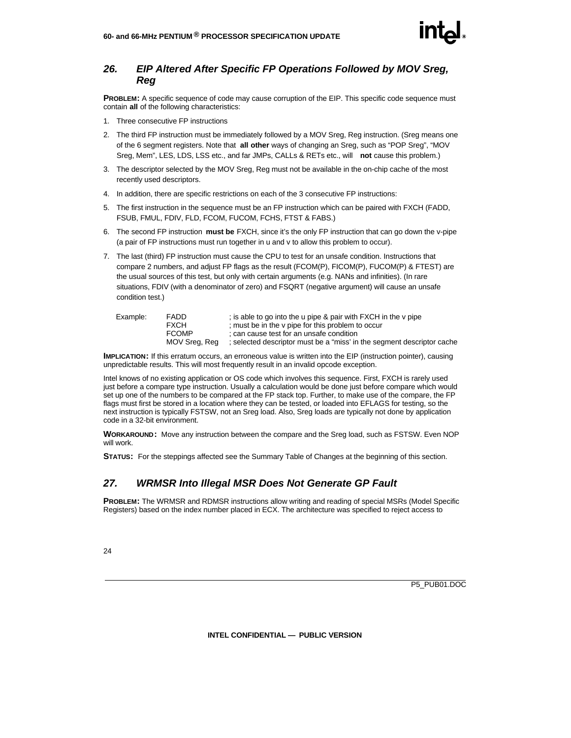## 26. EIP Altered After Specific FP Operations Followed by MOV Sreg, Reg

**PROBLEM:** A specific sequence of code may cause corruption of the EIP. This specific code sequence must contain **all** of the following characteristics:

1. Three consecutive FP instructions
2. The third FP instruction must be immediately followed by a MOV Sreg, Reg instruction. (Sreg means one of the 6 segment registers. Note that **all other** ways of changing an Sreg, such as "POP Sreg", "MOV Sreg, Mem", LES, LDS, LSS etc., and far JMPs, CALLs & RETs etc., will **not** cause this problem.)
3. The descriptor selected by the MOV Sreg, Reg must not be available in the on-chip cache of the most recently used descriptors.
4. In addition, there are specific restrictions on each of the 3 consecutive FP instructions:
5. The first instruction in the sequence must be an FP instruction which can be paired with FXCH (FADD, FSUB, FMUL, FDIV, FLD, FCOM, FUCOM, FCHS, FTST & FABS.)
6. The second FP instruction **must be** FXCH, since it's the only FP instruction that can go down the v-pipe (a pair of FP instructions must run together in u and v to allow this problem to occur).
7. The last (third) FP instruction must cause the CPU to test for an unsafe condition. Instructions that compare 2 numbers, and adjust FP flags as the result (FCOM(P), FICOM(P), FUCOM(P) & FTEST) are the usual sources of this test, but only with certain arguments (e.g. NANs and infinities). (In rare situations, FDIV (with a denominator of zero) and FSQRT (negative argument) will cause an unsafe condition test.)

```
Example:    FADD            ; is able to go into the u pipe & pair with FXCH in the v pipe
            FXCH            ; must be in the v pipe for this problem to occur
            FCOMP           ; can cause test for an unsafe condition
            MOV Sreg, Reg   ; selected descriptor must be a "miss' in the segment descriptor cache
```

**IMPLICATION:** If this erratum occurs, an erroneous value is written into the EIP (instruction pointer), causing unpredictable results. This will most frequently result in an invalid opcode exception.

Intel knows of no existing application or OS code which involves this sequence. First, FXCH is rarely used just before a compare type instruction. Usually a calculation would be done just before compare which would set up one of the numbers to be compared at the FP stack top. Further, to make use of the compare, the FP flags must first be stored in a location where they can be tested, or loaded into EFLAGS for testing, so the next instruction is typically FSTSW, not an Sreg load. Also, Sreg loads are typically not done by application code in a 32-bit environment.

**WORKAROUND:** Move any instruction between the compare and the Sreg load, such as FSTSW. Even NOP will work.

**STATUS:** For the steppings affected see the Summary Table of Changes at the beginning of this section.

## 27. WRMSR Into Illegal MSR Does Not Generate GP Fault

**PROBLEM:** The WRMSR and RDMSR instructions allow writing and reading of special MSRs (Model Specific Registers) based on the index number placed in ECX. The architecture was specified to reject access to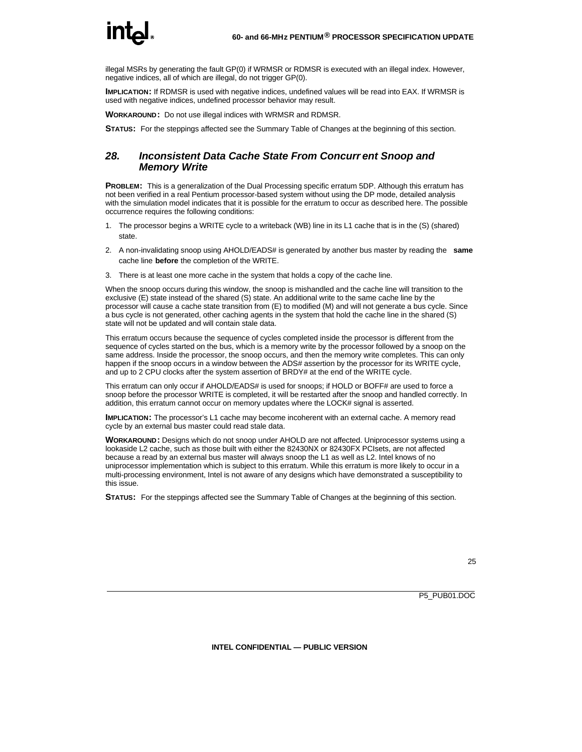illegal MSRs by generating the fault GP(0) if WRMSR or RDMSR is executed with an illegal index. However, negative indices, all of which are illegal, do not trigger GP(0).

**IMPLICATION:** If RDMSR is used with negative indices, undefined values will be read into EAX. If WRMSR is used with negative indices, undefined processor behavior may result.

**WORKAROUND:** Do not use illegal indices with WRMSR and RDMSR.

**STATUS:** For the steppings affected see the Summary Table of Changes at the beginning of this section.

## *28. Inconsistent Data Cache State From Concurrent Snoop and Memory Write*

**PROBLEM:** This is a generalization of the Dual Processing specific erratum 5DP. Although this erratum has not been verified in a real Pentium processor-based system without using the DP mode, detailed analysis with the simulation model indicates that it is possible for the erratum to occur as described here. The possible occurrence requires the following conditions:

1. The processor begins a WRITE cycle to a writeback (WB) line in its L1 cache that is in the (S) (shared) state.
2. A non-invalidating snoop using AHOLD/EADS# is generated by another bus master by reading the **same** cache line **before** the completion of the WRITE.
3. There is at least one more cache in the system that holds a copy of the cache line.

When the snoop occurs during this window, the snoop is mishandled and the cache line will transition to the exclusive (E) state instead of the shared (S) state. An additional write to the same cache line by the processor will cause a cache state transition from (E) to modified (M) and will not generate a bus cycle. Since a bus cycle is not generated, other caching agents in the system that hold the cache line in the shared (S) state will not be updated and will contain stale data.

This erratum occurs because the sequence of cycles completed inside the processor is different from the sequence of cycles started on the bus, which is a memory write by the processor followed by a snoop on the same address. Inside the processor, the snoop occurs, and then the memory write completes. This can only happen if the snoop occurs in a window between the ADS# assertion by the processor for its WRITE cycle, and up to 2 CPU clocks after the system assertion of BRDY# at the end of the WRITE cycle.

This erratum can only occur if AHOLD/EADS# is used for snoops; if HOLD or BOFF# are used to force a snoop before the processor WRITE is completed, it will be restarted after the snoop and handled correctly. In addition, this erratum cannot occur on memory updates where the LOCK# signal is asserted.

**IMPLICATION:** The processor's L1 cache may become incoherent with an external cache. A memory read cycle by an external bus master could read stale data.

**WORKAROUND:** Designs which do not snoop under AHOLD are not affected. Uniprocessor systems using a lookaside L2 cache, such as those built with either the 82430NX or 82430FX PCIsets, are not affected because a read by an external bus master will always snoop the L1 as well as L2. Intel knows of no uniprocessor implementation which is subject to this erratum. While this erratum is more likely to occur in a multi-processing environment, Intel is not aware of any designs which have demonstrated a susceptibility to this issue.

**STATUS:** For the steppings affected see the Summary Table of Changes at the beginning of this section.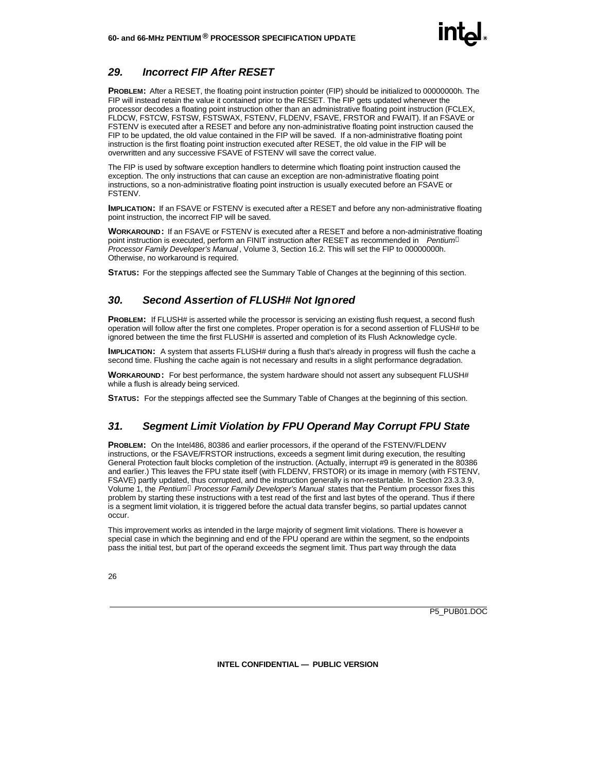## 29. Incorrect FIP After RESET

**PROBLEM:** After a RESET, the floating point instruction pointer (FIP) should be initialized to 00000000h. The FIP will instead retain the value it contained prior to the RESET. The FIP gets updated whenever the processor decodes a floating point instruction other than an administrative floating point instruction (FCLEX, FLDCW, FSTCW, FSTSW, FSTSWAX, FSTENV, FLDENV, FSAVE, FRSTOR and FWAIT). If an FSAVE or FSTENV is executed after a RESET and before any non-administrative floating point instruction caused the FIP to be updated, the old value contained in the FIP will be saved. If a non-administrative floating point instruction is the first floating point instruction executed after RESET, the old value in the FIP will be overwritten and any successive FSAVE of FSTENV will save the correct value.

The FIP is used by software exception handlers to determine which floating point instruction caused the exception. The only instructions that can cause an exception are non-administrative floating point instructions, so a non-administrative floating point instruction is usually executed before an FSAVE or FSTENV.

**IMPLICATION:** If an FSAVE or FSTENV is executed after a RESET and before any non-administrative floating point instruction, the incorrect FIP will be saved.

**WORKAROUND:** If an FSAVE or FSTENV is executed after a RESET and before a non-administrative floating point instruction is executed, perform an FINIT instruction after RESET as recommended in *Pentium® Processor Family Developer's Manual*, Volume 3, Section 16.2. This will set the FIP to 00000000h. Otherwise, no workaround is required.

**STATUS:** For the steppings affected see the Summary Table of Changes at the beginning of this section.

## 30. Second Assertion of FLUSH# Not Ignored

**PROBLEM:** If FLUSH# is asserted while the processor is servicing an existing flush request, a second flush operation will follow after the first one completes. Proper operation is for a second assertion of FLUSH# to be ignored between the time the first FLUSH# is asserted and completion of its Flush Acknowledge cycle.

**IMPLICATION:** A system that asserts FLUSH# during a flush that's already in progress will flush the cache a second time. Flushing the cache again is not necessary and results in a slight performance degradation.

**WORKAROUND:** For best performance, the system hardware should not assert any subsequent FLUSH# while a flush is already being serviced.

**STATUS:** For the steppings affected see the Summary Table of Changes at the beginning of this section.

## 31. Segment Limit Violation by FPU Operand May Corrupt FPU State

**PROBLEM:** On the Intel486, 80386 and earlier processors, if the operand of the FSTENV/FLDENV instructions, or the FSAVE/FRSTOR instructions, exceeds a segment limit during execution, the resulting General Protection fault blocks completion of the instruction. (Actually, interrupt #9 is generated in the 80386 and earlier.) This leaves the FPU state itself (with FLDENV, FRSTOR) or its image in memory (with FSTENV, FSAVE) partly updated, thus corrupted, and the instruction generally is non-restartable. In Section 23.3.3.9, Volume 1, the *Pentium® Processor Family Developer's Manual* states that the Pentium processor fixes this problem by starting these instructions with a test read of the first and last bytes of the operand. Thus if there is a segment limit violation, it is triggered before the actual data transfer begins, so partial updates cannot occur.

This improvement works as intended in the large majority of segment limit violations. There is however a special case in which the beginning and end of the FPU operand are within the segment, so the endpoints pass the initial test, but part of the operand exceeds the segment limit. Thus part way through the data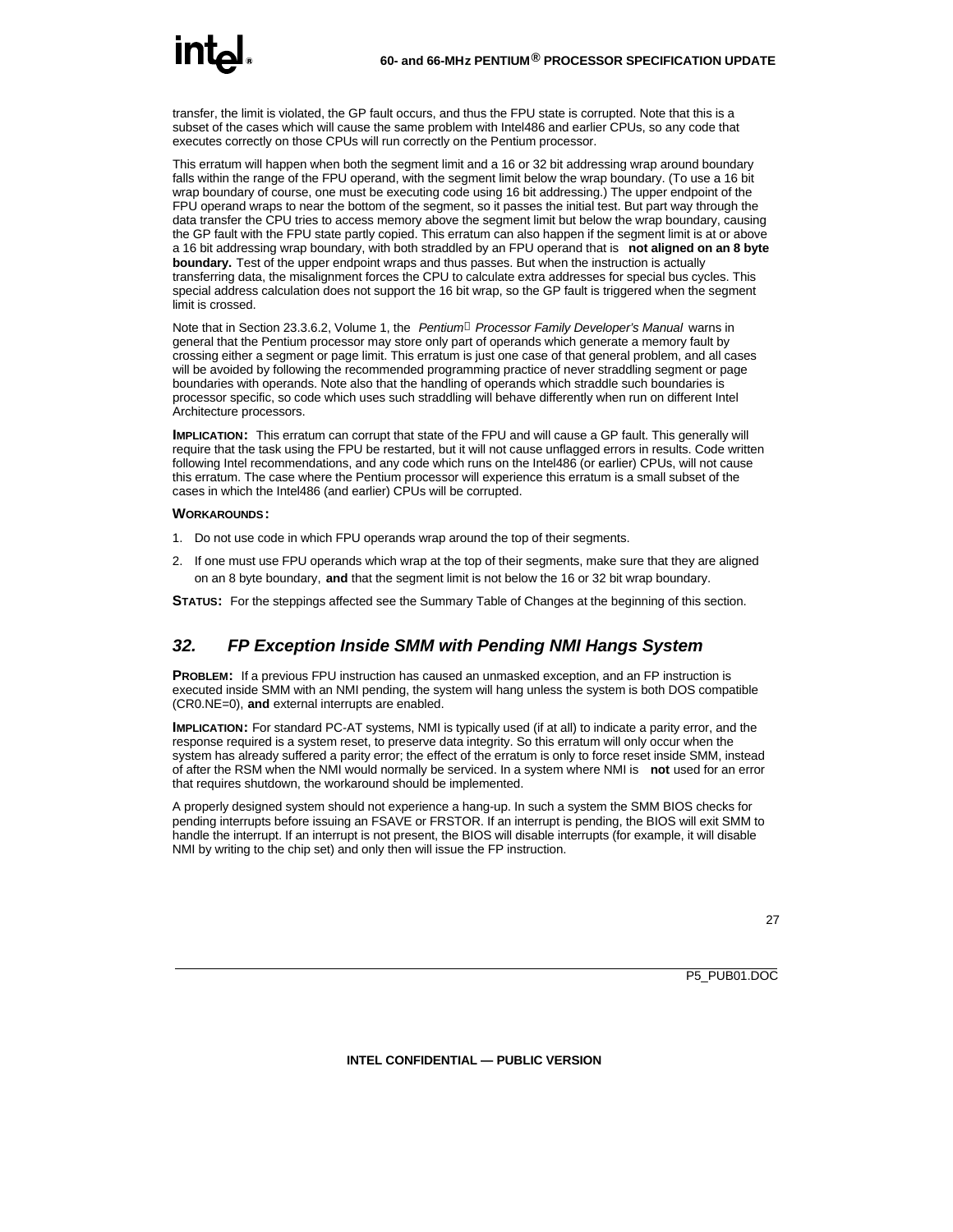transfer, the limit is violated, the GP fault occurs, and thus the FPU state is corrupted. Note that this is a subset of the cases which will cause the same problem with Intel486 and earlier CPUs, so any code that executes correctly on those CPUs will run correctly on the Pentium processor.

This erratum will happen when both the segment limit and a 16 or 32 bit addressing wrap around boundary falls within the range of the FPU operand, with the segment limit below the wrap boundary. (To use a 16 bit wrap boundary of course, one must be executing code using 16 bit addressing.) The upper endpoint of the FPU operand wraps to near the bottom of the segment, so it passes the initial test. But part way through the data transfer the CPU tries to access memory above the segment limit but below the wrap boundary, causing the GP fault with the FPU state partly copied. This erratum can also happen if the segment limit is at or above a 16 bit addressing wrap boundary, with both straddled by an FPU operand that is **not aligned on an 8 byte boundary.** Test of the upper endpoint wraps and thus passes. But when the instruction is actually transferring data, the misalignment forces the CPU to calculate extra addresses for special bus cycles. This special address calculation does not support the 16 bit wrap, so the GP fault is triggered when the segment limit is crossed.

Note that in Section 23.3.6.2, Volume 1, the *Pentium® Processor Family Developer's Manual* warns in general that the Pentium processor may store only part of operands which generate a memory fault by crossing either a segment or page limit. This erratum is just one case of that general problem, and all cases will be avoided by following the recommended programming practice of never straddling segment or page boundaries with operands. Note also that the handling of operands which straddle such boundaries is processor specific, so code which uses such straddling will behave differently when run on different Intel Architecture processors.

**IMPLICATION:** This erratum can corrupt that state of the FPU and will cause a GP fault. This generally will require that the task using the FPU be restarted, but it will not cause unflagged errors in results. Code written following Intel recommendations, and any code which runs on the Intel486 (or earlier) CPUs, will not cause this erratum. The case where the Pentium processor will experience this erratum is a small subset of the cases in which the Intel486 (and earlier) CPUs will be corrupted.

**WORKAROUNDS:**

1. Do not use code in which FPU operands wrap around the top of their segments.
2. If one must use FPU operands which wrap at the top of their segments, make sure that they are aligned on an 8 byte boundary, **and** that the segment limit is not below the 16 or 32 bit wrap boundary.

**STATUS:** For the steppings affected see the Summary Table of Changes at the beginning of this section.

## *32. FP Exception Inside SMM with Pending NMI Hangs System*

**PROBLEM:** If a previous FPU instruction has caused an unmasked exception, and an FP instruction is executed inside SMM with an NMI pending, the system will hang unless the system is both DOS compatible (CR0.NE=0), **and** external interrupts are enabled.

**IMPLICATION:** For standard PC-AT systems, NMI is typically used (if at all) to indicate a parity error, and the response required is a system reset, to preserve data integrity. So this erratum will only occur when the system has already suffered a parity error; the effect of the erratum is only to force reset inside SMM, instead of after the RSM when the NMI would normally be serviced. In a system where NMI is **not** used for an error that requires shutdown, the workaround should be implemented.

A properly designed system should not experience a hang-up. In such a system the SMM BIOS checks for pending interrupts before issuing an FSAVE or FRSTOR. If an interrupt is pending, the BIOS will exit SMM to handle the interrupt. If an interrupt is not present, the BIOS will disable interrupts (for example, it will disable NMI by writing to the chip set) and only then will issue the FP instruction.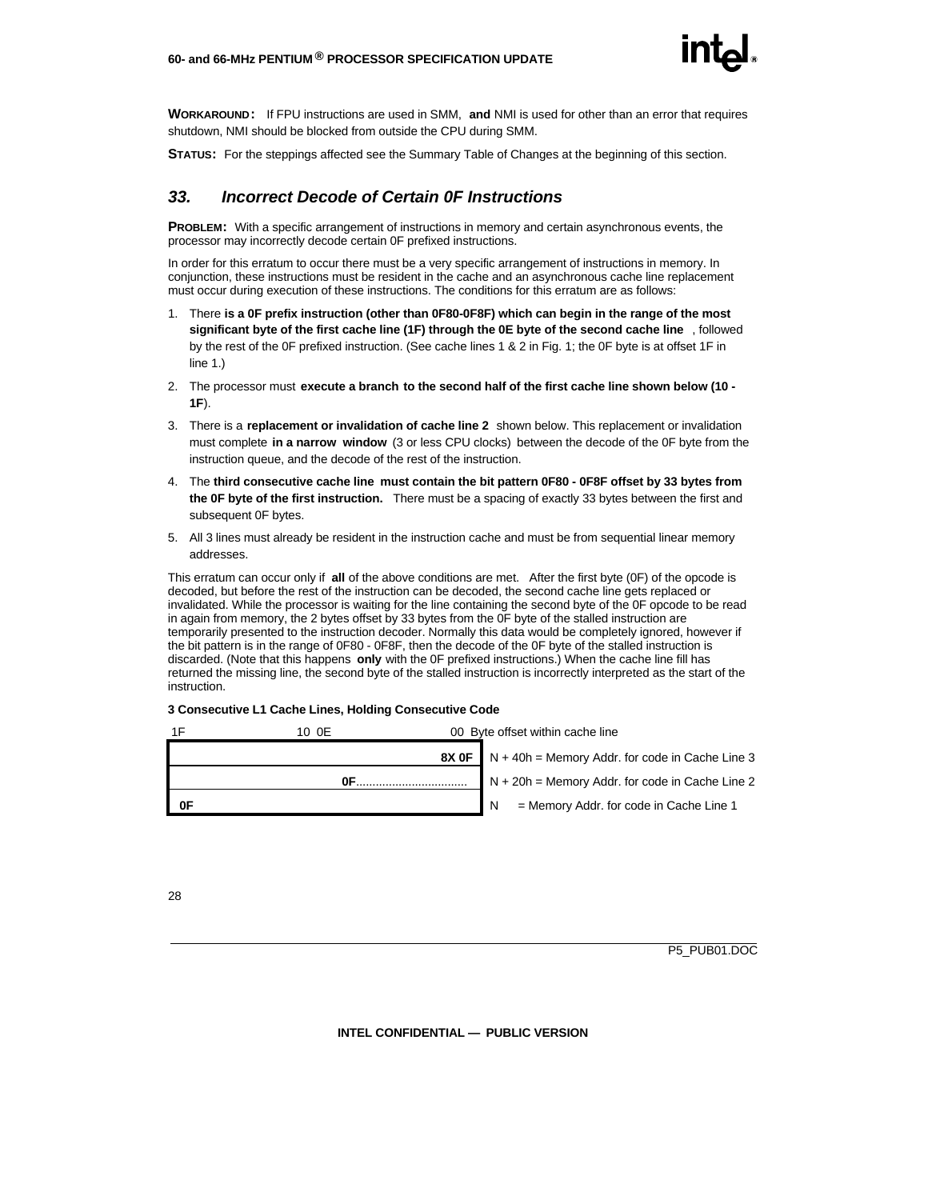**WORKAROUND:** If FPU instructions are used in SMM, **and** NMI is used for other than an error that requires shutdown, NMI should be blocked from outside the CPU during SMM.

**STATUS:** For the steppings affected see the Summary Table of Changes at the beginning of this section.

## *33. Incorrect Decode of Certain 0F Instructions*

**PROBLEM:** With a specific arrangement of instructions in memory and certain asynchronous events, the processor may incorrectly decode certain 0F prefixed instructions.

In order for this erratum to occur there must be a very specific arrangement of instructions in memory. In conjunction, these instructions must be resident in the cache and an asynchronous cache line replacement must occur during execution of these instructions. The conditions for this erratum are as follows:

1. There **is a 0F prefix instruction (other than 0F80-0F8F) which can begin in the range of the most significant byte of the first cache line (1F) through the 0E byte of the second cache line**, followed by the rest of the 0F prefixed instruction. (See cache lines 1 & 2 in Fig. 1; the 0F byte is at offset 1F in line 1.)
2. The processor must **execute a branch to the second half of the first cache line shown below (10 - 1F**).
3. There is a **replacement or invalidation of cache line 2** shown below. This replacement or invalidation must complete **in a narrow window** (3 or less CPU clocks) between the decode of the 0F byte from the instruction queue, and the decode of the rest of the instruction.
4. The **third consecutive cache line must contain the bit pattern 0F80 - 0F8F offset by 33 bytes from the 0F byte of the first instruction.** There must be a spacing of exactly 33 bytes between the first and subsequent 0F bytes.
5. All 3 lines must already be resident in the instruction cache and must be from sequential linear memory addresses.

This erratum can occur only if **all** of the above conditions are met. After the first byte (0F) of the opcode is decoded, but before the rest of the instruction can be decoded, the second cache line gets replaced or invalidated. While the processor is waiting for the line containing the second byte of the 0F opcode to be read in again from memory, the 2 bytes offset by 33 bytes from the 0F byte of the stalled instruction are temporarily presented to the instruction decoder. Normally this data would be completely ignored, however if the bit pattern is in the range of 0F80 - 0F8F, then the decode of the 0F byte of the stalled instruction is discarded. (Note that this happens **only** with the 0F prefixed instructions.) When the cache line fill has returned the missing line, the second byte of the stalled instruction is incorrectly interpreted as the start of the instruction.

**3 Consecutive L1 Cache Lines, Holding Consecutive Code**

| 1F | 10 0E | 00 | Byte offset within cache line |
|---|---|---|---|
| | | **8X 0F** | N + 40h = Memory Addr. for code in Cache Line 3 |
| | **0F**.................................. | | N + 20h = Memory Addr. for code in Cache Line 2 |
| **0F** | | | N = Memory Addr. for code in Cache Line 1 |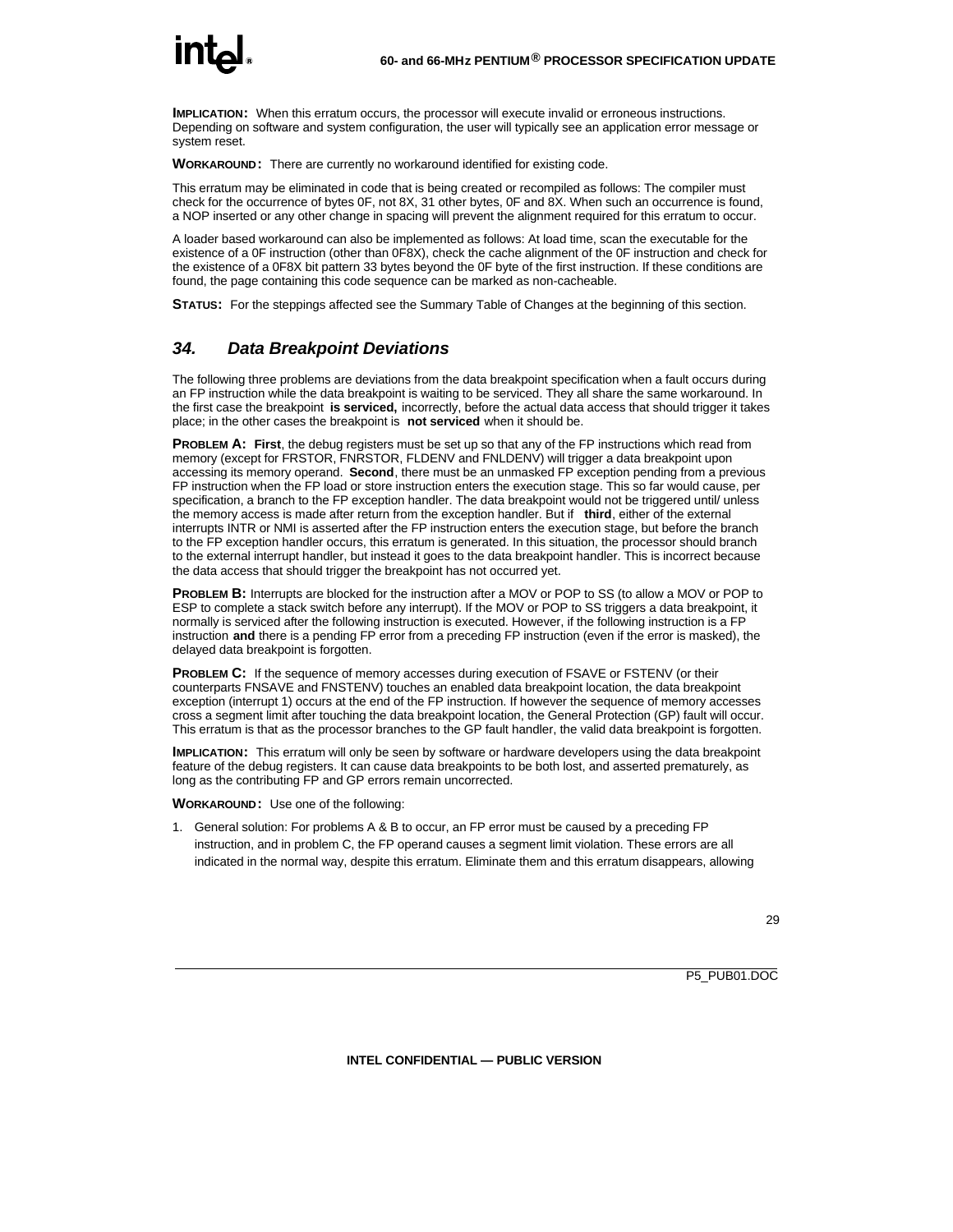**IMPLICATION:** When this erratum occurs, the processor will execute invalid or erroneous instructions. Depending on software and system configuration, the user will typically see an application error message or system reset.

**WORKAROUND:** There are currently no workaround identified for existing code.

This erratum may be eliminated in code that is being created or recompiled as follows: The compiler must check for the occurrence of bytes 0F, not 8X, 31 other bytes, 0F and 8X. When such an occurrence is found, a NOP inserted or any other change in spacing will prevent the alignment required for this erratum to occur.

A loader based workaround can also be implemented as follows: At load time, scan the executable for the existence of a 0F instruction (other than 0F8X), check the cache alignment of the 0F instruction and check for the existence of a 0F8X bit pattern 33 bytes beyond the 0F byte of the first instruction. If these conditions are found, the page containing this code sequence can be marked as non-cacheable.

**STATUS:** For the steppings affected see the Summary Table of Changes at the beginning of this section.

## *34. Data Breakpoint Deviations*

The following three problems are deviations from the data breakpoint specification when a fault occurs during an FP instruction while the data breakpoint is waiting to be serviced. They all share the same workaround. In the first case the breakpoint **is serviced,** incorrectly, before the actual data access that should trigger it takes place; in the other cases the breakpoint is **not serviced** when it should be.

**PROBLEM A: First**, the debug registers must be set up so that any of the FP instructions which read from memory (except for FRSTOR, FNRSTOR, FLDENV and FNLDENV) will trigger a data breakpoint upon accessing its memory operand. **Second**, there must be an unmasked FP exception pending from a previous FP instruction when the FP load or store instruction enters the execution stage. This so far would cause, per specification, a branch to the FP exception handler. The data breakpoint would not be triggered until/ unless the memory access is made after return from the exception handler. But if **third**, either of the external interrupts INTR or NMI is asserted after the FP instruction enters the execution stage, but before the branch to the FP exception handler occurs, this erratum is generated. In this situation, the processor should branch to the external interrupt handler, but instead it goes to the data breakpoint handler. This is incorrect because the data access that should trigger the breakpoint has not occurred yet.

**PROBLEM B:** Interrupts are blocked for the instruction after a MOV or POP to SS (to allow a MOV or POP to ESP to complete a stack switch before any interrupt). If the MOV or POP to SS triggers a data breakpoint, it normally is serviced after the following instruction is executed. However, if the following instruction is a FP instruction **and** there is a pending FP error from a preceding FP instruction (even if the error is masked), the delayed data breakpoint is forgotten.

**PROBLEM C:** If the sequence of memory accesses during execution of FSAVE or FSTENV (or their counterparts FNSAVE and FNSTENV) touches an enabled data breakpoint location, the data breakpoint exception (interrupt 1) occurs at the end of the FP instruction. If however the sequence of memory accesses cross a segment limit after touching the data breakpoint location, the General Protection (GP) fault will occur. This erratum is that as the processor branches to the GP fault handler, the valid data breakpoint is forgotten.

**IMPLICATION:** This erratum will only be seen by software or hardware developers using the data breakpoint feature of the debug registers. It can cause data breakpoints to be both lost, and asserted prematurely, as long as the contributing FP and GP errors remain uncorrected.

**WORKAROUND:** Use one of the following:

1. General solution: For problems A & B to occur, an FP error must be caused by a preceding FP instruction, and in problem C, the FP operand causes a segment limit violation. These errors are all indicated in the normal way, despite this erratum. Eliminate them and this erratum disappears, allowing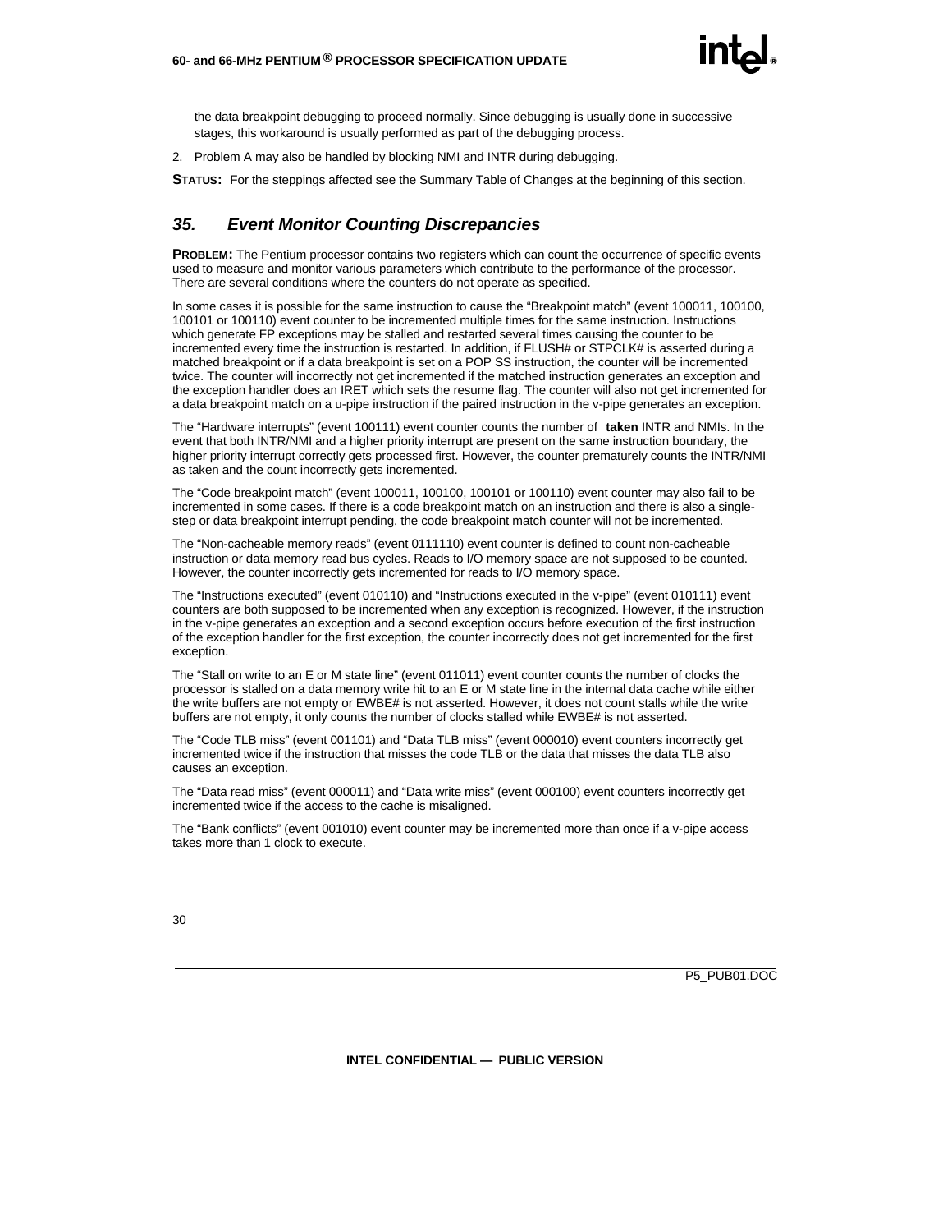the data breakpoint debugging to proceed normally. Since debugging is usually done in successive stages, this workaround is usually performed as part of the debugging process.

2. Problem A may also be handled by blocking NMI and INTR during debugging.

**STATUS:** For the steppings affected see the Summary Table of Changes at the beginning of this section.

## *35. Event Monitor Counting Discrepancies*

**PROBLEM:** The Pentium processor contains two registers which can count the occurrence of specific events used to measure and monitor various parameters which contribute to the performance of the processor. There are several conditions where the counters do not operate as specified.

In some cases it is possible for the same instruction to cause the "Breakpoint match" (event 100011, 100100, 100101 or 100110) event counter to be incremented multiple times for the same instruction. Instructions which generate FP exceptions may be stalled and restarted several times causing the counter to be incremented every time the instruction is restarted. In addition, if FLUSH# or STPCLK# is asserted during a matched breakpoint or if a data breakpoint is set on a POP SS instruction, the counter will be incremented twice. The counter will incorrectly not get incremented if the matched instruction generates an exception and the exception handler does an IRET which sets the resume flag. The counter will also not get incremented for a data breakpoint match on a u-pipe instruction if the paired instruction in the v-pipe generates an exception.

The "Hardware interrupts" (event 100111) event counter counts the number of **taken** INTR and NMIs. In the event that both INTR/NMI and a higher priority interrupt are present on the same instruction boundary, the higher priority interrupt correctly gets processed first. However, the counter prematurely counts the INTR/NMI as taken and the count incorrectly gets incremented.

The "Code breakpoint match" (event 100011, 100100, 100101 or 100110) event counter may also fail to be incremented in some cases. If there is a code breakpoint match on an instruction and there is also a single-step or data breakpoint interrupt pending, the code breakpoint match counter will not be incremented.

The "Non-cacheable memory reads" (event 0111110) event counter is defined to count non-cacheable instruction or data memory read bus cycles. Reads to I/O memory space are not supposed to be counted. However, the counter incorrectly gets incremented for reads to I/O memory space.

The "Instructions executed" (event 010110) and "Instructions executed in the v-pipe" (event 010111) event counters are both supposed to be incremented when any exception is recognized. However, if the instruction in the v-pipe generates an exception and a second exception occurs before execution of the first instruction of the exception handler for the first exception, the counter incorrectly does not get incremented for the first exception.

The "Stall on write to an E or M state line" (event 011011) event counter counts the number of clocks the processor is stalled on a data memory write hit to an E or M state line in the internal data cache while either the write buffers are not empty or EWBE# is not asserted. However, it does not count stalls while the write buffers are not empty, it only counts the number of clocks stalled while EWBE# is not asserted.

The "Code TLB miss" (event 001101) and "Data TLB miss" (event 000010) event counters incorrectly get incremented twice if the instruction that misses the code TLB or the data that misses the data TLB also causes an exception.

The "Data read miss" (event 000011) and "Data write miss" (event 000100) event counters incorrectly get incremented twice if the access to the cache is misaligned.

The "Bank conflicts" (event 001010) event counter may be incremented more than once if a v-pipe access takes more than 1 clock to execute.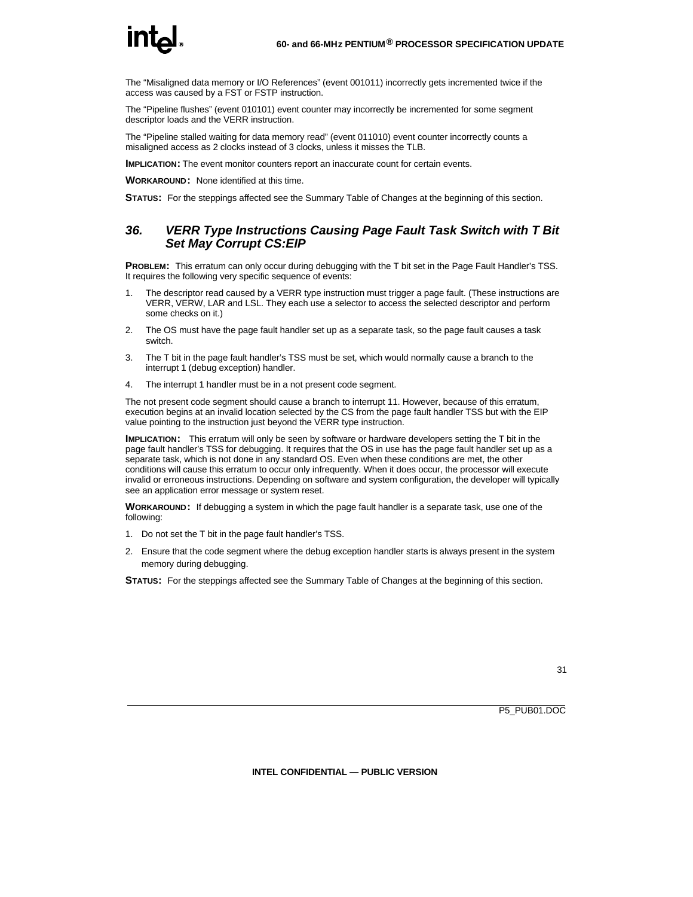The “Misaligned data memory or I/O References” (event 001011) incorrectly gets incremented twice if the access was caused by a FST or FSTP instruction.

The “Pipeline flushes” (event 010101) event counter may incorrectly be incremented for some segment descriptor loads and the VERR instruction.

The “Pipeline stalled waiting for data memory read” (event 011010) event counter incorrectly counts a misaligned access as 2 clocks instead of 3 clocks, unless it misses the TLB.

**IMPLICATION:** The event monitor counters report an inaccurate count for certain events.

**WORKAROUND:** None identified at this time.

**STATUS:** For the steppings affected see the Summary Table of Changes at the beginning of this section.

## *36. VERR Type Instructions Causing Page Fault Task Switch with T Bit Set May Corrupt CS:EIP*

**PROBLEM:** This erratum can only occur during debugging with the T bit set in the Page Fault Handler’s TSS. It requires the following very specific sequence of events:

1. The descriptor read caused by a VERR type instruction must trigger a page fault. (These instructions are VERR, VERW, LAR and LSL. They each use a selector to access the selected descriptor and perform some checks on it.)
2. The OS must have the page fault handler set up as a separate task, so the page fault causes a task switch.
3. The T bit in the page fault handler’s TSS must be set, which would normally cause a branch to the interrupt 1 (debug exception) handler.
4. The interrupt 1 handler must be in a not present code segment.

The not present code segment should cause a branch to interrupt 11. However, because of this erratum, execution begins at an invalid location selected by the CS from the page fault handler TSS but with the EIP value pointing to the instruction just beyond the VERR type instruction.

**IMPLICATION:** This erratum will only be seen by software or hardware developers setting the T bit in the page fault handler’s TSS for debugging. It requires that the OS in use has the page fault handler set up as a separate task, which is not done in any standard OS. Even when these conditions are met, the other conditions will cause this erratum to occur only infrequently. When it does occur, the processor will execute invalid or erroneous instructions. Depending on software and system configuration, the developer will typically see an application error message or system reset.

**WORKAROUND:** If debugging a system in which the page fault handler is a separate task, use one of the following:

1. Do not set the T bit in the page fault handler’s TSS.
2. Ensure that the code segment where the debug exception handler starts is always present in the system memory during debugging.

**STATUS:** For the steppings affected see the Summary Table of Changes at the beginning of this section.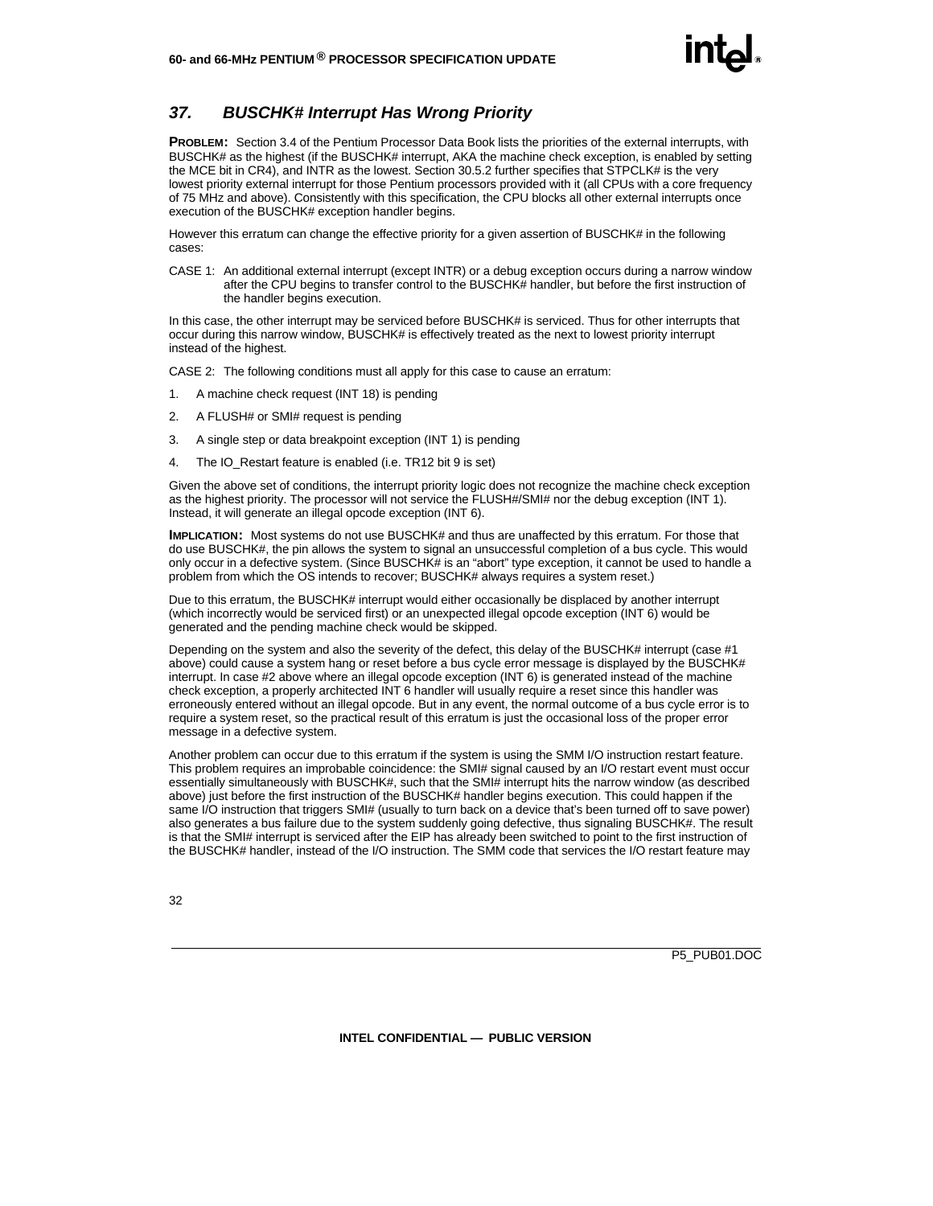## *37. BUSCHK# Interrupt Has Wrong Priority*

**PROBLEM:** Section 3.4 of the Pentium Processor Data Book lists the priorities of the external interrupts, with BUSCHK# as the highest (if the BUSCHK# interrupt, AKA the machine check exception, is enabled by setting the MCE bit in CR4), and INTR as the lowest. Section 30.5.2 further specifies that STPCLK# is the very lowest priority external interrupt for those Pentium processors provided with it (all CPUs with a core frequency of 75 MHz and above). Consistently with this specification, the CPU blocks all other external interrupts once execution of the BUSCHK# exception handler begins.

However this erratum can change the effective priority for a given assertion of BUSCHK# in the following cases:

CASE 1: An additional external interrupt (except INTR) or a debug exception occurs during a narrow window after the CPU begins to transfer control to the BUSCHK# handler, but before the first instruction of the handler begins execution.

In this case, the other interrupt may be serviced before BUSCHK# is serviced. Thus for other interrupts that occur during this narrow window, BUSCHK# is effectively treated as the next to lowest priority interrupt instead of the highest.

CASE 2: The following conditions must all apply for this case to cause an erratum:

1. A machine check request (INT 18) is pending
2. A FLUSH# or SMI# request is pending
3. A single step or data breakpoint exception (INT 1) is pending
4. The IO_Restart feature is enabled (i.e. TR12 bit 9 is set)

Given the above set of conditions, the interrupt priority logic does not recognize the machine check exception as the highest priority. The processor will not service the FLUSH#/SMI# nor the debug exception (INT 1). Instead, it will generate an illegal opcode exception (INT 6).

**IMPLICATION:** Most systems do not use BUSCHK# and thus are unaffected by this erratum. For those that do use BUSCHK#, the pin allows the system to signal an unsuccessful completion of a bus cycle. This would only occur in a defective system. (Since BUSCHK# is an "abort" type exception, it cannot be used to handle a problem from which the OS intends to recover; BUSCHK# always requires a system reset.)

Due to this erratum, the BUSCHK# interrupt would either occasionally be displaced by another interrupt (which incorrectly would be serviced first) or an unexpected illegal opcode exception (INT 6) would be generated and the pending machine check would be skipped.

Depending on the system and also the severity of the defect, this delay of the BUSCHK# interrupt (case #1 above) could cause a system hang or reset before a bus cycle error message is displayed by the BUSCHK# interrupt. In case #2 above where an illegal opcode exception (INT 6) is generated instead of the machine check exception, a properly architected INT 6 handler will usually require a reset since this handler was erroneously entered without an illegal opcode. But in any event, the normal outcome of a bus cycle error is to require a system reset, so the practical result of this erratum is just the occasional loss of the proper error message in a defective system.

Another problem can occur due to this erratum if the system is using the SMM I/O instruction restart feature. This problem requires an improbable coincidence: the SMI# signal caused by an I/O restart event must occur essentially simultaneously with BUSCHK#, such that the SMI# interrupt hits the narrow window (as described above) just before the first instruction of the BUSCHK# handler begins execution. This could happen if the same I/O instruction that triggers SMI# (usually to turn back on a device that's been turned off to save power) also generates a bus failure due to the system suddenly going defective, thus signaling BUSCHK#. The result is that the SMI# interrupt is serviced after the EIP has already been switched to point to the first instruction of the BUSCHK# handler, instead of the I/O instruction. The SMM code that services the I/O restart feature may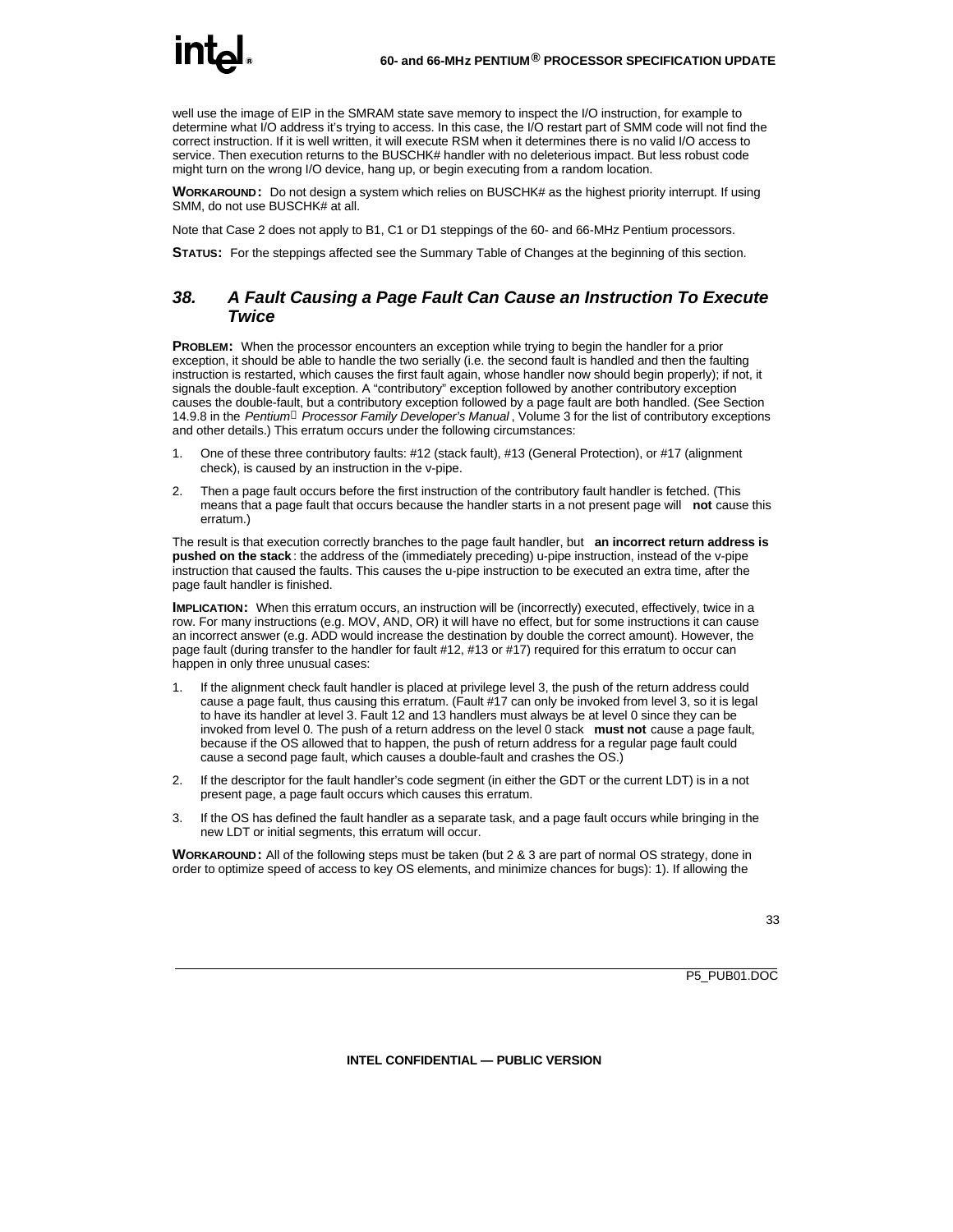well use the image of EIP in the SMRAM state save memory to inspect the I/O instruction, for example to determine what I/O address it's trying to access. In this case, the I/O restart part of SMM code will not find the correct instruction. If it is well written, it will execute RSM when it determines there is no valid I/O access to service. Then execution returns to the BUSCHK# handler with no deleterious impact. But less robust code might turn on the wrong I/O device, hang up, or begin executing from a random location.

**WORKAROUND:** Do not design a system which relies on BUSCHK# as the highest priority interrupt. If using SMM, do not use BUSCHK# at all.

Note that Case 2 does not apply to B1, C1 or D1 steppings of the 60- and 66-MHz Pentium processors.

**STATUS:** For the steppings affected see the Summary Table of Changes at the beginning of this section.

## *38. A Fault Causing a Page Fault Can Cause an Instruction To Execute Twice*

**PROBLEM:** When the processor encounters an exception while trying to begin the handler for a prior exception, it should be able to handle the two serially (i.e. the second fault is handled and then the faulting instruction is restarted, which causes the first fault again, whose handler now should begin properly); if not, it signals the double-fault exception. A "contributory" exception followed by another contributory exception causes the double-fault, but a contributory exception followed by a page fault are both handled. (See Section 14.9.8 in the *Pentium® Processor Family Developer's Manual*, Volume 3 for the list of contributory exceptions and other details.) This erratum occurs under the following circumstances:

1. One of these three contributory faults: #12 (stack fault), #13 (General Protection), or #17 (alignment check), is caused by an instruction in the v-pipe.
2. Then a page fault occurs before the first instruction of the contributory fault handler is fetched. (This means that a page fault that occurs because the handler starts in a not present page will **not** cause this erratum.)

The result is that execution correctly branches to the page fault handler, but **an incorrect return address is pushed on the stack**: the address of the (immediately preceding) u-pipe instruction, instead of the v-pipe instruction that caused the faults. This causes the u-pipe instruction to be executed an extra time, after the page fault handler is finished.

**IMPLICATION:** When this erratum occurs, an instruction will be (incorrectly) executed, effectively, twice in a row. For many instructions (e.g. MOV, AND, OR) it will have no effect, but for some instructions it can cause an incorrect answer (e.g. ADD would increase the destination by double the correct amount). However, the page fault (during transfer to the handler for fault #12, #13 or #17) required for this erratum to occur can happen in only three unusual cases:

1. If the alignment check fault handler is placed at privilege level 3, the push of the return address could cause a page fault, thus causing this erratum. (Fault #17 can only be invoked from level 3, so it is legal to have its handler at level 3. Fault 12 and 13 handlers must always be at level 0 since they can be invoked from level 0. The push of a return address on the level 0 stack **must not** cause a page fault, because if the OS allowed that to happen, the push of return address for a regular page fault could cause a second page fault, which causes a double-fault and crashes the OS.)
2. If the descriptor for the fault handler's code segment (in either the GDT or the current LDT) is in a not present page, a page fault occurs which causes this erratum.
3. If the OS has defined the fault handler as a separate task, and a page fault occurs while bringing in the new LDT or initial segments, this erratum will occur.

**WORKAROUND:** All of the following steps must be taken (but 2 & 3 are part of normal OS strategy, done in order to optimize speed of access to key OS elements, and minimize chances for bugs): 1). If allowing the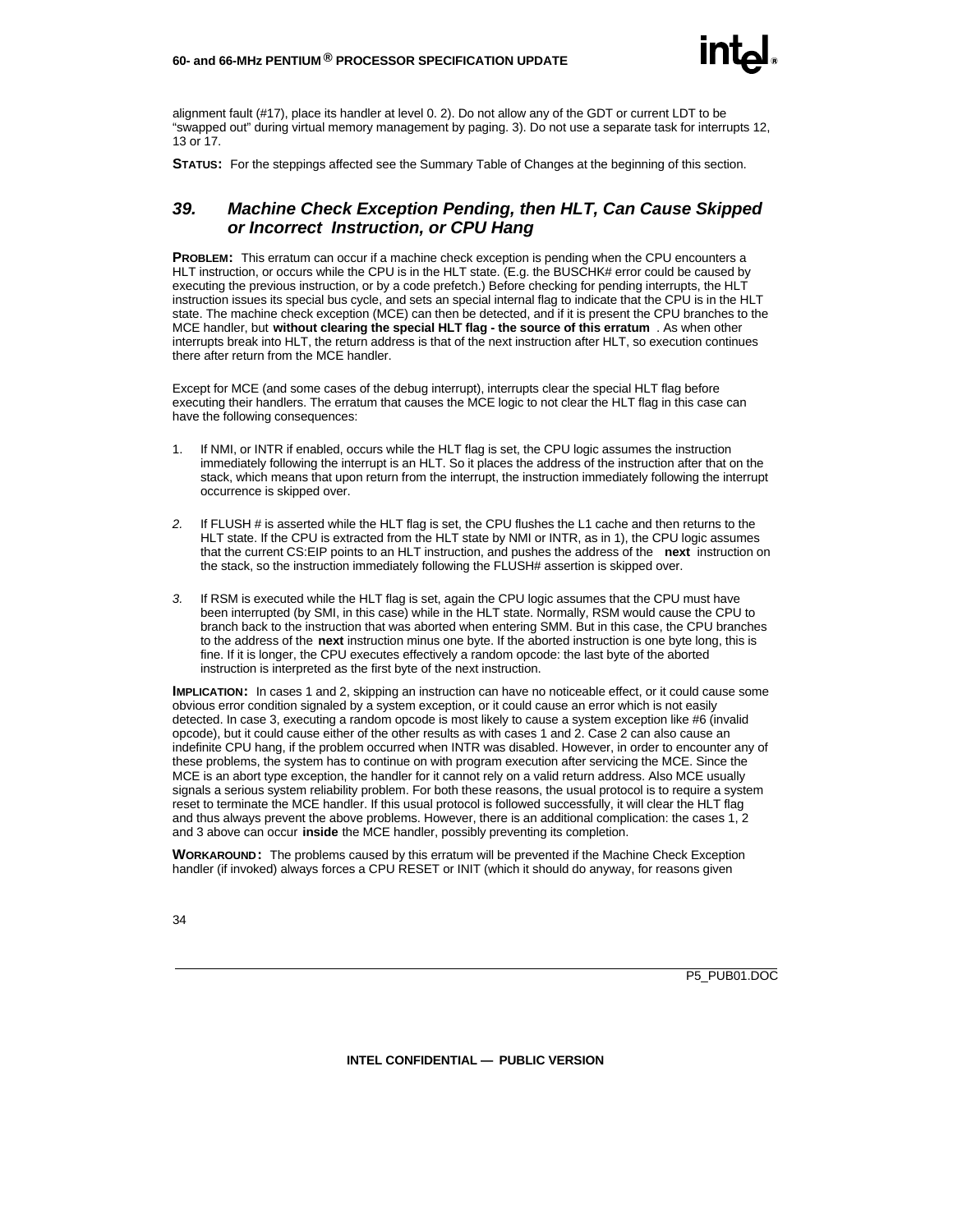alignment fault (#17), place its handler at level 0. 2). Do not allow any of the GDT or current LDT to be "swapped out" during virtual memory management by paging. 3). Do not use a separate task for interrupts 12, 13 or 17.

**STATUS:** For the steppings affected see the Summary Table of Changes at the beginning of this section.

## *39. Machine Check Exception Pending, then HLT, Can Cause Skipped or Incorrect Instruction, or CPU Hang*

**PROBLEM:** This erratum can occur if a machine check exception is pending when the CPU encounters a HLT instruction, or occurs while the CPU is in the HLT state. (E.g. the BUSCHK# error could be caused by executing the previous instruction, or by a code prefetch.) Before checking for pending interrupts, the HLT instruction issues its special bus cycle, and sets an special internal flag to indicate that the CPU is in the HLT state. The machine check exception (MCE) can then be detected, and if it is present the CPU branches to the MCE handler, but **without clearing the special HLT flag - the source of this erratum** . As when other interrupts break into HLT, the return address is that of the next instruction after HLT, so execution continues there after return from the MCE handler.

Except for MCE (and some cases of the debug interrupt), interrupts clear the special HLT flag before executing their handlers. The erratum that causes the MCE logic to not clear the HLT flag in this case can have the following consequences:

1. If NMI, or INTR if enabled, occurs while the HLT flag is set, the CPU logic assumes the instruction immediately following the interrupt is an HLT. So it places the address of the instruction after that on the stack, which means that upon return from the interrupt, the instruction immediately following the interrupt occurrence is skipped over.
2. If FLUSH # is asserted while the HLT flag is set, the CPU flushes the L1 cache and then returns to the HLT state. If the CPU is extracted from the HLT state by NMI or INTR, as in 1), the CPU logic assumes that the current CS:EIP points to an HLT instruction, and pushes the address of the **next** instruction on the stack, so the instruction immediately following the FLUSH# assertion is skipped over.
3. If RSM is executed while the HLT flag is set, again the CPU logic assumes that the CPU must have been interrupted (by SMI, in this case) while in the HLT state. Normally, RSM would cause the CPU to branch back to the instruction that was aborted when entering SMM. But in this case, the CPU branches to the address of the **next** instruction minus one byte. If the aborted instruction is one byte long, this is fine. If it is longer, the CPU executes effectively a random opcode: the last byte of the aborted instruction is interpreted as the first byte of the next instruction.

**IMPLICATION:** In cases 1 and 2, skipping an instruction can have no noticeable effect, or it could cause some obvious error condition signaled by a system exception, or it could cause an error which is not easily detected. In case 3, executing a random opcode is most likely to cause a system exception like #6 (invalid opcode), but it could cause either of the other results as with cases 1 and 2. Case 2 can also cause an indefinite CPU hang, if the problem occurred when INTR was disabled. However, in order to encounter any of these problems, the system has to continue on with program execution after servicing the MCE. Since the MCE is an abort type exception, the handler for it cannot rely on a valid return address. Also MCE usually signals a serious system reliability problem. For both these reasons, the usual protocol is to require a system reset to terminate the MCE handler. If this usual protocol is followed successfully, it will clear the HLT flag and thus always prevent the above problems. However, there is an additional complication: the cases 1, 2 and 3 above can occur **inside** the MCE handler, possibly preventing its completion.

**WORKAROUND:** The problems caused by this erratum will be prevented if the Machine Check Exception handler (if invoked) always forces a CPU RESET or INIT (which it should do anyway, for reasons given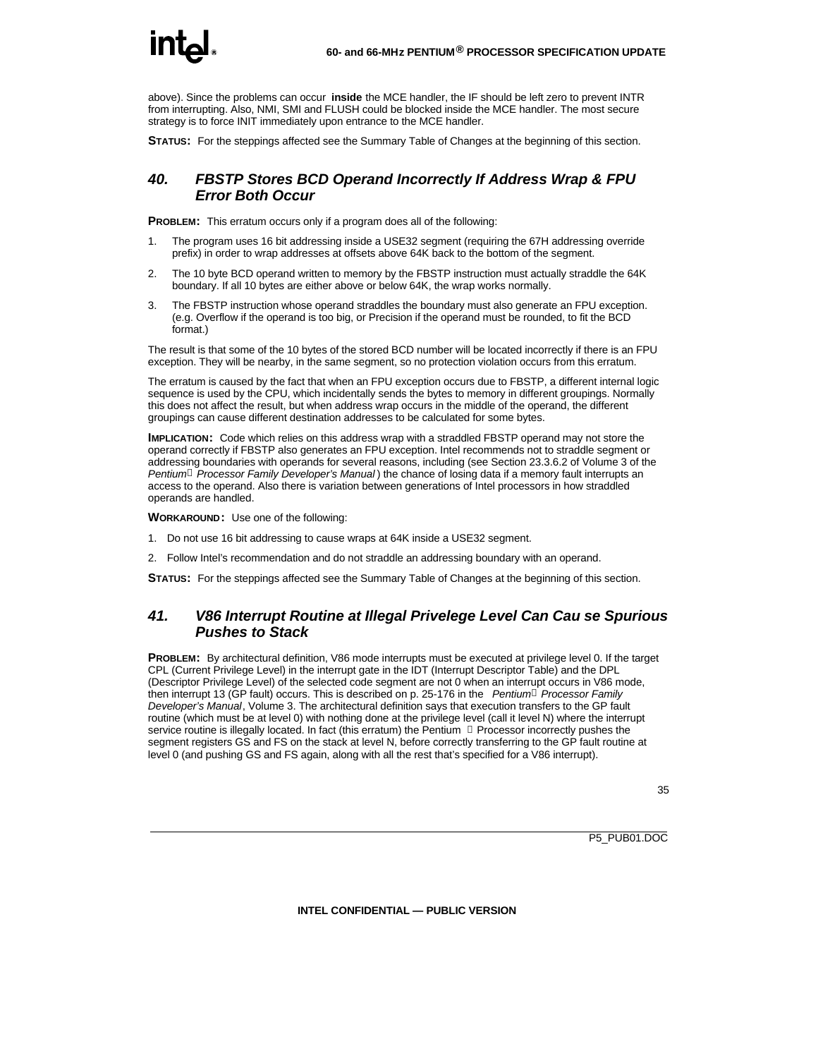above). Since the problems can occur **inside** the MCE handler, the IF should be left zero to prevent INTR from interrupting. Also, NMI, SMI and FLUSH could be blocked inside the MCE handler. The most secure strategy is to force INIT immediately upon entrance to the MCE handler.

**STATUS:** For the steppings affected see the Summary Table of Changes at the beginning of this section.

## *40. FBSTP Stores BCD Operand Incorrectly If Address Wrap & FPU Error Both Occur*

**PROBLEM:** This erratum occurs only if a program does all of the following:

1. The program uses 16 bit addressing inside a USE32 segment (requiring the 67H addressing override prefix) in order to wrap addresses at offsets above 64K back to the bottom of the segment.
2. The 10 byte BCD operand written to memory by the FBSTP instruction must actually straddle the 64K boundary. If all 10 bytes are either above or below 64K, the wrap works normally.
3. The FBSTP instruction whose operand straddles the boundary must also generate an FPU exception. (e.g. Overflow if the operand is too big, or Precision if the operand must be rounded, to fit the BCD format.)

The result is that some of the 10 bytes of the stored BCD number will be located incorrectly if there is an FPU exception. They will be nearby, in the same segment, so no protection violation occurs from this erratum.

The erratum is caused by the fact that when an FPU exception occurs due to FBSTP, a different internal logic sequence is used by the CPU, which incidentally sends the bytes to memory in different groupings. Normally this does not affect the result, but when address wrap occurs in the middle of the operand, the different groupings can cause different destination addresses to be calculated for some bytes.

**IMPLICATION:** Code which relies on this address wrap with a straddled FBSTP operand may not store the operand correctly if FBSTP also generates an FPU exception. Intel recommends not to straddle segment or addressing boundaries with operands for several reasons, including (see Section 23.3.6.2 of Volume 3 of the *Pentium® Processor Family Developer's Manual*) the chance of losing data if a memory fault interrupts an access to the operand. Also there is variation between generations of Intel processors in how straddled operands are handled.

**WORKAROUND:** Use one of the following:

1. Do not use 16 bit addressing to cause wraps at 64K inside a USE32 segment.
2. Follow Intel's recommendation and do not straddle an addressing boundary with an operand.

**STATUS:** For the steppings affected see the Summary Table of Changes at the beginning of this section.

## *41. V86 Interrupt Routine at Illegal Privelege Level Can Cau se Spurious Pushes to Stack*

**PROBLEM:** By architectural definition, V86 mode interrupts must be executed at privilege level 0. If the target CPL (Current Privilege Level) in the interrupt gate in the IDT (Interrupt Descriptor Table) and the DPL (Descriptor Privilege Level) of the selected code segment are not 0 when an interrupt occurs in V86 mode, then interrupt 13 (GP fault) occurs. This is described on p. 25-176 in the *Pentium® Processor Family Developer's Manual*, Volume 3. The architectural definition says that execution transfers to the GP fault routine (which must be at level 0) with nothing done at the privilege level (call it level N) where the interrupt service routine is illegally located. In fact (this erratum) the Pentium® Processor incorrectly pushes the segment registers GS and FS on the stack at level N, before correctly transferring to the GP fault routine at level 0 (and pushing GS and FS again, along with all the rest that's specified for a V86 interrupt).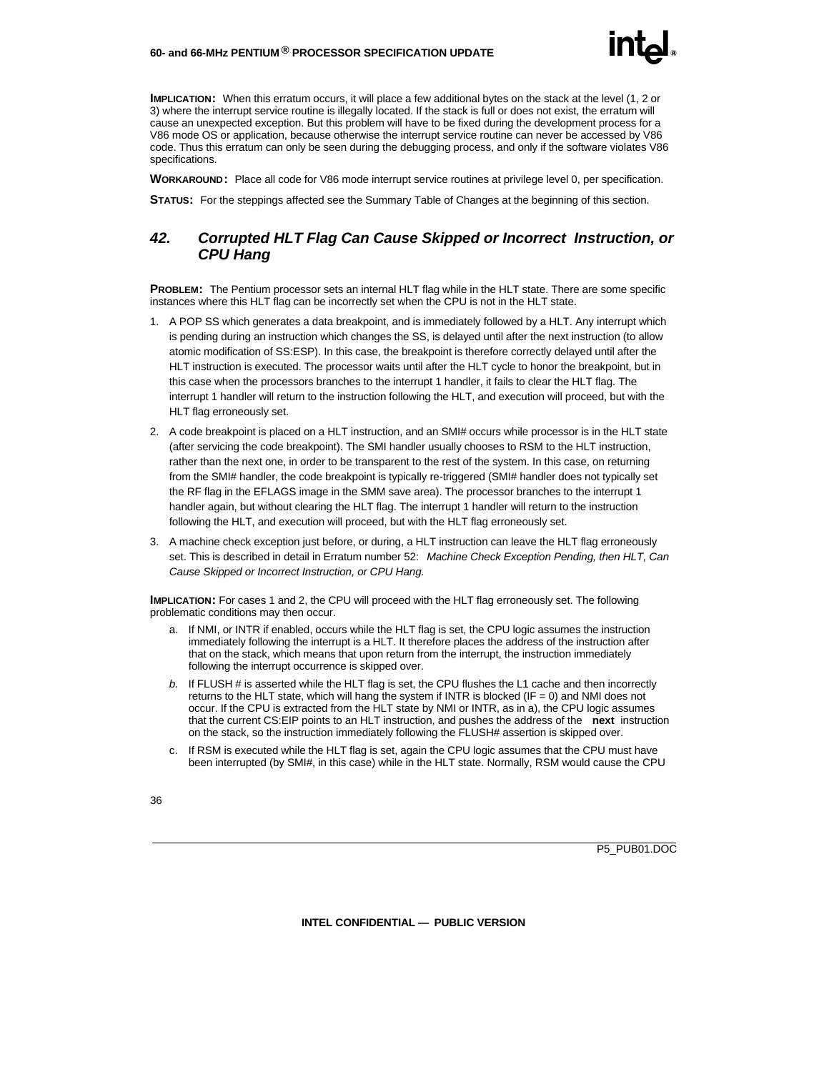**IMPLICATION:** When this erratum occurs, it will place a few additional bytes on the stack at the level (1, 2 or 3) where the interrupt service routine is illegally located. If the stack is full or does not exist, the erratum will cause an unexpected exception. But this problem will have to be fixed during the development process for a V86 mode OS or application, because otherwise the interrupt service routine can never be accessed by V86 code. Thus this erratum can only be seen during the debugging process, and only if the software violates V86 specifications.

**WORKAROUND:** Place all code for V86 mode interrupt service routines at privilege level 0, per specification.

**STATUS:** For the steppings affected see the Summary Table of Changes at the beginning of this section.

## 42. Corrupted HLT Flag Can Cause Skipped or Incorrect Instruction, or CPU Hang

**PROBLEM:** The Pentium processor sets an internal HLT flag while in the HLT state. There are some specific instances where this HLT flag can be incorrectly set when the CPU is not in the HLT state.

1. A POP SS which generates a data breakpoint, and is immediately followed by a HLT. Any interrupt which is pending during an instruction which changes the SS, is delayed until after the next instruction (to allow atomic modification of SS:ESP). In this case, the breakpoint is therefore correctly delayed until after the HLT instruction is executed. The processor waits until after the HLT cycle to honor the breakpoint, but in this case when the processors branches to the interrupt 1 handler, it fails to clear the HLT flag. The interrupt 1 handler will return to the instruction following the HLT, and execution will proceed, but with the HLT flag erroneously set.
2. A code breakpoint is placed on a HLT instruction, and an SMI# occurs while processor is in the HLT state (after servicing the code breakpoint). The SMI handler usually chooses to RSM to the HLT instruction, rather than the next one, in order to be transparent to the rest of the system. In this case, on returning from the SMI# handler, the code breakpoint is typically re-triggered (SMI# handler does not typically set the RF flag in the EFLAGS image in the SMM save area). The processor branches to the interrupt 1 handler again, but without clearing the HLT flag. The interrupt 1 handler will return to the instruction following the HLT, and execution will proceed, but with the HLT flag erroneously set.
3. A machine check exception just before, or during, a HLT instruction can leave the HLT flag erroneously set. This is described in detail in Erratum number 52: *Machine Check Exception Pending, then HLT, Can Cause Skipped or Incorrect Instruction, or CPU Hang.*

**IMPLICATION:** For cases 1 and 2, the CPU will proceed with the HLT flag erroneously set. The following problematic conditions may then occur.

a. If NMI, or INTR if enabled, occurs while the HLT flag is set, the CPU logic assumes the instruction immediately following the interrupt is a HLT. It therefore places the address of the instruction after that on the stack, which means that upon return from the interrupt, the instruction immediately following the interrupt occurrence is skipped over.

*b.* If FLUSH # is asserted while the HLT flag is set, the CPU flushes the L1 cache and then incorrectly returns to the HLT state, which will hang the system if INTR is blocked (IF = 0) and NMI does not occur. If the CPU is extracted from the HLT state by NMI or INTR, as in a), the CPU logic assumes that the current CS:EIP points to an HLT instruction, and pushes the address of the **next** instruction on the stack, so the instruction immediately following the FLUSH# assertion is skipped over.

c. If RSM is executed while the HLT flag is set, again the CPU logic assumes that the CPU must have been interrupted (by SMI#, in this case) while in the HLT state. Normally, RSM would cause the CPU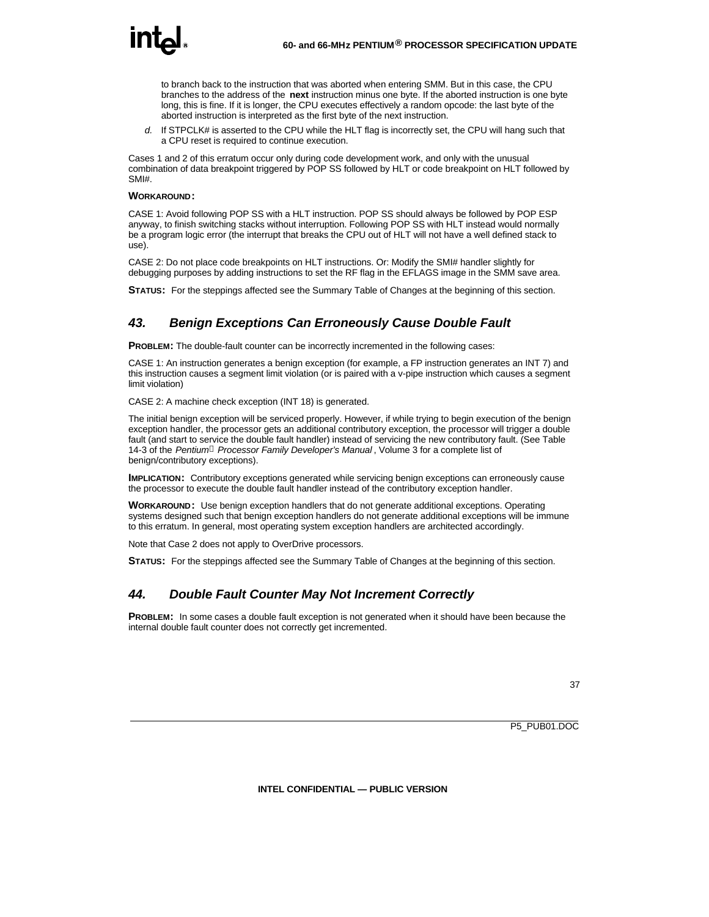to branch back to the instruction that was aborted when entering SMM. But in this case, the CPU branches to the address of the **next** instruction minus one byte. If the aborted instruction is one byte long, this is fine. If it is longer, the CPU executes effectively a random opcode: the last byte of the aborted instruction is interpreted as the first byte of the next instruction.

*d.* If STPCLK# is asserted to the CPU while the HLT flag is incorrectly set, the CPU will hang such that a CPU reset is required to continue execution.

Cases 1 and 2 of this erratum occur only during code development work, and only with the unusual combination of data breakpoint triggered by POP SS followed by HLT or code breakpoint on HLT followed by SMI#.

**WORKAROUND:**

CASE 1: Avoid following POP SS with a HLT instruction. POP SS should always be followed by POP ESP anyway, to finish switching stacks without interruption. Following POP SS with HLT instead would normally be a program logic error (the interrupt that breaks the CPU out of HLT will not have a well defined stack to use).

CASE 2: Do not place code breakpoints on HLT instructions. Or: Modify the SMI# handler slightly for debugging purposes by adding instructions to set the RF flag in the EFLAGS image in the SMM save area.

**STATUS:** For the steppings affected see the Summary Table of Changes at the beginning of this section.

## 43. Benign Exceptions Can Erroneously Cause Double Fault

**PROBLEM:** The double-fault counter can be incorrectly incremented in the following cases:

CASE 1: An instruction generates a benign exception (for example, a FP instruction generates an INT 7) and this instruction causes a segment limit violation (or is paired with a v-pipe instruction which causes a segment limit violation)

CASE 2: A machine check exception (INT 18) is generated.

The initial benign exception will be serviced properly. However, if while trying to begin execution of the benign exception handler, the processor gets an additional contributory exception, the processor will trigger a double fault (and start to service the double fault handler) instead of servicing the new contributory fault. (See Table 14-3 of the *Pentium® Processor Family Developer's Manual*, Volume 3 for a complete list of benign/contributory exceptions).

**IMPLICATION:** Contributory exceptions generated while servicing benign exceptions can erroneously cause the processor to execute the double fault handler instead of the contributory exception handler.

**WORKAROUND:** Use benign exception handlers that do not generate additional exceptions. Operating systems designed such that benign exception handlers do not generate additional exceptions will be immune to this erratum. In general, most operating system exception handlers are architected accordingly.

Note that Case 2 does not apply to OverDrive processors.

**STATUS:** For the steppings affected see the Summary Table of Changes at the beginning of this section.

## 44. Double Fault Counter May Not Increment Correctly

**PROBLEM:** In some cases a double fault exception is not generated when it should have been because the internal double fault counter does not correctly get incremented.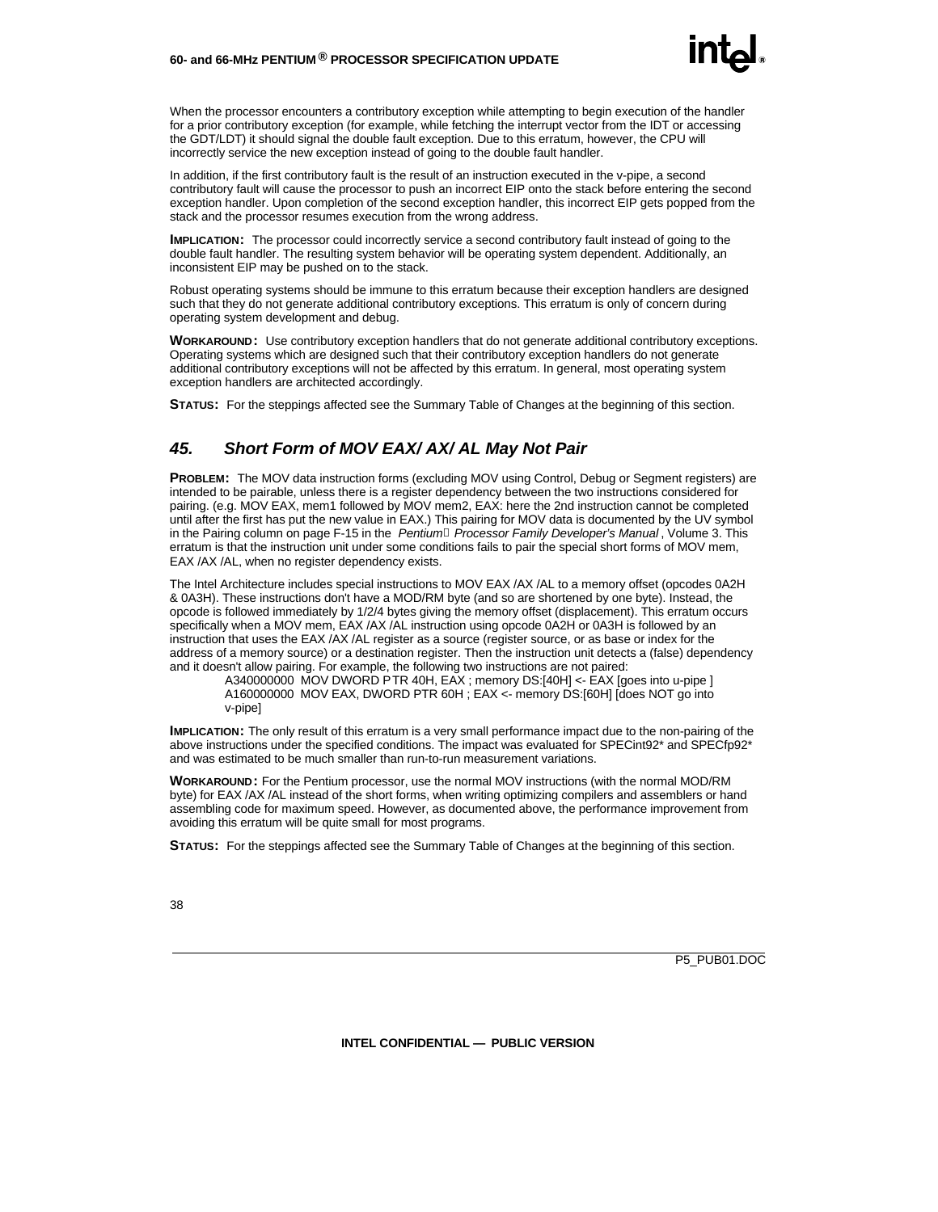When the processor encounters a contributory exception while attempting to begin execution of the handler for a prior contributory exception (for example, while fetching the interrupt vector from the IDT or accessing the GDT/LDT) it should signal the double fault exception. Due to this erratum, however, the CPU will incorrectly service the new exception instead of going to the double fault handler.

In addition, if the first contributory fault is the result of an instruction executed in the v-pipe, a second contributory fault will cause the processor to push an incorrect EIP onto the stack before entering the second exception handler. Upon completion of the second exception handler, this incorrect EIP gets popped from the stack and the processor resumes execution from the wrong address.

**IMPLICATION:** The processor could incorrectly service a second contributory fault instead of going to the double fault handler. The resulting system behavior will be operating system dependent. Additionally, an inconsistent EIP may be pushed on to the stack.

Robust operating systems should be immune to this erratum because their exception handlers are designed such that they do not generate additional contributory exceptions. This erratum is only of concern during operating system development and debug.

**WORKAROUND:** Use contributory exception handlers that do not generate additional contributory exceptions. Operating systems which are designed such that their contributory exception handlers do not generate additional contributory exceptions will not be affected by this erratum. In general, most operating system exception handlers are architected accordingly.

**STATUS:** For the steppings affected see the Summary Table of Changes at the beginning of this section.

## *45. Short Form of MOV EAX/ AX/ AL May Not Pair*

**PROBLEM:** The MOV data instruction forms (excluding MOV using Control, Debug or Segment registers) are intended to be pairable, unless there is a register dependency between the two instructions considered for pairing. (e.g. MOV EAX, mem1 followed by MOV mem2, EAX: here the 2nd instruction cannot be completed until after the first has put the new value in EAX.) This pairing for MOV data is documented by the UV symbol in the Pairing column on page F-15 in the *Pentium® Processor Family Developer's Manual*, Volume 3. This erratum is that the instruction unit under some conditions fails to pair the special short forms of MOV mem, EAX /AX /AL, when no register dependency exists.

The Intel Architecture includes special instructions to MOV EAX /AX /AL to a memory offset (opcodes 0A2H & 0A3H). These instructions don't have a MOD/RM byte (and so are shortened by one byte). Instead, the opcode is followed immediately by 1/2/4 bytes giving the memory offset (displacement). This erratum occurs specifically when a MOV mem, EAX /AX /AL instruction using opcode 0A2H or 0A3H is followed by an instruction that uses the EAX /AX /AL register as a source (register source, or as base or index for the address of a memory source) or a destination register. Then the instruction unit detects a (false) dependency and it doesn't allow pairing. For example, the following two instructions are not paired:

```
A340000000  MOV DWORD PTR 40H, EAX ; memory DS:[40H] <- EAX [goes into u-pipe ]
A160000000  MOV EAX, DWORD PTR 60H ; EAX <- memory DS:[60H] [does NOT go into
v-pipe]
```

**IMPLICATION:** The only result of this erratum is a very small performance impact due to the non-pairing of the above instructions under the specified conditions. The impact was evaluated for SPECint92* and SPECfp92* and was estimated to be much smaller than run-to-run measurement variations.

**WORKAROUND:** For the Pentium processor, use the normal MOV instructions (with the normal MOD/RM byte) for EAX /AX /AL instead of the short forms, when writing optimizing compilers and assemblers or hand assembling code for maximum speed. However, as documented above, the performance improvement from avoiding this erratum will be quite small for most programs.

**STATUS:** For the steppings affected see the Summary Table of Changes at the beginning of this section.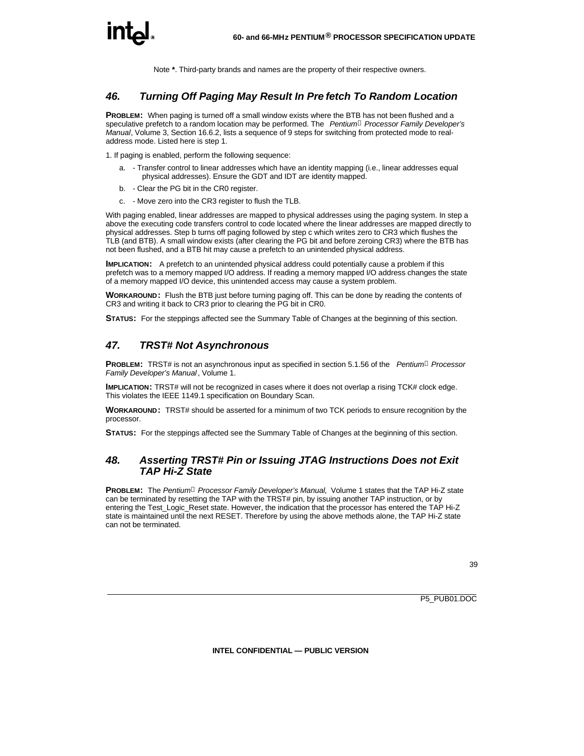Note **\***. Third-party brands and names are the property of their respective owners.

## 46. Turning Off Paging May Result In Prefetch To Random Location

**PROBLEM:** When paging is turned off a small window exists where the BTB has not been flushed and a speculative prefetch to a random location may be performed. The *Pentium® Processor Family Developer's Manual*, Volume 3, Section 16.6.2, lists a sequence of 9 steps for switching from protected mode to real-address mode. Listed here is step 1.

1. If paging is enabled, perform the following sequence:

   a. - Transfer control to linear addresses which have an identity mapping (i.e., linear addresses equal physical addresses). Ensure the GDT and IDT are identity mapped.

   b. - Clear the PG bit in the CR0 register.

   c. - Move zero into the CR3 register to flush the TLB.

With paging enabled, linear addresses are mapped to physical addresses using the paging system. In step a above the executing code transfers control to code located where the linear addresses are mapped directly to physical addresses. Step b turns off paging followed by step c which writes zero to CR3 which flushes the TLB (and BTB). A small window exists (after clearing the PG bit and before zeroing CR3) where the BTB has not been flushed, and a BTB hit may cause a prefetch to an unintended physical address.

**IMPLICATION:** A prefetch to an unintended physical address could potentially cause a problem if this prefetch was to a memory mapped I/O address. If reading a memory mapped I/O address changes the state of a memory mapped I/O device, this unintended access may cause a system problem.

**WORKAROUND:** Flush the BTB just before turning paging off. This can be done by reading the contents of CR3 and writing it back to CR3 prior to clearing the PG bit in CR0.

**STATUS:** For the steppings affected see the Summary Table of Changes at the beginning of this section.

## 47. TRST# Not Asynchronous

**PROBLEM:** TRST# is not an asynchronous input as specified in section 5.1.56 of the *Pentium® Processor Family Developer's Manual*, Volume 1.

**IMPLICATION:** TRST# will not be recognized in cases where it does not overlap a rising TCK# clock edge. This violates the IEEE 1149.1 specification on Boundary Scan.

**WORKAROUND:** TRST# should be asserted for a minimum of two TCK periods to ensure recognition by the processor.

**STATUS:** For the steppings affected see the Summary Table of Changes at the beginning of this section.

## 48. Asserting TRST# Pin or Issuing JTAG Instructions Does not Exit TAP Hi-Z State

**PROBLEM:** The *Pentium® Processor Family Developer's Manual,* Volume 1 states that the TAP Hi-Z state can be terminated by resetting the TAP with the TRST# pin, by issuing another TAP instruction, or by entering the Test_Logic_Reset state. However, the indication that the processor has entered the TAP Hi-Z state is maintained until the next RESET. Therefore by using the above methods alone, the TAP Hi-Z state can not be terminated.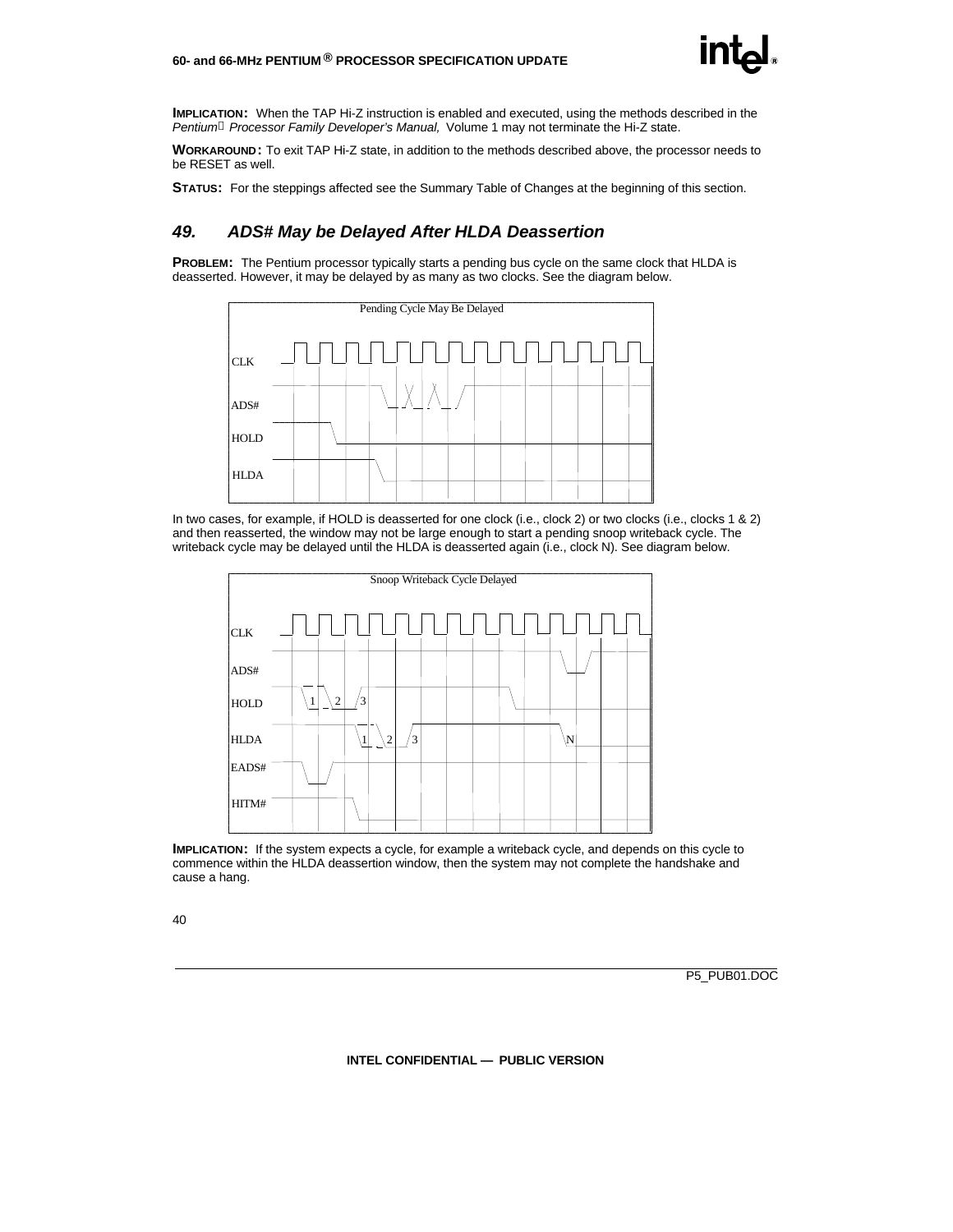**IMPLICATION:** When the TAP Hi-Z instruction is enabled and executed, using the methods described in the *Pentium® Processor Family Developer's Manual,* Volume 1 may not terminate the Hi-Z state.

**WORKAROUND:** To exit TAP Hi-Z state, in addition to the methods described above, the processor needs to be RESET as well.

**STATUS:** For the steppings affected see the Summary Table of Changes at the beginning of this section.

## *49. ADS# May be Delayed After HLDA Deassertion*

**PROBLEM:** The Pentium processor typically starts a pending bus cycle on the same clock that HLDA is deasserted. However, it may be delayed by as many as two clocks. See the diagram below.

Pending Cycle May Be Delayed

CLK

ADS#

HOLD

HLDA

In two cases, for example, if HOLD is deasserted for one clock (i.e., clock 2) or two clocks (i.e., clocks 1 & 2) and then reasserted, the window may not be large enough to start a pending snoop writeback cycle. The writeback cycle may be delayed until the HLDA is deasserted again (i.e., clock N). See diagram below.

Snoop Writeback Cycle Delayed

CLK

ADS#

HOLD 1 2 3

HLDA 1 2 3 N

EADS#

HITM#

**IMPLICATION:** If the system expects a cycle, for example a writeback cycle, and depends on this cycle to commence within the HLDA deassertion window, then the system may not complete the handshake and cause a hang.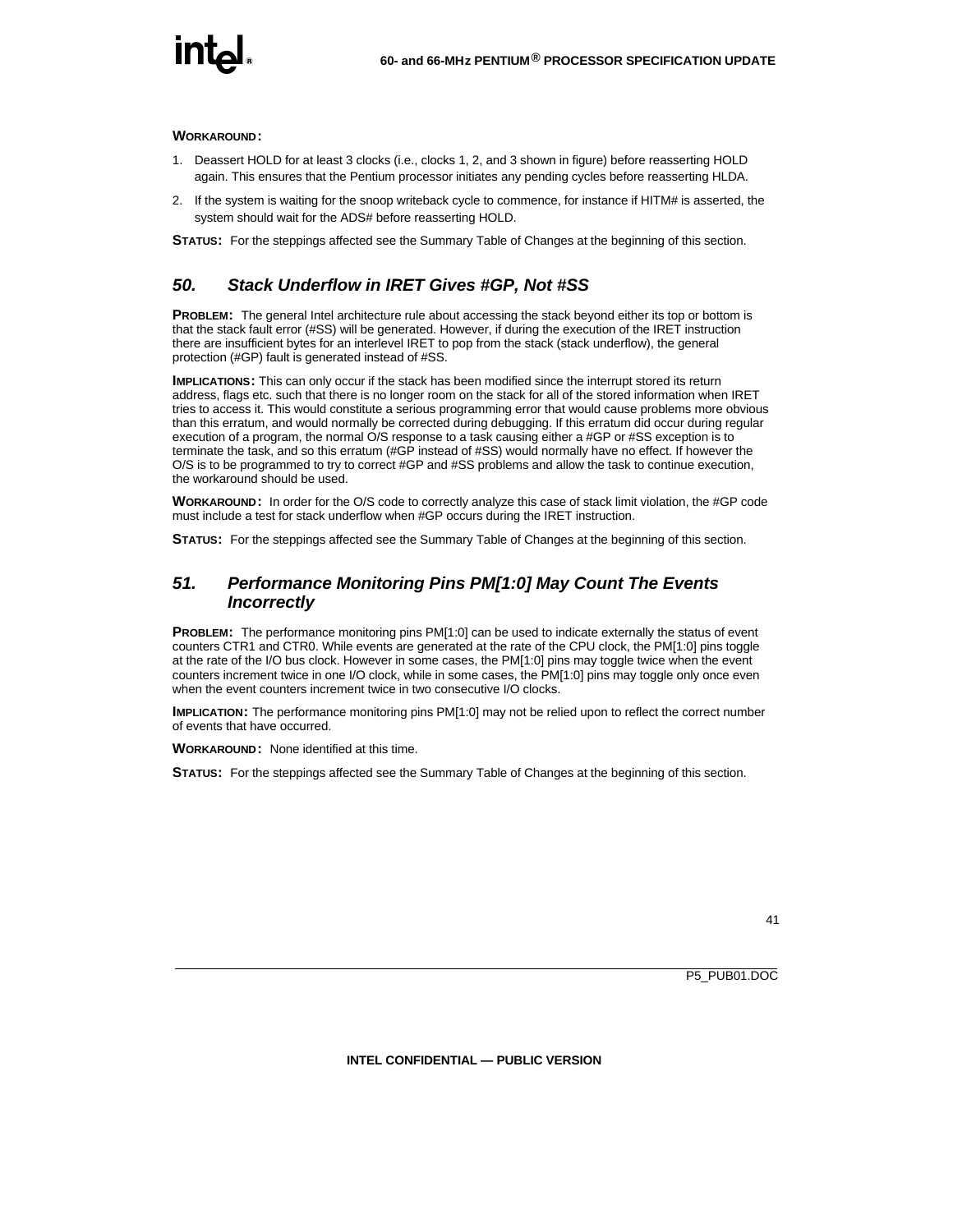**WORKAROUND:**

1. Deassert HOLD for at least 3 clocks (i.e., clocks 1, 2, and 3 shown in figure) before reasserting HOLD again. This ensures that the Pentium processor initiates any pending cycles before reasserting HLDA.
2. If the system is waiting for the snoop writeback cycle to commence, for instance if HITM# is asserted, the system should wait for the ADS# before reasserting HOLD.

**STATUS:** For the steppings affected see the Summary Table of Changes at the beginning of this section.

## *50. Stack Underflow in IRET Gives #GP, Not #SS*

**PROBLEM:** The general Intel architecture rule about accessing the stack beyond either its top or bottom is that the stack fault error (#SS) will be generated. However, if during the execution of the IRET instruction there are insufficient bytes for an interlevel IRET to pop from the stack (stack underflow), the general protection (#GP) fault is generated instead of #SS.

**IMPLICATIONS:** This can only occur if the stack has been modified since the interrupt stored its return address, flags etc. such that there is no longer room on the stack for all of the stored information when IRET tries to access it. This would constitute a serious programming error that would cause problems more obvious than this erratum, and would normally be corrected during debugging. If this erratum did occur during regular execution of a program, the normal O/S response to a task causing either a #GP or #SS exception is to terminate the task, and so this erratum (#GP instead of #SS) would normally have no effect. If however the O/S is to be programmed to try to correct #GP and #SS problems and allow the task to continue execution, the workaround should be used.

**WORKAROUND:** In order for the O/S code to correctly analyze this case of stack limit violation, the #GP code must include a test for stack underflow when #GP occurs during the IRET instruction.

**STATUS:** For the steppings affected see the Summary Table of Changes at the beginning of this section.

## *51. Performance Monitoring Pins PM[1:0] May Count The Events Incorrectly*

**PROBLEM:** The performance monitoring pins PM[1:0] can be used to indicate externally the status of event counters CTR1 and CTR0. While events are generated at the rate of the CPU clock, the PM[1:0] pins toggle at the rate of the I/O bus clock. However in some cases, the PM[1:0] pins may toggle twice when the event counters increment twice in one I/O clock, while in some cases, the PM[1:0] pins may toggle only once even when the event counters increment twice in two consecutive I/O clocks.

**IMPLICATION:** The performance monitoring pins PM[1:0] may not be relied upon to reflect the correct number of events that have occurred.

**WORKAROUND:** None identified at this time.

**STATUS:** For the steppings affected see the Summary Table of Changes at the beginning of this section.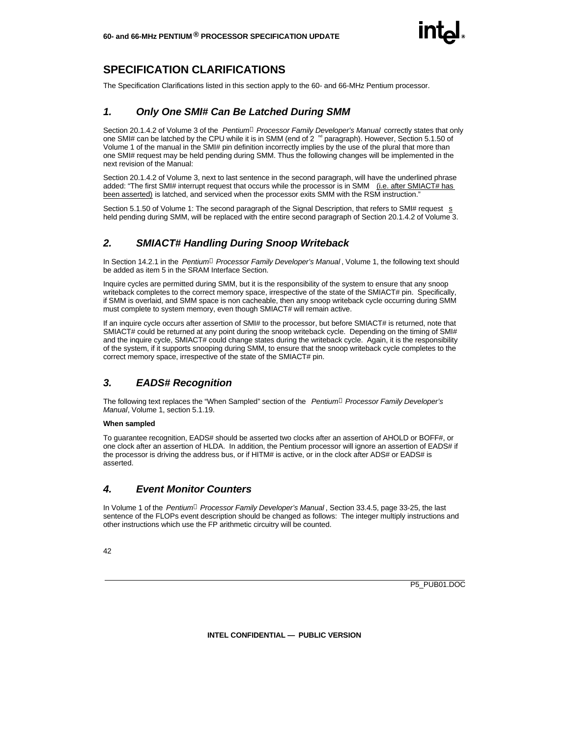## SPECIFICATION CLARIFICATIONS

The Specification Clarifications listed in this section apply to the 60- and 66-MHz Pentium processor.

### *1. Only One SMI# Can Be Latched During SMM*

Section 20.1.4.2 of Volume 3 of the *Pentium® Processor Family Developer's Manual* correctly states that only one SMI# can be latched by the CPU while it is in SMM (end of 2nd paragraph). However, Section 5.1.50 of Volume 1 of the manual in the SMI# pin definition incorrectly implies by the use of the plural that more than one SMI# request may be held pending during SMM. Thus the following changes will be implemented in the next revision of the Manual:

Section 20.1.4.2 of Volume 3, next to last sentence in the second paragraph, will have the underlined phrase added: "The first SMI# interrupt request that occurs while the processor is in SMM <u>(i.e. after SMIACT# has been asserted)</u> is latched, and serviced when the processor exits SMM with the RSM instruction."

Section 5.1.50 of Volume 1: The second paragraph of the Signal Description, that refers to SMI# request <u>s</u> held pending during SMM, will be replaced with the entire second paragraph of Section 20.1.4.2 of Volume 3.

### *2. SMIACT# Handling During Snoop Writeback*

In Section 14.2.1 in the *Pentium® Processor Family Developer's Manual*, Volume 1, the following text should be added as item 5 in the SRAM Interface Section.

Inquire cycles are permitted during SMM, but it is the responsibility of the system to ensure that any snoop writeback completes to the correct memory space, irrespective of the state of the SMIACT# pin. Specifically, if SMM is overlaid, and SMM space is non cacheable, then any snoop writeback cycle occurring during SMM must complete to system memory, even though SMIACT# will remain active.

If an inquire cycle occurs after assertion of SMI# to the processor, but before SMIACT# is returned, note that SMIACT# could be returned at any point during the snoop writeback cycle. Depending on the timing of SMI# and the inquire cycle, SMIACT# could change states during the writeback cycle. Again, it is the responsibility of the system, if it supports snooping during SMM, to ensure that the snoop writeback cycle completes to the correct memory space, irrespective of the state of the SMIACT# pin.

### *3. EADS# Recognition*

The following text replaces the "When Sampled" section of the *Pentium® Processor Family Developer's Manual*, Volume 1, section 5.1.19.

**When sampled**

To guarantee recognition, EADS# should be asserted two clocks after an assertion of AHOLD or BOFF#, or one clock after an assertion of HLDA. In addition, the Pentium processor will ignore an assertion of EADS# if the processor is driving the address bus, or if HITM# is active, or in the clock after ADS# or EADS# is asserted.

### *4. Event Monitor Counters*

In Volume 1 of the *Pentium® Processor Family Developer's Manual*, Section 33.4.5, page 33-25, the last sentence of the FLOPs event description should be changed as follows: The integer multiply instructions and other instructions which use the FP arithmetic circuitry will be counted.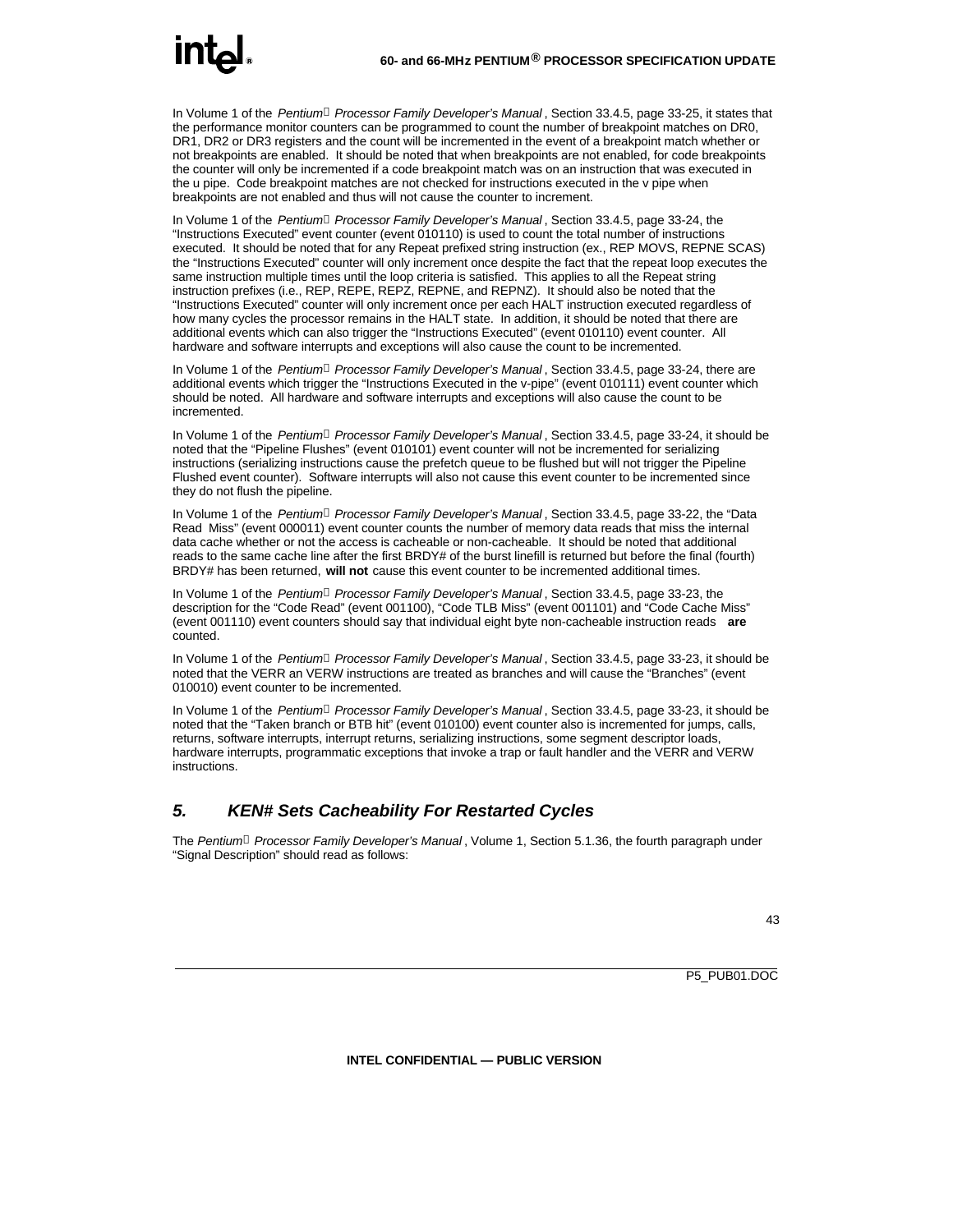In Volume 1 of the *Pentium® Processor Family Developer's Manual*, Section 33.4.5, page 33-25, it states that the performance monitor counters can be programmed to count the number of breakpoint matches on DR0, DR1, DR2 or DR3 registers and the count will be incremented in the event of a breakpoint match whether or not breakpoints are enabled. It should be noted that when breakpoints are not enabled, for code breakpoints the counter will only be incremented if a code breakpoint match was on an instruction that was executed in the u pipe. Code breakpoint matches are not checked for instructions executed in the v pipe when breakpoints are not enabled and thus will not cause the counter to increment.

In Volume 1 of the *Pentium® Processor Family Developer's Manual*, Section 33.4.5, page 33-24, the "Instructions Executed" event counter (event 010110) is used to count the total number of instructions executed. It should be noted that for any Repeat prefixed string instruction (ex., REP MOVS, REPNE SCAS) the "Instructions Executed" counter will only increment once despite the fact that the repeat loop executes the same instruction multiple times until the loop criteria is satisfied. This applies to all the Repeat string instruction prefixes (i.e., REP, REPE, REPZ, REPNE, and REPNZ). It should also be noted that the "Instructions Executed" counter will only increment once per each HALT instruction executed regardless of how many cycles the processor remains in the HALT state. In addition, it should be noted that there are additional events which can also trigger the "Instructions Executed" (event 010110) event counter. All hardware and software interrupts and exceptions will also cause the count to be incremented.

In Volume 1 of the *Pentium® Processor Family Developer's Manual*, Section 33.4.5, page 33-24, there are additional events which trigger the "Instructions Executed in the v-pipe" (event 010111) event counter which should be noted. All hardware and software interrupts and exceptions will also cause the count to be incremented.

In Volume 1 of the *Pentium® Processor Family Developer's Manual*, Section 33.4.5, page 33-24, it should be noted that the "Pipeline Flushes" (event 010101) event counter will not be incremented for serializing instructions (serializing instructions cause the prefetch queue to be flushed but will not trigger the Pipeline Flushed event counter). Software interrupts will also not cause this event counter to be incremented since they do not flush the pipeline.

In Volume 1 of the *Pentium® Processor Family Developer's Manual*, Section 33.4.5, page 33-22, the "Data Read Miss" (event 000011) event counter counts the number of memory data reads that miss the internal data cache whether or not the access is cacheable or non-cacheable. It should be noted that additional reads to the same cache line after the first BRDY# of the burst linefill is returned but before the final (fourth) BRDY# has been returned, **will not** cause this event counter to be incremented additional times.

In Volume 1 of the *Pentium® Processor Family Developer's Manual*, Section 33.4.5, page 33-23, the description for the "Code Read" (event 001100), "Code TLB Miss" (event 001101) and "Code Cache Miss" (event 001110) event counters should say that individual eight byte non-cacheable instruction reads **are** counted.

In Volume 1 of the *Pentium® Processor Family Developer's Manual*, Section 33.4.5, page 33-23, it should be noted that the VERR an VERW instructions are treated as branches and will cause the "Branches" (event 010010) event counter to be incremented.

In Volume 1 of the *Pentium® Processor Family Developer's Manual*, Section 33.4.5, page 33-23, it should be noted that the "Taken branch or BTB hit" (event 010100) event counter also is incremented for jumps, calls, returns, software interrupts, interrupt returns, serializing instructions, some segment descriptor loads, hardware interrupts, programmatic exceptions that invoke a trap or fault handler and the VERR and VERW instructions.

## *5. KEN# Sets Cacheability For Restarted Cycles*

The *Pentium® Processor Family Developer's Manual*, Volume 1, Section 5.1.36, the fourth paragraph under "Signal Description" should read as follows: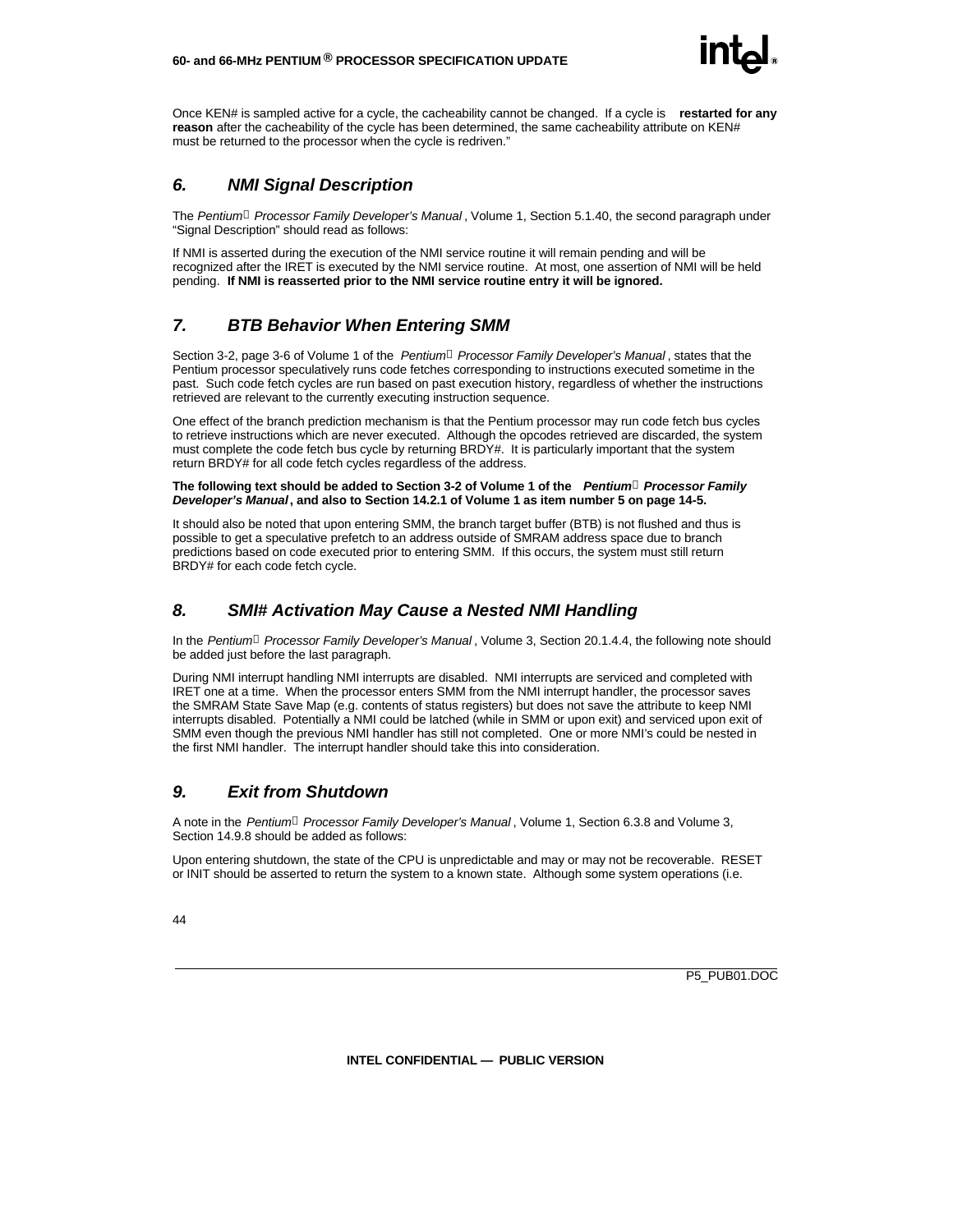Once KEN# is sampled active for a cycle, the cacheability cannot be changed. If a cycle is **restarted for any reason** after the cacheability of the cycle has been determined, the same cacheability attribute on KEN# must be returned to the processor when the cycle is redriven."

## *6. NMI Signal Description*

The *Pentium® Processor Family Developer's Manual*, Volume 1, Section 5.1.40, the second paragraph under "Signal Description" should read as follows:

If NMI is asserted during the execution of the NMI service routine it will remain pending and will be recognized after the IRET is executed by the NMI service routine. At most, one assertion of NMI will be held pending. **If NMI is reasserted prior to the NMI service routine entry it will be ignored.**

## *7. BTB Behavior When Entering SMM*

Section 3-2, page 3-6 of Volume 1 of the *Pentium® Processor Family Developer's Manual*, states that the Pentium processor speculatively runs code fetches corresponding to instructions executed sometime in the past. Such code fetch cycles are run based on past execution history, regardless of whether the instructions retrieved are relevant to the currently executing instruction sequence.

One effect of the branch prediction mechanism is that the Pentium processor may run code fetch bus cycles to retrieve instructions which are never executed. Although the opcodes retrieved are discarded, the system must complete the code fetch bus cycle by returning BRDY#. It is particularly important that the system return BRDY# for all code fetch cycles regardless of the address.

**The following text should be added to Section 3-2 of Volume 1 of the *Pentium® Processor Family Developer's Manual*, and also to Section 14.2.1 of Volume 1 as item number 5 on page 14-5.**

It should also be noted that upon entering SMM, the branch target buffer (BTB) is not flushed and thus is possible to get a speculative prefetch to an address outside of SMRAM address space due to branch predictions based on code executed prior to entering SMM. If this occurs, the system must still return BRDY# for each code fetch cycle.

## *8. SMI# Activation May Cause a Nested NMI Handling*

In the *Pentium® Processor Family Developer's Manual*, Volume 3, Section 20.1.4.4, the following note should be added just before the last paragraph.

During NMI interrupt handling NMI interrupts are disabled. NMI interrupts are serviced and completed with IRET one at a time. When the processor enters SMM from the NMI interrupt handler, the processor saves the SMRAM State Save Map (e.g. contents of status registers) but does not save the attribute to keep NMI interrupts disabled. Potentially a NMI could be latched (while in SMM or upon exit) and serviced upon exit of SMM even though the previous NMI handler has still not completed. One or more NMI's could be nested in the first NMI handler. The interrupt handler should take this into consideration.

## *9. Exit from Shutdown*

A note in the *Pentium® Processor Family Developer's Manual*, Volume 1, Section 6.3.8 and Volume 3, Section 14.9.8 should be added as follows:

Upon entering shutdown, the state of the CPU is unpredictable and may or may not be recoverable. RESET or INIT should be asserted to return the system to a known state. Although some system operations (i.e.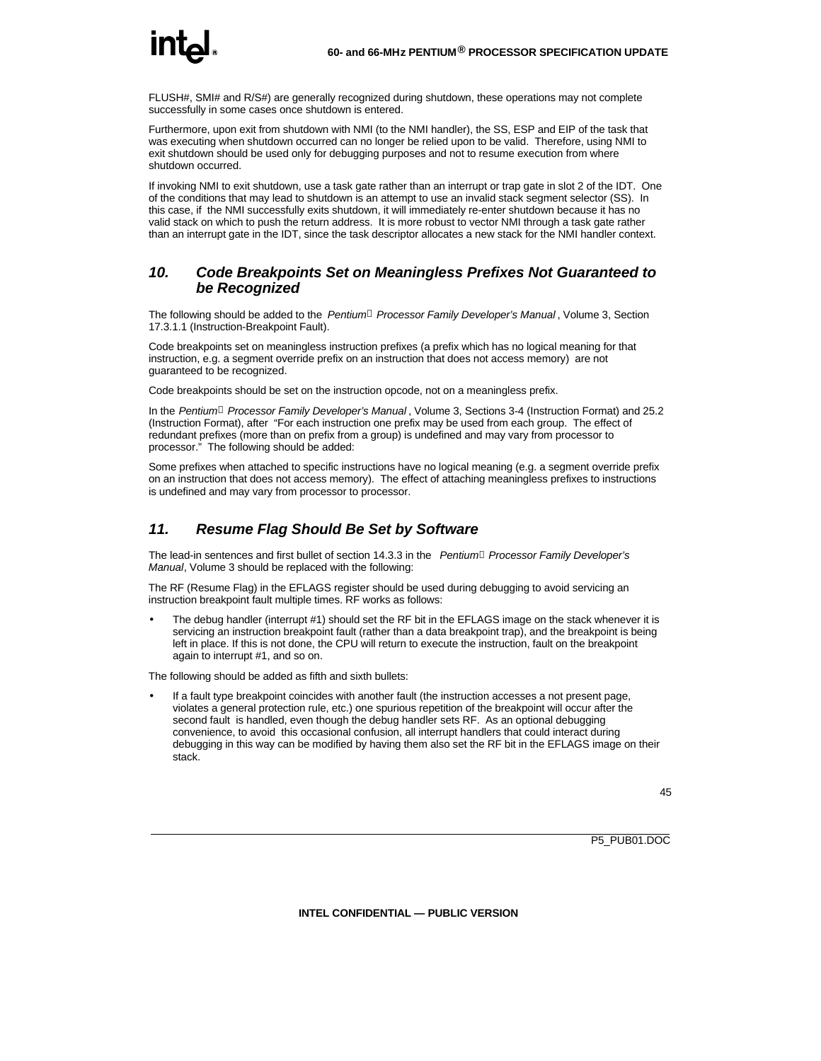FLUSH#, SMI# and R/S#) are generally recognized during shutdown, these operations may not complete successfully in some cases once shutdown is entered.

Furthermore, upon exit from shutdown with NMI (to the NMI handler), the SS, ESP and EIP of the task that was executing when shutdown occurred can no longer be relied upon to be valid. Therefore, using NMI to exit shutdown should be used only for debugging purposes and not to resume execution from where shutdown occurred.

If invoking NMI to exit shutdown, use a task gate rather than an interrupt or trap gate in slot 2 of the IDT. One of the conditions that may lead to shutdown is an attempt to use an invalid stack segment selector (SS). In this case, if the NMI successfully exits shutdown, it will immediately re-enter shutdown because it has no valid stack on which to push the return address. It is more robust to vector NMI through a task gate rather than an interrupt gate in the IDT, since the task descriptor allocates a new stack for the NMI handler context.

## *10. Code Breakpoints Set on Meaningless Prefixes Not Guaranteed to be Recognized*

The following should be added to the *Pentium® Processor Family Developer's Manual*, Volume 3, Section 17.3.1.1 (Instruction-Breakpoint Fault).

Code breakpoints set on meaningless instruction prefixes (a prefix which has no logical meaning for that instruction, e.g. a segment override prefix on an instruction that does not access memory) are not guaranteed to be recognized.

Code breakpoints should be set on the instruction opcode, not on a meaningless prefix.

In the *Pentium® Processor Family Developer's Manual*, Volume 3, Sections 3-4 (Instruction Format) and 25.2 (Instruction Format), after "For each instruction one prefix may be used from each group. The effect of redundant prefixes (more than on prefix from a group) is undefined and may vary from processor to processor." The following should be added:

Some prefixes when attached to specific instructions have no logical meaning (e.g. a segment override prefix on an instruction that does not access memory). The effect of attaching meaningless prefixes to instructions is undefined and may vary from processor to processor.

## *11. Resume Flag Should Be Set by Software*

The lead-in sentences and first bullet of section 14.3.3 in the *Pentium® Processor Family Developer's Manual*, Volume 3 should be replaced with the following:

The RF (Resume Flag) in the EFLAGS register should be used during debugging to avoid servicing an instruction breakpoint fault multiple times. RF works as follows:

- The debug handler (interrupt #1) should set the RF bit in the EFLAGS image on the stack whenever it is servicing an instruction breakpoint fault (rather than a data breakpoint trap), and the breakpoint is being left in place. If this is not done, the CPU will return to execute the instruction, fault on the breakpoint again to interrupt #1, and so on.

The following should be added as fifth and sixth bullets:

- If a fault type breakpoint coincides with another fault (the instruction accesses a not present page, violates a general protection rule, etc.) one spurious repetition of the breakpoint will occur after the second fault is handled, even though the debug handler sets RF. As an optional debugging convenience, to avoid this occasional confusion, all interrupt handlers that could interact during debugging in this way can be modified by having them also set the RF bit in the EFLAGS image on their stack.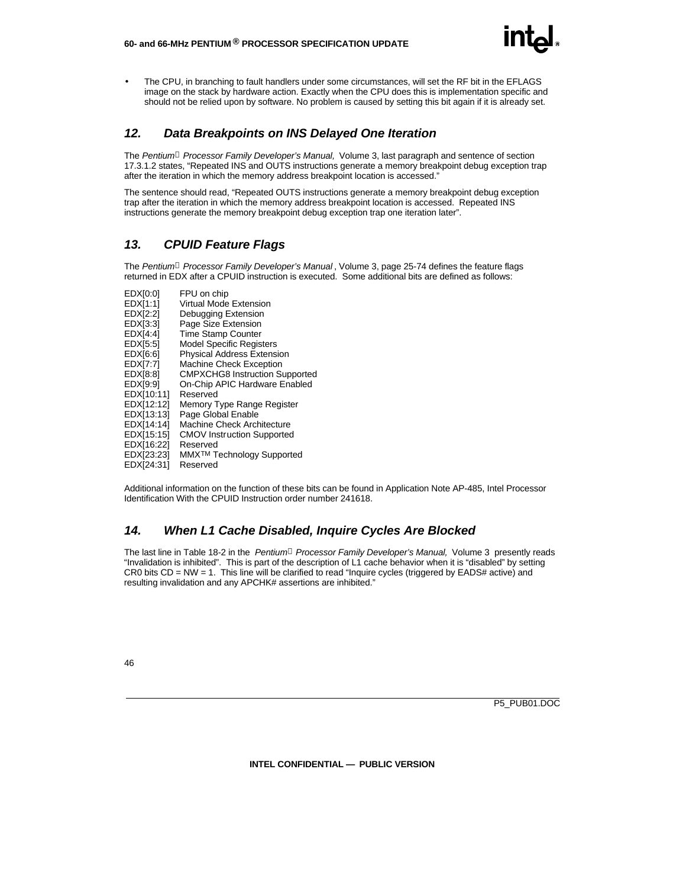- The CPU, in branching to fault handlers under some circumstances, will set the RF bit in the EFLAGS image on the stack by hardware action. Exactly when the CPU does this is implementation specific and should not be relied upon by software. No problem is caused by setting this bit again if it is already set.

## *12. Data Breakpoints on INS Delayed One Iteration*

The *Pentium® Processor Family Developer's Manual,* Volume 3, last paragraph and sentence of section 17.3.1.2 states, "Repeated INS and OUTS instructions generate a memory breakpoint debug exception trap after the iteration in which the memory address breakpoint location is accessed."

The sentence should read, "Repeated OUTS instructions generate a memory breakpoint debug exception trap after the iteration in which the memory address breakpoint location is accessed. Repeated INS instructions generate the memory breakpoint debug exception trap one iteration later".

## *13. CPUID Feature Flags*

The *Pentium® Processor Family Developer's Manual* , Volume 3, page 25-74 defines the feature flags returned in EDX after a CPUID instruction is executed. Some additional bits are defined as follows:

| | |
|---|---|
| EDX[0:0] | FPU on chip |
| EDX[1:1] | Virtual Mode Extension |
| EDX[2:2] | Debugging Extension |
| EDX[3:3] | Page Size Extension |
| EDX[4:4] | Time Stamp Counter |
| EDX[5:5] | Model Specific Registers |
| EDX[6:6] | Physical Address Extension |
| EDX[7:7] | Machine Check Exception |
| EDX[8:8] | CMPXCHG8 Instruction Supported |
| EDX[9:9] | On-Chip APIC Hardware Enabled |
| EDX[10:11] | Reserved |
| EDX[12:12] | Memory Type Range Register |
| EDX[13:13] | Page Global Enable |
| EDX[14:14] | Machine Check Architecture |
| EDX[15:15] | CMOV Instruction Supported |
| EDX[16:22] | Reserved |
| EDX[23:23] | MMX™ Technology Supported |
| EDX[24:31] | Reserved |

Additional information on the function of these bits can be found in Application Note AP-485, Intel Processor Identification With the CPUID Instruction order number 241618.

## *14. When L1 Cache Disabled, Inquire Cycles Are Blocked*

The last line in Table 18-2 in the *Pentium® Processor Family Developer's Manual,* Volume 3 presently reads "Invalidation is inhibited". This is part of the description of L1 cache behavior when it is "disabled" by setting CR0 bits CD = NW = 1. This line will be clarified to read "Inquire cycles (triggered by EADS# active) and resulting invalidation and any APCHK# assertions are inhibited."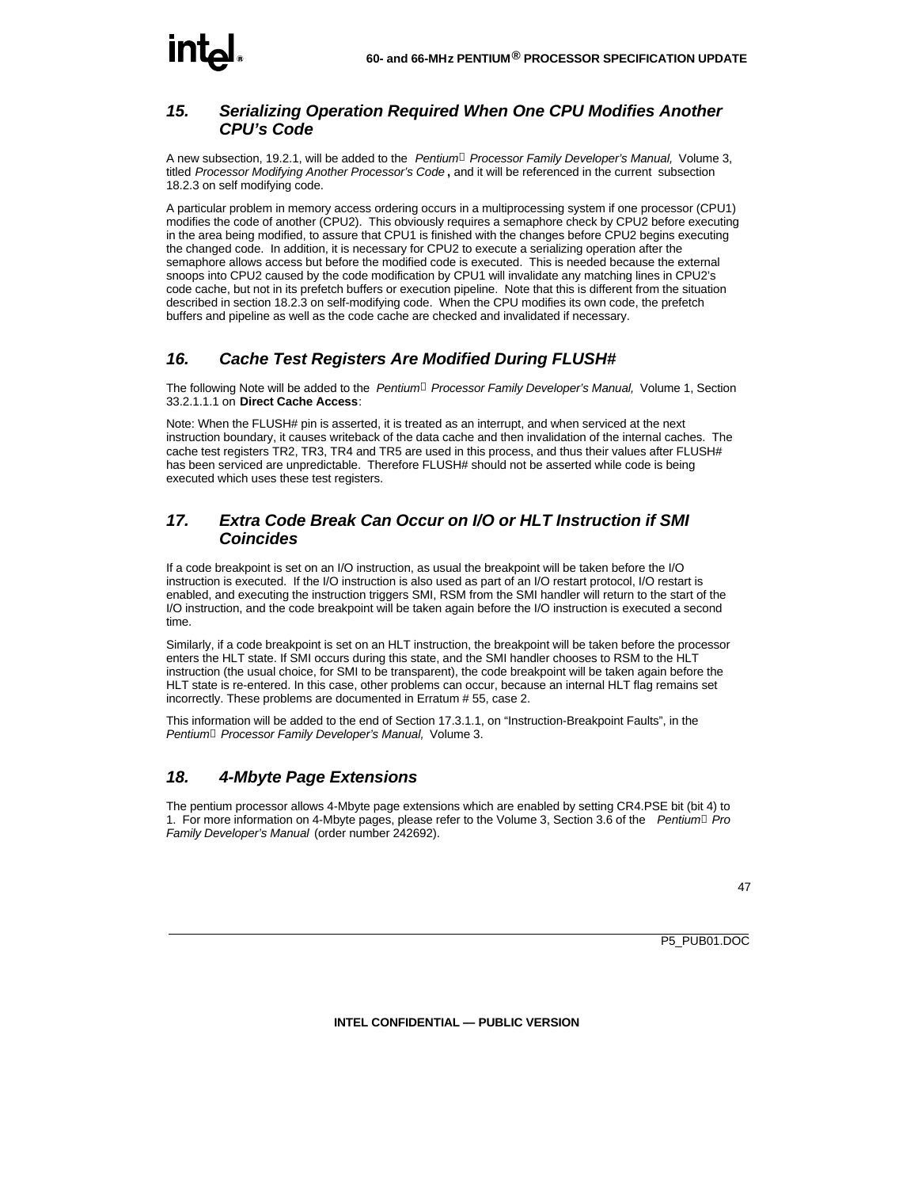## 15. *Serializing Operation Required When One CPU Modifies Another CPU's Code*

A new subsection, 19.2.1, will be added to the *Pentium® Processor Family Developer's Manual,* Volume 3, titled *Processor Modifying Another Processor's Code* **,** and it will be referenced in the current subsection 18.2.3 on self modifying code.

A particular problem in memory access ordering occurs in a multiprocessing system if one processor (CPU1) modifies the code of another (CPU2). This obviously requires a semaphore check by CPU2 before executing in the area being modified, to assure that CPU1 is finished with the changes before CPU2 begins executing the changed code. In addition, it is necessary for CPU2 to execute a serializing operation after the semaphore allows access but before the modified code is executed. This is needed because the external snoops into CPU2 caused by the code modification by CPU1 will invalidate any matching lines in CPU2's code cache, but not in its prefetch buffers or execution pipeline. Note that this is different from the situation described in section 18.2.3 on self-modifying code. When the CPU modifies its own code, the prefetch buffers and pipeline as well as the code cache are checked and invalidated if necessary.

## 16. *Cache Test Registers Are Modified During FLUSH#*

The following Note will be added to the *Pentium® Processor Family Developer's Manual,* Volume 1, Section 33.2.1.1.1 on **Direct Cache Access**:

Note: When the FLUSH# pin is asserted, it is treated as an interrupt, and when serviced at the next instruction boundary, it causes writeback of the data cache and then invalidation of the internal caches. The cache test registers TR2, TR3, TR4 and TR5 are used in this process, and thus their values after FLUSH# has been serviced are unpredictable. Therefore FLUSH# should not be asserted while code is being executed which uses these test registers.

## 17. *Extra Code Break Can Occur on I/O or HLT Instruction if SMI Coincides*

If a code breakpoint is set on an I/O instruction, as usual the breakpoint will be taken before the I/O instruction is executed. If the I/O instruction is also used as part of an I/O restart protocol, I/O restart is enabled, and executing the instruction triggers SMI, RSM from the SMI handler will return to the start of the I/O instruction, and the code breakpoint will be taken again before the I/O instruction is executed a second time.

Similarly, if a code breakpoint is set on an HLT instruction, the breakpoint will be taken before the processor enters the HLT state. If SMI occurs during this state, and the SMI handler chooses to RSM to the HLT instruction (the usual choice, for SMI to be transparent), the code breakpoint will be taken again before the HLT state is re-entered. In this case, other problems can occur, because an internal HLT flag remains set incorrectly. These problems are documented in Erratum # 55, case 2.

This information will be added to the end of Section 17.3.1.1, on "Instruction-Breakpoint Faults", in the *Pentium® Processor Family Developer's Manual,* Volume 3.

## 18. *4-Mbyte Page Extensions*

The pentium processor allows 4-Mbyte page extensions which are enabled by setting CR4.PSE bit (bit 4) to 1. For more information on 4-Mbyte pages, please refer to the Volume 3, Section 3.6 of the *Pentium® Pro Family Developer's Manual* (order number 242692).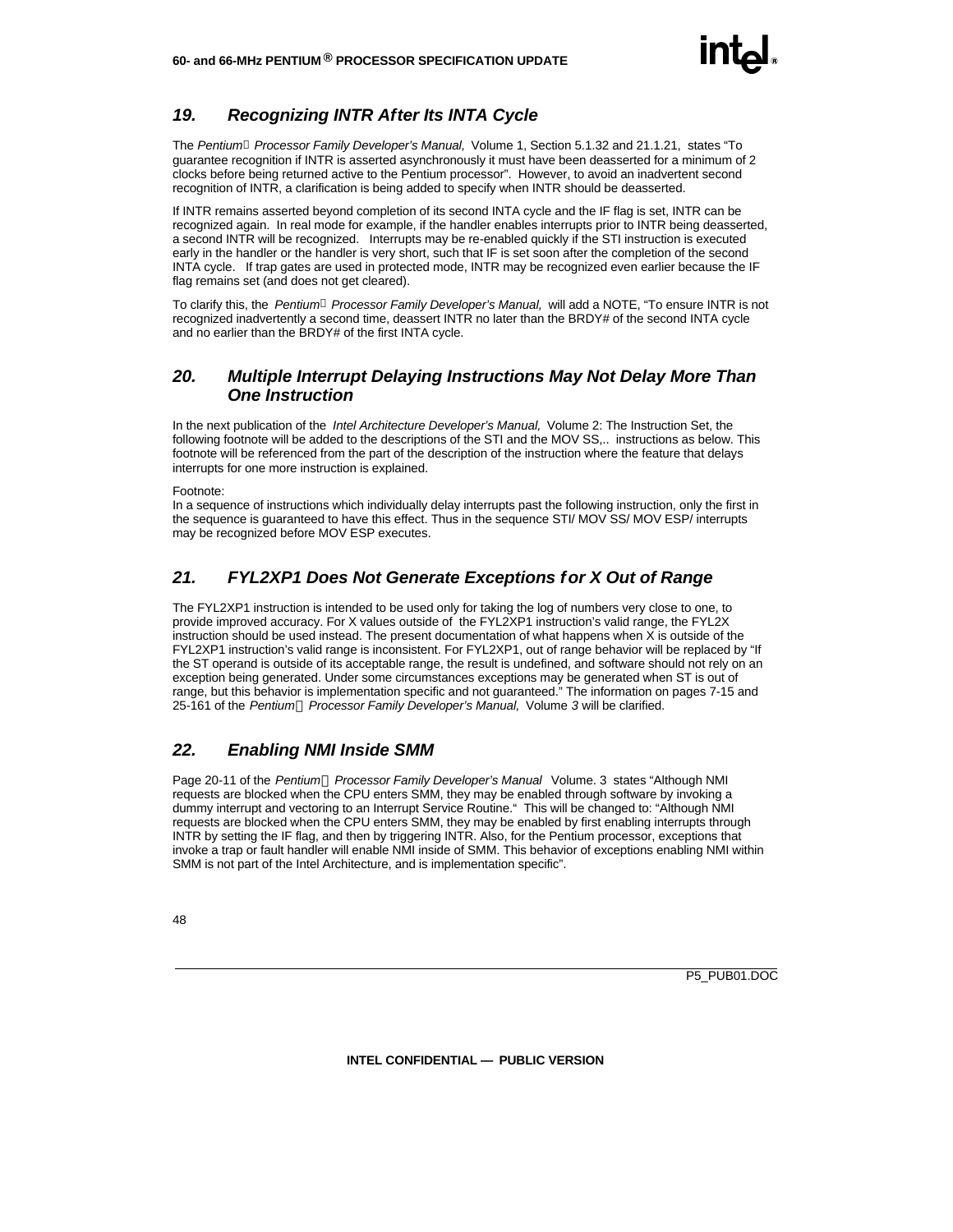## 19. Recognizing INTR After Its INTA Cycle

The *Pentium Processor Family Developer's Manual,* Volume 1, Section 5.1.32 and 21.1.21, states "To guarantee recognition if INTR is asserted asynchronously it must have been deasserted for a minimum of 2 clocks before being returned active to the Pentium processor". However, to avoid an inadvertent second recognition of INTR, a clarification is being added to specify when INTR should be deasserted.

If INTR remains asserted beyond completion of its second INTA cycle and the IF flag is set, INTR can be recognized again. In real mode for example, if the handler enables interrupts prior to INTR being deasserted, a second INTR will be recognized. Interrupts may be re-enabled quickly if the STI instruction is executed early in the handler or the handler is very short, such that IF is set soon after the completion of the second INTA cycle. If trap gates are used in protected mode, INTR may be recognized even earlier because the IF flag remains set (and does not get cleared).

To clarify this, the *Pentium Processor Family Developer's Manual,* will add a NOTE, "To ensure INTR is not recognized inadvertently a second time, deassert INTR no later than the BRDY# of the second INTA cycle and no earlier than the BRDY# of the first INTA cycle.

## 20. Multiple Interrupt Delaying Instructions May Not Delay More Than One Instruction

In the next publication of the *Intel Architecture Developer's Manual,* Volume 2: The Instruction Set, the following footnote will be added to the descriptions of the STI and the MOV SS,.. instructions as below. This footnote will be referenced from the part of the description of the instruction where the feature that delays interrupts for one more instruction is explained.

Footnote:
In a sequence of instructions which individually delay interrupts past the following instruction, only the first in the sequence is guaranteed to have this effect. Thus in the sequence STI/ MOV SS/ MOV ESP/ interrupts may be recognized before MOV ESP executes.

## 21. FYL2XP1 Does Not Generate Exceptions for X Out of Range

The FYL2XP1 instruction is intended to be used only for taking the log of numbers very close to one, to provide improved accuracy. For X values outside of the FYL2XP1 instruction's valid range, the FYL2X instruction should be used instead. The present documentation of what happens when X is outside of the FYL2XP1 instruction's valid range is inconsistent. For FYL2XP1, out of range behavior will be replaced by "If the ST operand is outside of its acceptable range, the result is undefined, and software should not rely on an exception being generated. Under some circumstances exceptions may be generated when ST is out of range, but this behavior is implementation specific and not guaranteed." The information on pages 7-15 and 25-161 of the *Pentium Processor Family Developer's Manual,* Volume *3* will be clarified.

## 22. Enabling NMI Inside SMM

Page 20-11 of the *Pentium Processor Family Developer's Manual* Volume. 3 states "Although NMI requests are blocked when the CPU enters SMM, they may be enabled through software by invoking a dummy interrupt and vectoring to an Interrupt Service Routine." This will be changed to: "Although NMI requests are blocked when the CPU enters SMM, they may be enabled by first enabling interrupts through INTR by setting the IF flag, and then by triggering INTR. Also, for the Pentium processor, exceptions that invoke a trap or fault handler will enable NMI inside of SMM. This behavior of exceptions enabling NMI within SMM is not part of the Intel Architecture, and is implementation specific".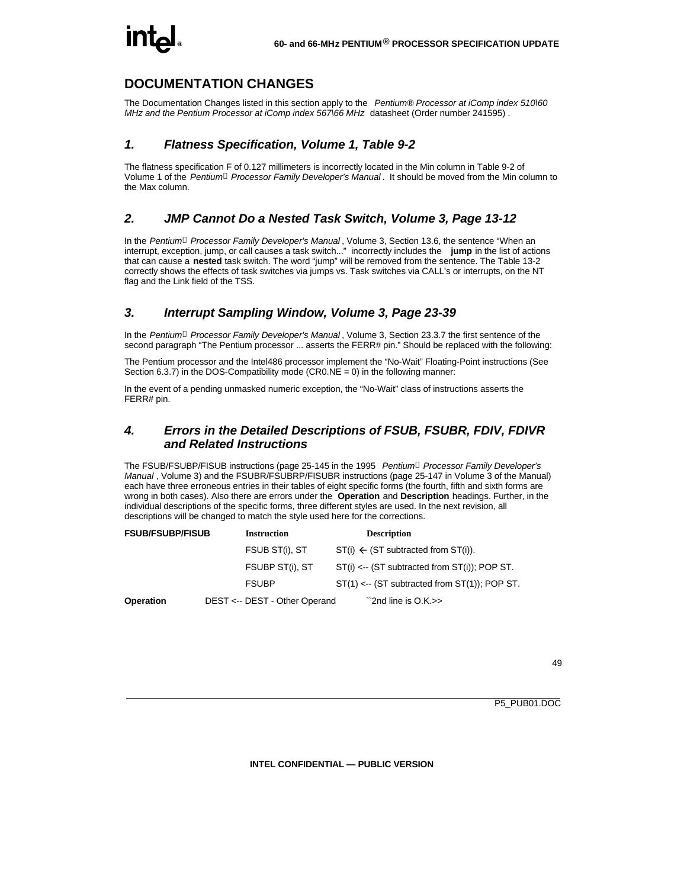# DOCUMENTATION CHANGES

The Documentation Changes listed in this section apply to the *Pentium® Processor at iComp index 510\60 MHz and the Pentium Processor at iComp index 567\66 MHz* datasheet (Order number 241595) .

## 1. Flatness Specification, Volume 1, Table 9-2

The flatness specification F of 0.127 millimeters is incorrectly located in the Min column in Table 9-2 of Volume 1 of the *Pentium® Processor Family Developer's Manual*. It should be moved from the Min column to the Max column.

## 2. JMP Cannot Do a Nested Task Switch, Volume 3, Page 13-12

In the *Pentium® Processor Family Developer's Manual*, Volume 3, Section 13.6, the sentence "When an interrupt, exception, jump, or call causes a task switch..." incorrectly includes the **jump** in the list of actions that can cause a **nested** task switch. The word "jump" will be removed from the sentence. The Table 13-2 correctly shows the effects of task switches via jumps vs. Task switches via CALL's or interrupts, on the NT flag and the Link field of the TSS.

## 3. Interrupt Sampling Window, Volume 3, Page 23-39

In the *Pentium® Processor Family Developer's Manual*, Volume 3, Section 23.3.7 the first sentence of the second paragraph "The Pentium processor ... asserts the FERR# pin." Should be replaced with the following:

The Pentium processor and the Intel486 processor implement the "No-Wait" Floating-Point instructions (See Section 6.3.7) in the DOS-Compatibility mode (CR0.NE = 0) in the following manner:

In the event of a pending unmasked numeric exception, the "No-Wait" class of instructions asserts the FERR# pin.

## 4. Errors in the Detailed Descriptions of FSUB, FSUBR, FDIV, FDIVR and Related Instructions

The FSUB/FSUBP/FISUB instructions (page 25-145 in the 1995 *Pentium® Processor Family Developer's Manual*, Volume 3) and the FSUBR/FSUBRP/FISUBR instructions (page 25-147 in Volume 3 of the Manual) each have three erroneous entries in their tables of eight specific forms (the fourth, fifth and sixth forms are wrong in both cases). Also there are errors under the **Operation** and **Description** headings. Further, in the individual descriptions of the specific forms, three different styles are used. In the next revision, all descriptions will be changed to match the style used here for the corrections.

| | Instruction | Description |
|---|---|---|
| **FSUB/FSUBP/FISUB** | FSUB ST(i), ST | ST(i) ← (ST subtracted from ST(i)). |
| | FSUBP ST(i), ST | ST(i) <-- (ST subtracted from ST(i)); POP ST. |
| | FSUBP | ST(1) <-- (ST subtracted from ST(1)); POP ST. |

**Operation** DEST <-- DEST - Other Operand <<2nd line is O.K.>>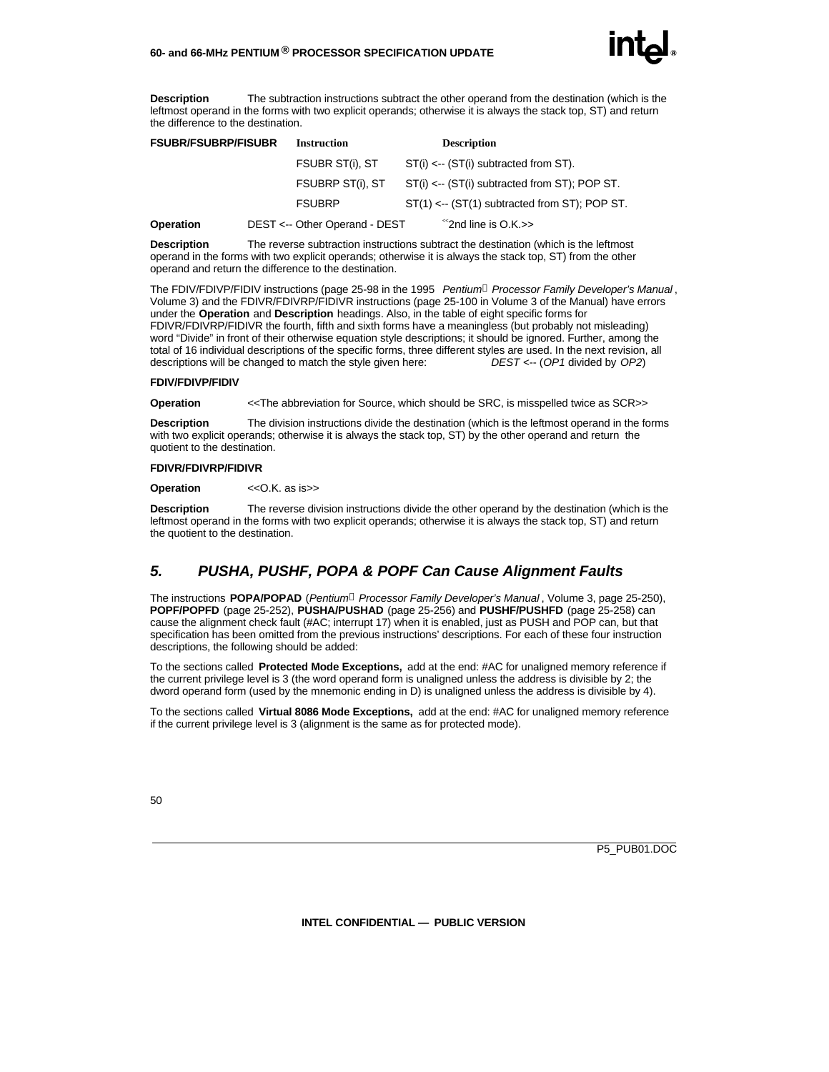**Description** The subtraction instructions subtract the other operand from the destination (which is the leftmost operand in the forms with two explicit operands; otherwise it is always the stack top, ST) and return the difference to the destination.

| FSUBR/FSUBRP/FISUBR | Instruction | Description |
|---|---|---|
| | FSUBR ST(i), ST | ST(i) <-- (ST(i) subtracted from ST). |
| | FSUBRP ST(i), ST | ST(i) <-- (ST(i) subtracted from ST); POP ST. |
| | FSUBRP | ST(1) <-- (ST(1) subtracted from ST); POP ST. |

**Operation** DEST <-- Other Operand - DEST <<2nd line is O.K.>>

**Description** The reverse subtraction instructions subtract the destination (which is the leftmost operand in the forms with two explicit operands; otherwise it is always the stack top, ST) from the other operand and return the difference to the destination.

The FDIV/FDIVP/FIDIV instructions (page 25-98 in the 1995 *Pentium® Processor Family Developer's Manual*, Volume 3) and the FDIVR/FDIVRP/FIDIVR instructions (page 25-100 in Volume 3 of the Manual) have errors under the **Operation** and **Description** headings. Also, in the table of eight specific forms for FDIVR/FDIVRP/FIDIVR the fourth, fifth and sixth forms have a meaningless (but probably not misleading) word "Divide" in front of their otherwise equation style descriptions; it should be ignored. Further, among the total of 16 individual descriptions of the specific forms, three different styles are used. In the next revision, all descriptions will be changed to match the style given here: *DEST* <-- (*OP1* divided by *OP2*)

**FDIV/FDIVP/FIDIV**

**Operation** <<The abbreviation for Source, which should be SRC, is misspelled twice as SCR>>

**Description** The division instructions divide the destination (which is the leftmost operand in the forms with two explicit operands; otherwise it is always the stack top, ST) by the other operand and return the quotient to the destination.

**FDIVR/FDIVRP/FIDIVR**

**Operation** <<O.K. as is>>

**Description** The reverse division instructions divide the other operand by the destination (which is the leftmost operand in the forms with two explicit operands; otherwise it is always the stack top, ST) and return the quotient to the destination.

## *5. PUSHA, PUSHF, POPA & POPF Can Cause Alignment Faults*

The instructions **POPA/POPAD** (*Pentium® Processor Family Developer's Manual*, Volume 3, page 25-250), **POPF/POPFD** (page 25-252), **PUSHA/PUSHAD** (page 25-256) and **PUSHF/PUSHFD** (page 25-258) can cause the alignment check fault (#AC; interrupt 17) when it is enabled, just as PUSH and POP can, but that specification has been omitted from the previous instructions' descriptions. For each of these four instruction descriptions, the following should be added:

To the sections called **Protected Mode Exceptions,** add at the end: #AC for unaligned memory reference if the current privilege level is 3 (the word operand form is unaligned unless the address is divisible by 2; the dword operand form (used by the mnemonic ending in D) is unaligned unless the address is divisible by 4).

To the sections called **Virtual 8086 Mode Exceptions,** add at the end: #AC for unaligned memory reference if the current privilege level is 3 (alignment is the same as for protected mode).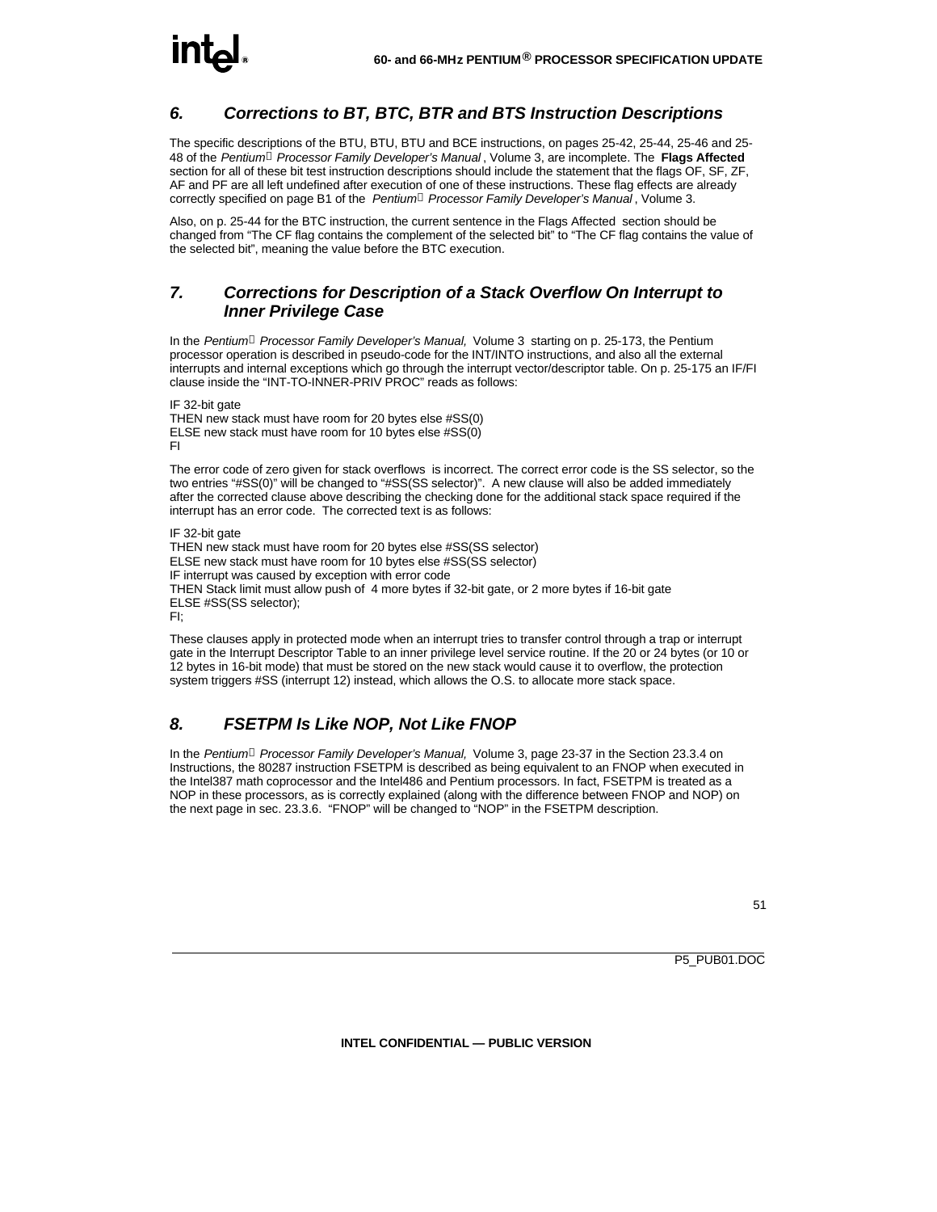## 6. Corrections to BT, BTC, BTR and BTS Instruction Descriptions

The specific descriptions of the BTU, BTU, BTU and BCE instructions, on pages 25-42, 25-44, 25-46 and 25-48 of the *Pentium Processor Family Developer's Manual*, Volume 3, are incomplete. The **Flags Affected** section for all of these bit test instruction descriptions should include the statement that the flags OF, SF, ZF, AF and PF are all left undefined after execution of one of these instructions. These flag effects are already correctly specified on page B1 of the *Pentium Processor Family Developer's Manual*, Volume 3.

Also, on p. 25-44 for the BTC instruction, the current sentence in the Flags Affected section should be changed from "The CF flag contains the complement of the selected bit" to "The CF flag contains the value of the selected bit", meaning the value before the BTC execution.

## 7. Corrections for Description of a Stack Overflow On Interrupt to Inner Privilege Case

In the *Pentium Processor Family Developer's Manual,* Volume 3 starting on p. 25-173, the Pentium processor operation is described in pseudo-code for the INT/INTO instructions, and also all the external interrupts and internal exceptions which go through the interrupt vector/descriptor table. On p. 25-175 an IF/FI clause inside the "INT-TO-INNER-PRIV PROC" reads as follows:

```
IF 32-bit gate
THEN new stack must have room for 20 bytes else #SS(0)
ELSE new stack must have room for 10 bytes else #SS(0)
FI
```

The error code of zero given for stack overflows is incorrect. The correct error code is the SS selector, so the two entries "#SS(0)" will be changed to "#SS(SS selector)". A new clause will also be added immediately after the corrected clause above describing the checking done for the additional stack space required if the interrupt has an error code. The corrected text is as follows:

```
IF 32-bit gate
THEN new stack must have room for 20 bytes else #SS(SS selector)
ELSE new stack must have room for 10 bytes else #SS(SS selector)
IF interrupt was caused by exception with error code
THEN Stack limit must allow push of 4 more bytes if 32-bit gate, or 2 more bytes if 16-bit gate
ELSE #SS(SS selector);
FI;
```

These clauses apply in protected mode when an interrupt tries to transfer control through a trap or interrupt gate in the Interrupt Descriptor Table to an inner privilege level service routine. If the 20 or 24 bytes (or 10 or 12 bytes in 16-bit mode) that must be stored on the new stack would cause it to overflow, the protection system triggers #SS (interrupt 12) instead, which allows the O.S. to allocate more stack space.

## 8. FSETPM Is Like NOP, Not Like FNOP

In the *Pentium Processor Family Developer's Manual,* Volume 3, page 23-37 in the Section 23.3.4 on Instructions, the 80287 instruction FSETPM is described as being equivalent to an FNOP when executed in the Intel387 math coprocessor and the Intel486 and Pentium processors. In fact, FSETPM is treated as a NOP in these processors, as is correctly explained (along with the difference between FNOP and NOP) on the next page in sec. 23.3.6. "FNOP" will be changed to "NOP" in the FSETPM description.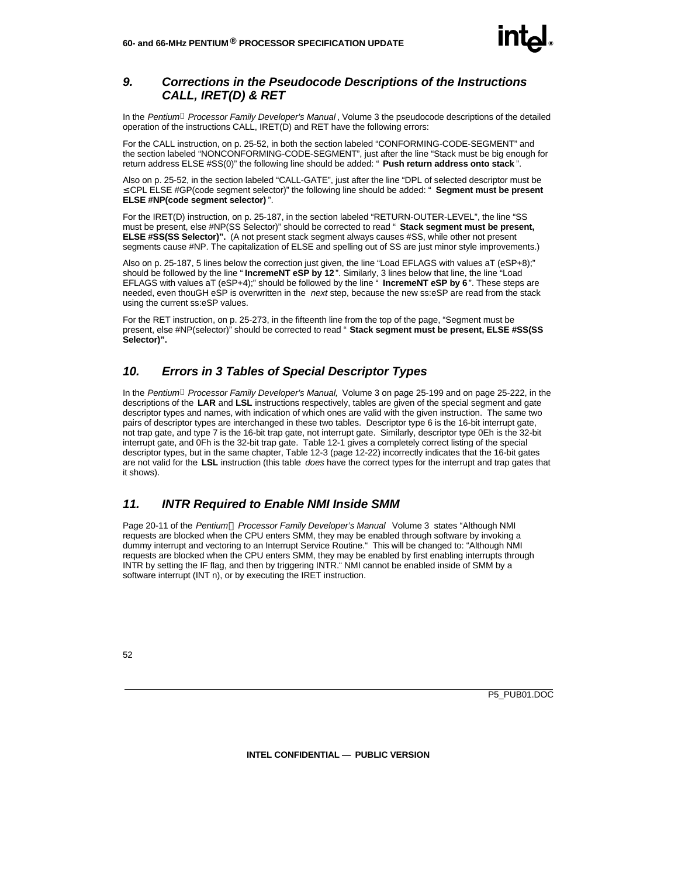## 9. Corrections in the Pseudocode Descriptions of the Instructions CALL, IRET(D) & RET

In the *Pentium Processor Family Developer's Manual*, Volume 3 the pseudocode descriptions of the detailed operation of the instructions CALL, IRET(D) and RET have the following errors:

For the CALL instruction, on p. 25-52, in both the section labeled "CONFORMING-CODE-SEGMENT" and the section labeled "NONCONFORMING-CODE-SEGMENT", just after the line "Stack must be big enough for return address ELSE #SS(0)" the following line should be added: "**Push return address onto stack**".

Also on p. 25-52, in the section labeled "CALL-GATE", just after the line "DPL of selected descriptor must be ≤ CPL ELSE #GP(code segment selector)" the following line should be added: "**Segment must be present ELSE #NP(code segment selector)**".

For the IRET(D) instruction, on p. 25-187, in the section labeled "RETURN-OUTER-LEVEL", the line "SS must be present, else #NP(SS Selector)" should be corrected to read "**Stack segment must be present, ELSE #SS(SS Selector)".** (A not present stack segment always causes #SS, while other not present segments cause #NP. The capitalization of ELSE and spelling out of SS are just minor style improvements.)

Also on p. 25-187, 5 lines below the correction just given, the line "Load EFLAGS with values aT (eSP+8);" should be followed by the line "**IncremeNT eSP by 12**". Similarly, 3 lines below that line, the line "Load EFLAGS with values aT (eSP+4);" should be followed by the line "**IncremeNT eSP by 6**". These steps are needed, even thouGH eSP is overwritten in the *next* step, because the new ss:eSP are read from the stack using the current ss:eSP values.

For the RET instruction, on p. 25-273, in the fifteenth line from the top of the page, "Segment must be present, else #NP(selector)" should be corrected to read "**Stack segment must be present, ELSE #SS(SS Selector)".**

## 10. Errors in 3 Tables of Special Descriptor Types

In the *Pentium Processor Family Developer's Manual,* Volume 3 on page 25-199 and on page 25-222, in the descriptions of the **LAR** and **LSL** instructions respectively, tables are given of the special segment and gate descriptor types and names, with indication of which ones are valid with the given instruction. The same two pairs of descriptor types are interchanged in these two tables. Descriptor type 6 is the 16-bit interrupt gate, not trap gate, and type 7 is the 16-bit trap gate, not interrupt gate. Similarly, descriptor type 0Eh is the 32-bit interrupt gate, and 0Fh is the 32-bit trap gate. Table 12-1 gives a completely correct listing of the special descriptor types, but in the same chapter, Table 12-3 (page 12-22) incorrectly indicates that the 16-bit gates are not valid for the **LSL** instruction (this table *does* have the correct types for the interrupt and trap gates that it shows).

## 11. INTR Required to Enable NMI Inside SMM

Page 20-11 of the *Pentium Processor Family Developer's Manual* Volume 3 states "Although NMI requests are blocked when the CPU enters SMM, they may be enabled through software by invoking a dummy interrupt and vectoring to an Interrupt Service Routine." This will be changed to: "Although NMI requests are blocked when the CPU enters SMM, they may be enabled by first enabling interrupts through INTR by setting the IF flag, and then by triggering INTR." NMI cannot be enabled inside of SMM by a software interrupt (INT n), or by executing the IRET instruction.